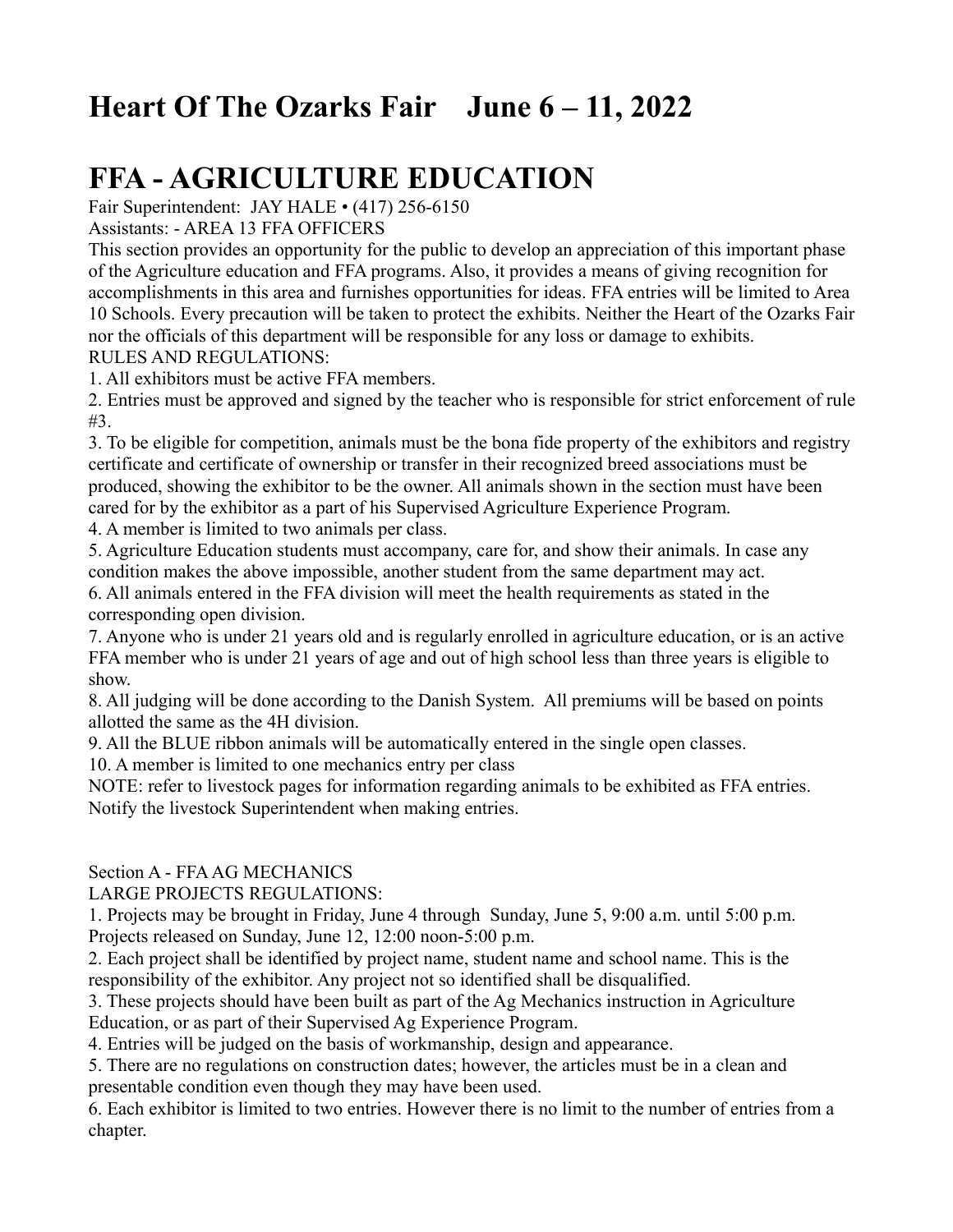# Heart Of The Ozarks Fair    June 6 – 11, 2022

# FFA - AGRICULTURE EDUCATION

Fair Superintendent:  JAY HALE • (417) 256-6150

Assistants: - AREA 13 FFA OFFICERS

This section provides an opportunity for the public to develop an appreciation of this important phase of the Agriculture education and FFA programs. Also, it provides a means of giving recognition for accomplishments in this area and furnishes opportunities for ideas. FFA entries will be limited to Area 10 Schools. Every precaution will be taken to protect the exhibits. Neither the Heart of the Ozarks Fair nor the officials of this department will be responsible for any loss or damage to exhibits.

RULES AND REGULATIONS:

1. All exhibitors must be active FFA members.
2. Entries must be approved and signed by the teacher who is responsible for strict enforcement of rule #3.
3. To be eligible for competition, animals must be the bona fide property of the exhibitors and registry certificate and certificate of ownership or transfer in their recognized breed associations must be produced, showing the exhibitor to be the owner. All animals shown in the section must have been cared for by the exhibitor as a part of his Supervised Agriculture Experience Program.
4. A member is limited to two animals per class.
5. Agriculture Education students must accompany, care for, and show their animals. In case any condition makes the above impossible, another student from the same department may act.
6. All animals entered in the FFA division will meet the health requirements as stated in the corresponding open division.
7. Anyone who is under 21 years old and is regularly enrolled in agriculture education, or is an active FFA member who is under 21 years of age and out of high school less than three years is eligible to show.
8. All judging will be done according to the Danish System.  All premiums will be based on points allotted the same as the 4H division.
9. All the BLUE ribbon animals will be automatically entered in the single open classes.
10. A member is limited to one mechanics entry per class

NOTE: refer to livestock pages for information regarding animals to be exhibited as FFA entries. Notify the livestock Superintendent when making entries.

Section A - FFA AG MECHANICS

LARGE PROJECTS REGULATIONS:

1. Projects may be brought in Friday, June 4 through  Sunday, June 5, 9:00 a.m. until 5:00 p.m. Projects released on Sunday, June 12, 12:00 noon-5:00 p.m.
2. Each project shall be identified by project name, student name and school name. This is the responsibility of the exhibitor. Any project not so identified shall be disqualified.
3. These projects should have been built as part of the Ag Mechanics instruction in Agriculture Education, or as part of their Supervised Ag Experience Program.
4. Entries will be judged on the basis of workmanship, design and appearance.
5. There are no regulations on construction dates; however, the articles must be in a clean and presentable condition even though they may have been used.
6. Each exhibitor is limited to two entries. However there is no limit to the number of entries from a chapter.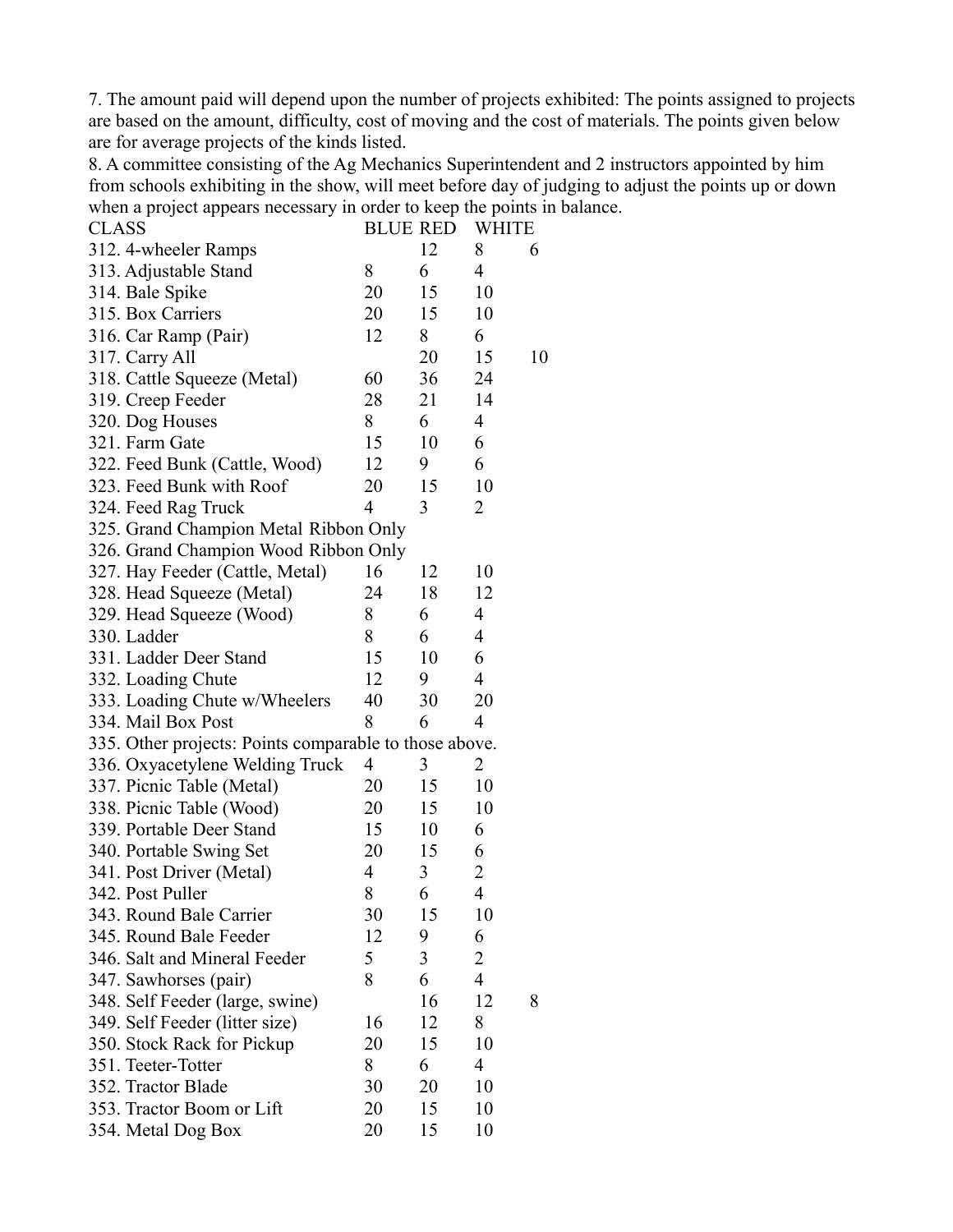7. The amount paid will depend upon the number of projects exhibited: The points assigned to projects are based on the amount, difficulty, cost of moving and the cost of materials. The points given below are for average projects of the kinds listed.

8. A committee consisting of the Ag Mechanics Superintendent and 2 instructors appointed by him from schools exhibiting in the show, will meet before day of judging to adjust the points up or down when a project appears necessary in order to keep the points in balance.

| CLASS | BLUE | RED | WHITE | |
|---|---|---|---|---|
| 312. 4-wheeler Ramps | | 12 | 8 | 6 |
| 313. Adjustable Stand | 8 | 6 | 4 | |
| 314. Bale Spike | 20 | 15 | 10 | |
| 315. Box Carriers | 20 | 15 | 10 | |
| 316. Car Ramp (Pair) | 12 | 8 | 6 | |
| 317. Carry All | | 20 | 15 | 10 |
| 318. Cattle Squeeze (Metal) | 60 | 36 | 24 | |
| 319. Creep Feeder | 28 | 21 | 14 | |
| 320. Dog Houses | 8 | 6 | 4 | |
| 321. Farm Gate | 15 | 10 | 6 | |
| 322. Feed Bunk (Cattle, Wood) | 12 | 9 | 6 | |
| 323. Feed Bunk with Roof | 20 | 15 | 10 | |
| 324. Feed Rag Truck | 4 | 3 | 2 | |
| 325. Grand Champion Metal Ribbon Only | | | | |
| 326. Grand Champion Wood Ribbon Only | | | | |
| 327. Hay Feeder (Cattle, Metal) | 16 | 12 | 10 | |
| 328. Head Squeeze (Metal) | 24 | 18 | 12 | |
| 329. Head Squeeze (Wood) | 8 | 6 | 4 | |
| 330. Ladder | 8 | 6 | 4 | |
| 331. Ladder Deer Stand | 15 | 10 | 6 | |
| 332. Loading Chute | 12 | 9 | 4 | |
| 333. Loading Chute w/Wheelers | 40 | 30 | 20 | |
| 334. Mail Box Post | 8 | 6 | 4 | |
| 335. Other projects: Points comparable to those above. | | | | |
| 336. Oxyacetylene Welding Truck | 4 | 3 | 2 | |
| 337. Picnic Table (Metal) | 20 | 15 | 10 | |
| 338. Picnic Table (Wood) | 20 | 15 | 10 | |
| 339. Portable Deer Stand | 15 | 10 | 6 | |
| 340. Portable Swing Set | 20 | 15 | 6 | |
| 341. Post Driver (Metal) | 4 | 3 | 2 | |
| 342. Post Puller | 8 | 6 | 4 | |
| 343. Round Bale Carrier | 30 | 15 | 10 | |
| 345. Round Bale Feeder | 12 | 9 | 6 | |
| 346. Salt and Mineral Feeder | 5 | 3 | 2 | |
| 347. Sawhorses (pair) | 8 | 6 | 4 | |
| 348. Self Feeder (large, swine) | | 16 | 12 | 8 |
| 349. Self Feeder (litter size) | 16 | 12 | 8 | |
| 350. Stock Rack for Pickup | 20 | 15 | 10 | |
| 351. Teeter-Totter | 8 | 6 | 4 | |
| 352. Tractor Blade | 30 | 20 | 10 | |
| 353. Tractor Boom or Lift | 20 | 15 | 10 | |
| 354. Metal Dog Box | 20 | 15 | 10 | |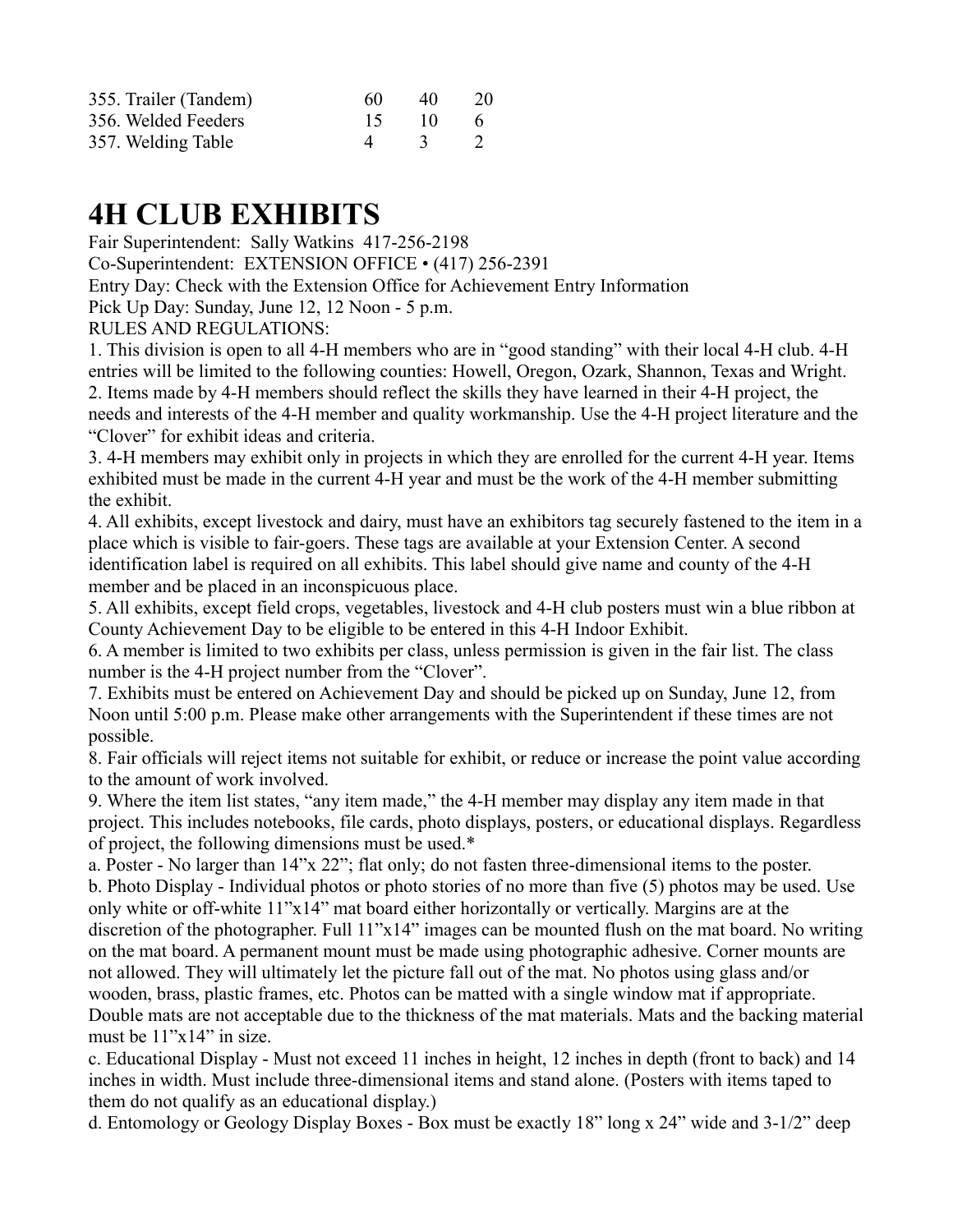| | | | |
|---|---|---|---|
| 355. Trailer (Tandem) | 60 | 40 | 20 |
| 356. Welded Feeders | 15 | 10 | 6 |
| 357. Welding Table | 4 | 3 | 2 |

# 4H CLUB EXHIBITS

Fair Superintendent: Sally Watkins 417-256-2198

Co-Superintendent: EXTENSION OFFICE • (417) 256-2391

Entry Day: Check with the Extension Office for Achievement Entry Information

Pick Up Day: Sunday, June 12, 12 Noon - 5 p.m.

RULES AND REGULATIONS:

1. This division is open to all 4-H members who are in "good standing" with their local 4-H club. 4-H entries will be limited to the following counties: Howell, Oregon, Ozark, Shannon, Texas and Wright.
2. Items made by 4-H members should reflect the skills they have learned in their 4-H project, the needs and interests of the 4-H member and quality workmanship. Use the 4-H project literature and the "Clover" for exhibit ideas and criteria.
3. 4-H members may exhibit only in projects in which they are enrolled for the current 4-H year. Items exhibited must be made in the current 4-H year and must be the work of the 4-H member submitting the exhibit.
4. All exhibits, except livestock and dairy, must have an exhibitors tag securely fastened to the item in a place which is visible to fair-goers. These tags are available at your Extension Center. A second identification label is required on all exhibits. This label should give name and county of the 4-H member and be placed in an inconspicuous place.
5. All exhibits, except field crops, vegetables, livestock and 4-H club posters must win a blue ribbon at County Achievement Day to be eligible to be entered in this 4-H Indoor Exhibit.
6. A member is limited to two exhibits per class, unless permission is given in the fair list. The class number is the 4-H project number from the "Clover".
7. Exhibits must be entered on Achievement Day and should be picked up on Sunday, June 12, from Noon until 5:00 p.m. Please make other arrangements with the Superintendent if these times are not possible.
8. Fair officials will reject items not suitable for exhibit, or reduce or increase the point value according to the amount of work involved.
9. Where the item list states, "any item made," the 4-H member may display any item made in that project. This includes notebooks, file cards, photo displays, posters, or educational displays. Regardless of project, the following dimensions must be used.*

a. Poster - No larger than 14"x 22"; flat only; do not fasten three-dimensional items to the poster.

b. Photo Display - Individual photos or photo stories of no more than five (5) photos may be used. Use only white or off-white 11"x14" mat board either horizontally or vertically. Margins are at the discretion of the photographer. Full 11"x14" images can be mounted flush on the mat board. No writing on the mat board. A permanent mount must be made using photographic adhesive. Corner mounts are not allowed. They will ultimately let the picture fall out of the mat. No photos using glass and/or wooden, brass, plastic frames, etc. Photos can be matted with a single window mat if appropriate. Double mats are not acceptable due to the thickness of the mat materials. Mats and the backing material must be 11"x14" in size.

c. Educational Display - Must not exceed 11 inches in height, 12 inches in depth (front to back) and 14 inches in width. Must include three-dimensional items and stand alone. (Posters with items taped to them do not qualify as an educational display.)

d. Entomology or Geology Display Boxes - Box must be exactly 18" long x 24" wide and 3-1/2" deep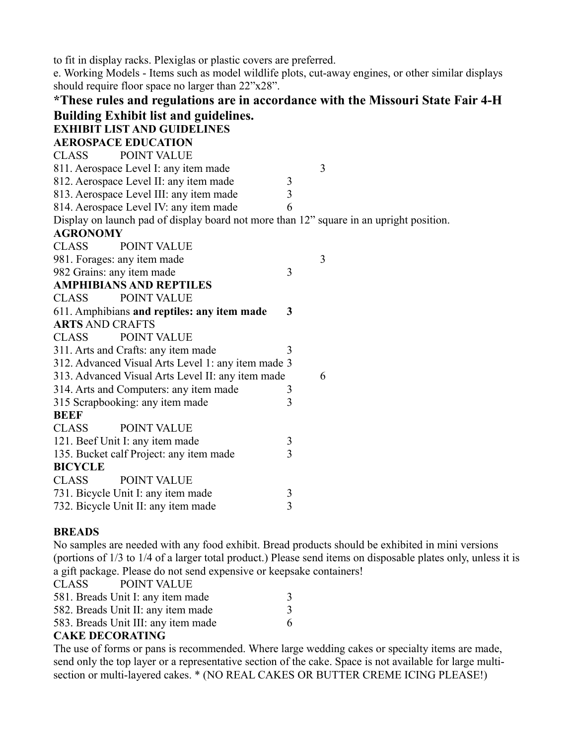to fit in display racks. Plexiglas or plastic covers are preferred.

e. Working Models - Items such as model wildlife plots, cut-away engines, or other similar displays should require floor space no larger than 22"x28".

## *These rules and regulations are in accordance with the Missouri State Fair 4-H Building Exhibit list and guidelines.

**EXHIBIT LIST AND GUIDELINES**

**AEROSPACE EDUCATION**

| CLASS | POINT VALUE |
|---|---|
| 811. Aerospace Level I: any item made | 3 |
| 812. Aerospace Level II: any item made | 3 |
| 813. Aerospace Level III: any item made | 3 |
| 814. Aerospace Level IV: any item made | 6 |

Display on launch pad of display board not more than 12" square in an upright position.

**AGRONOMY**

| CLASS | POINT VALUE |
|---|---|
| 981. Forages: any item made | 3 |
| 982 Grains: any item made | 3 |

**AMPHIBIANS AND REPTILES**

| CLASS | POINT VALUE |
|---|---|
| 611. Amphibians **and reptiles: any item made** | **3** |

**ARTS** AND CRAFTS

| CLASS | POINT VALUE |
|---|---|
| 311. Arts and Crafts: any item made | 3 |
| 312. Advanced Visual Arts Level 1: any item made | 3 |
| 313. Advanced Visual Arts Level II: any item made | 6 |
| 314. Arts and Computers: any item made | 3 |
| 315 Scrapbooking: any item made | 3 |

**BEEF**

| CLASS | POINT VALUE |
|---|---|
| 121. Beef Unit I: any item made | 3 |
| 135. Bucket calf Project: any item made | 3 |

**BICYCLE**

| CLASS | POINT VALUE |
|---|---|
| 731. Bicycle Unit I: any item made | 3 |
| 732. Bicycle Unit II: any item made | 3 |

**BREADS**

No samples are needed with any food exhibit. Bread products should be exhibited in mini versions (portions of 1/3 to 1/4 of a larger total product.) Please send items on disposable plates only, unless it is a gift package. Please do not send expensive or keepsake containers!

| CLASS | POINT VALUE |
|---|---|
| 581. Breads Unit I: any item made | 3 |
| 582. Breads Unit II: any item made | 3 |
| 583. Breads Unit III: any item made | 6 |

**CAKE DECORATING**

The use of forms or pans is recommended. Where large wedding cakes or specialty items are made, send only the top layer or a representative section of the cake. Space is not available for large multi-section or multi-layered cakes. * (NO REAL CAKES OR BUTTER CREME ICING PLEASE!)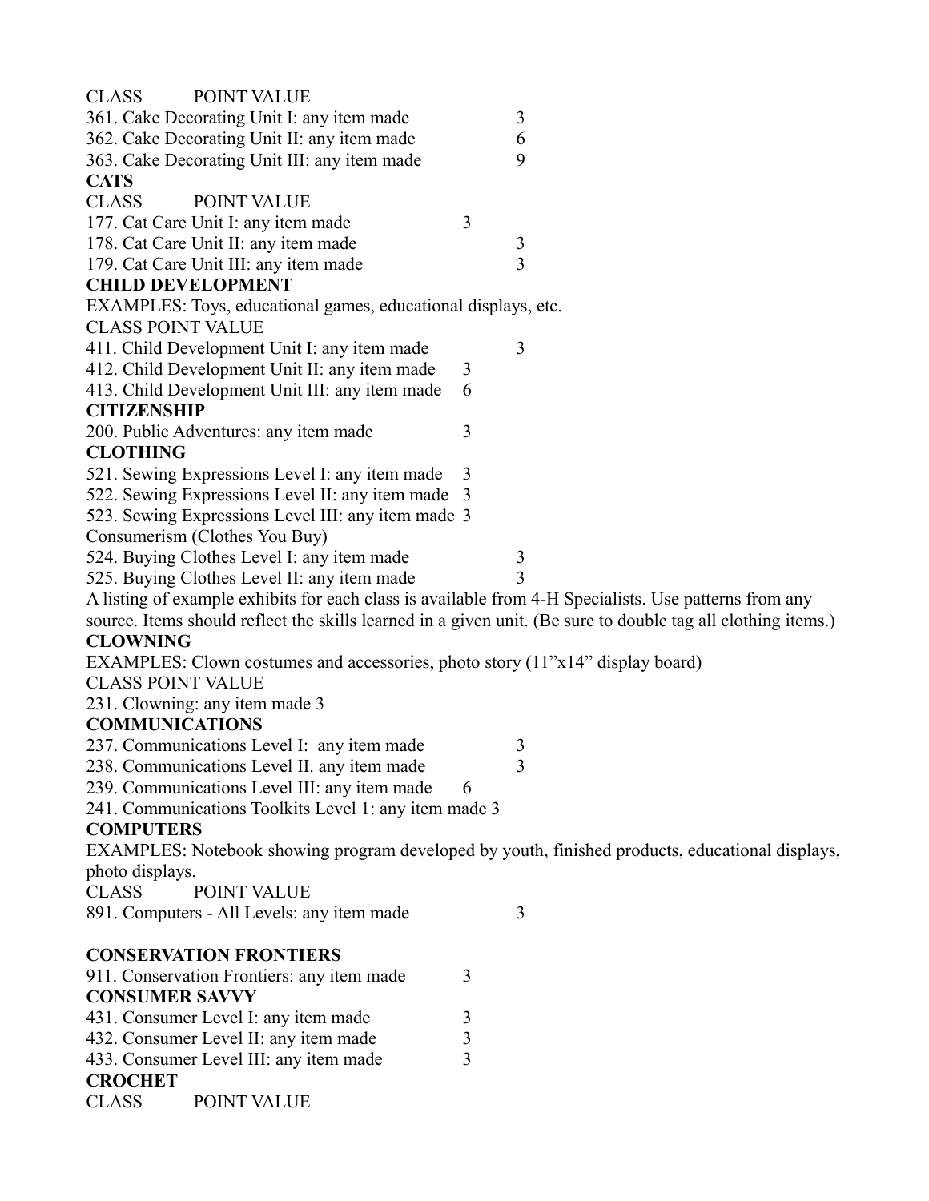CLASS POINT VALUE

361. Cake Decorating Unit I: any item made 3
362. Cake Decorating Unit II: any item made 6
363. Cake Decorating Unit III: any item made 9

**CATS**

CLASS POINT VALUE

177. Cat Care Unit I: any item made 3
178. Cat Care Unit II: any item made 3
179. Cat Care Unit III: any item made 3

**CHILD DEVELOPMENT**

EXAMPLES: Toys, educational games, educational displays, etc.

CLASS POINT VALUE

411. Child Development Unit I: any item made 3
412. Child Development Unit II: any item made 3
413. Child Development Unit III: any item made 6

**CITIZENSHIP**

200. Public Adventures: any item made 3

**CLOTHING**

521. Sewing Expressions Level I: any item made 3
522. Sewing Expressions Level II: any item made 3
523. Sewing Expressions Level III: any item made 3

Consumerism (Clothes You Buy)

524. Buying Clothes Level I: any item made 3
525. Buying Clothes Level II: any item made 3

A listing of example exhibits for each class is available from 4-H Specialists. Use patterns from any source. Items should reflect the skills learned in a given unit. (Be sure to double tag all clothing items.)

**CLOWNING**

EXAMPLES: Clown costumes and accessories, photo story (11"x14" display board)

CLASS POINT VALUE

231. Clowning: any item made 3

**COMMUNICATIONS**

237. Communications Level I: any item made 3
238. Communications Level II. any item made 3
239. Communications Level III: any item made 6
241. Communications Toolkits Level 1: any item made 3

**COMPUTERS**

EXAMPLES: Notebook showing program developed by youth, finished products, educational displays, photo displays.

CLASS POINT VALUE

891. Computers - All Levels: any item made 3

**CONSERVATION FRONTIERS**

911. Conservation Frontiers: any item made 3

**CONSUMER SAVVY**

431. Consumer Level I: any item made 3
432. Consumer Level II: any item made 3
433. Consumer Level III: any item made 3

**CROCHET**

CLASS POINT VALUE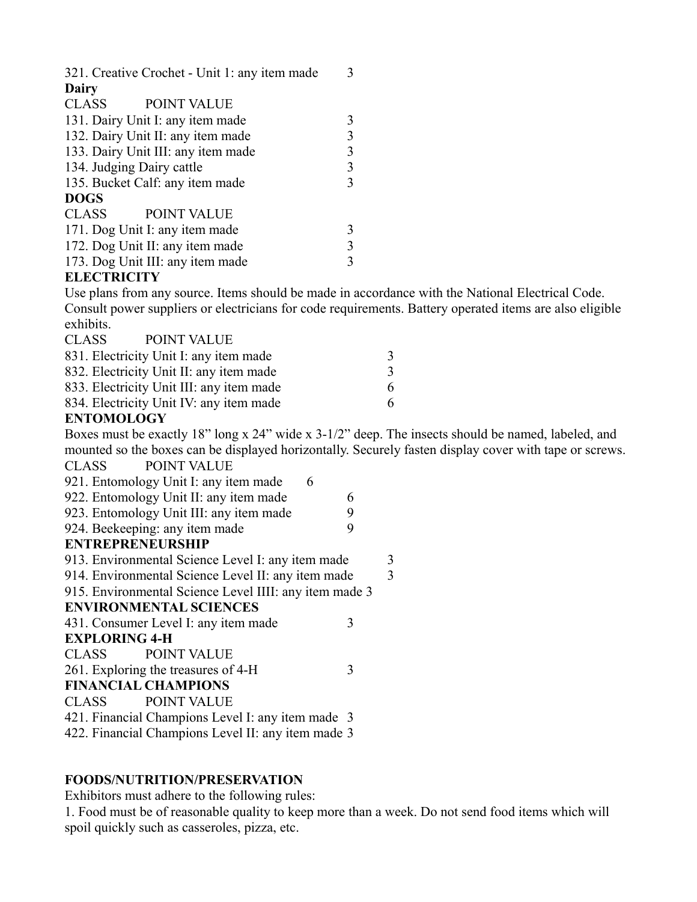321. Creative Crochet - Unit 1: any item made 3

**Dairy**

| CLASS | POINT VALUE |
|---|---|
| 131. Dairy Unit I: any item made | 3 |
| 132. Dairy Unit II: any item made | 3 |
| 133. Dairy Unit III: any item made | 3 |
| 134. Judging Dairy cattle | 3 |
| 135. Bucket Calf: any item made | 3 |

**DOGS**

| CLASS | POINT VALUE |
|---|---|
| 171. Dog Unit I: any item made | 3 |
| 172. Dog Unit II: any item made | 3 |
| 173. Dog Unit III: any item made | 3 |

**ELECTRICITY**

Use plans from any source. Items should be made in accordance with the National Electrical Code. Consult power suppliers or electricians for code requirements. Battery operated items are also eligible exhibits.

| CLASS | POINT VALUE |
|---|---|
| 831. Electricity Unit I: any item made | 3 |
| 832. Electricity Unit II: any item made | 3 |
| 833. Electricity Unit III: any item made | 6 |
| 834. Electricity Unit IV: any item made | 6 |

**ENTOMOLOGY**

Boxes must be exactly 18" long x 24" wide x 3-1/2" deep. The insects should be named, labeled, and mounted so the boxes can be displayed horizontally. Securely fasten display cover with tape or screws.

| CLASS | POINT VALUE |
|---|---|
| 921. Entomology Unit I: any item made | 6 |
| 922. Entomology Unit II: any item made | 6 |
| 923. Entomology Unit III: any item made | 9 |
| 924. Beekeeping: any item made | 9 |

**ENTREPRENEURSHIP**

913. Environmental Science Level I: any item made 3

914. Environmental Science Level II: any item made 3

915. Environmental Science Level IIII: any item made 3

**ENVIRONMENTAL SCIENCES**

431. Consumer Level I: any item made 3

**EXPLORING 4-H**

| CLASS | POINT VALUE |
|---|---|
| 261. Exploring the treasures of 4-H | 3 |

**FINANCIAL CHAMPIONS**

| CLASS | POINT VALUE |
|---|---|
| 421. Financial Champions Level I: any item made | 3 |
| 422. Financial Champions Level II: any item made | 3 |

**FOODS/NUTRITION/PRESERVATION**

Exhibitors must adhere to the following rules:

1. Food must be of reasonable quality to keep more than a week. Do not send food items which will spoil quickly such as casseroles, pizza, etc.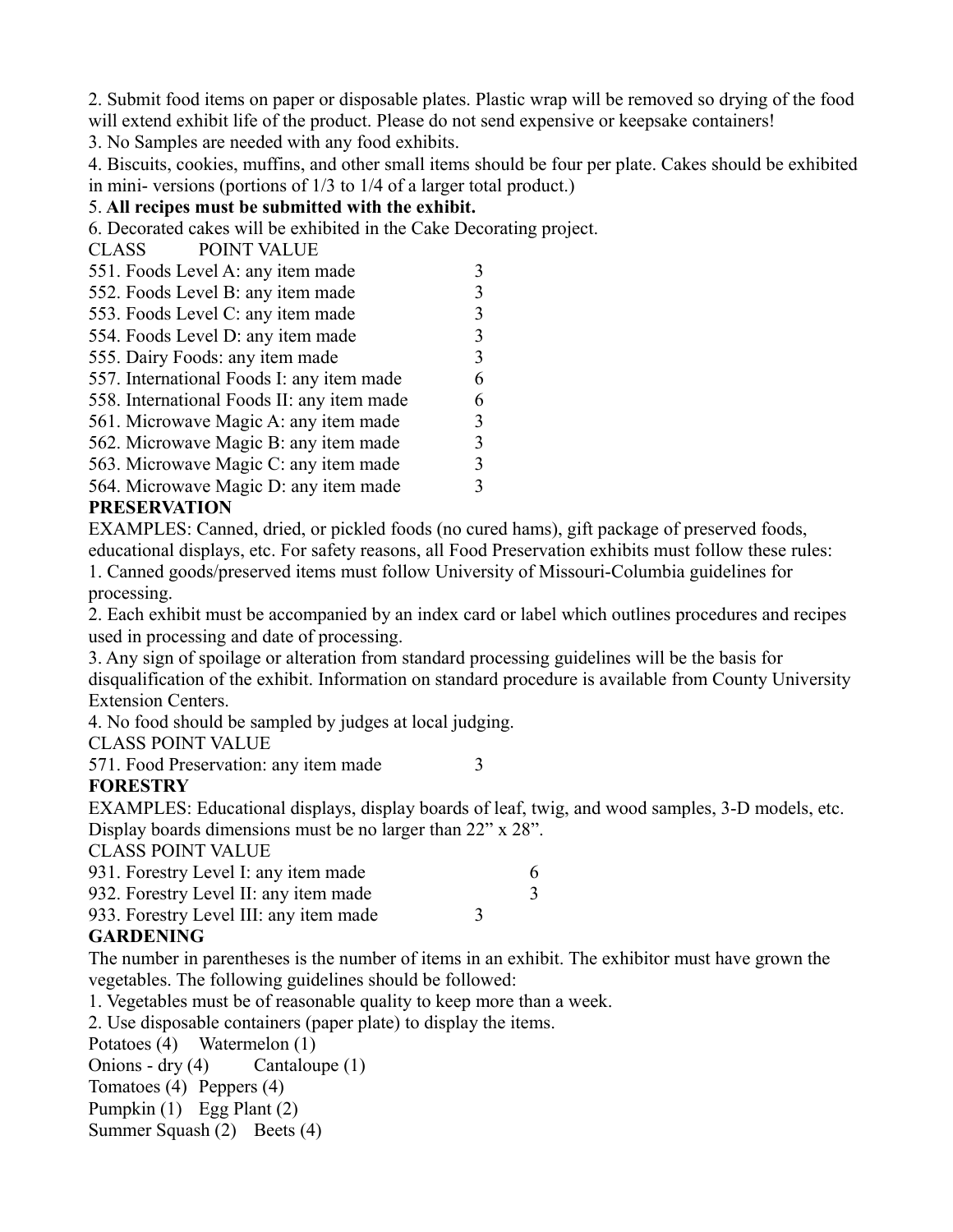2. Submit food items on paper or disposable plates. Plastic wrap will be removed so drying of the food will extend exhibit life of the product. Please do not send expensive or keepsake containers!
3. No Samples are needed with any food exhibits.
4. Biscuits, cookies, muffins, and other small items should be four per plate. Cakes should be exhibited in mini- versions (portions of 1/3 to 1/4 of a larger total product.)
5. **All recipes must be submitted with the exhibit.**
6. Decorated cakes will be exhibited in the Cake Decorating project.

| CLASS | POINT VALUE |
|---|---|
| 551. Foods Level A: any item made | 3 |
| 552. Foods Level B: any item made | 3 |
| 553. Foods Level C: any item made | 3 |
| 554. Foods Level D: any item made | 3 |
| 555. Dairy Foods: any item made | 3 |
| 557. International Foods I: any item made | 6 |
| 558. International Foods II: any item made | 6 |
| 561. Microwave Magic A: any item made | 3 |
| 562. Microwave Magic B: any item made | 3 |
| 563. Microwave Magic C: any item made | 3 |
| 564. Microwave Magic D: any item made | 3 |

**PRESERVATION**

EXAMPLES: Canned, dried, or pickled foods (no cured hams), gift package of preserved foods, educational displays, etc. For safety reasons, all Food Preservation exhibits must follow these rules:

1. Canned goods/preserved items must follow University of Missouri-Columbia guidelines for processing.
2. Each exhibit must be accompanied by an index card or label which outlines procedures and recipes used in processing and date of processing.
3. Any sign of spoilage or alteration from standard processing guidelines will be the basis for disqualification of the exhibit. Information on standard procedure is available from County University Extension Centers.
4. No food should be sampled by judges at local judging.

| CLASS | POINT VALUE |
|---|---|
| 571. Food Preservation: any item made | 3 |

**FORESTRY**

EXAMPLES: Educational displays, display boards of leaf, twig, and wood samples, 3-D models, etc. Display boards dimensions must be no larger than 22" x 28".

| CLASS | POINT VALUE |
|---|---|
| 931. Forestry Level I: any item made | 6 |
| 932. Forestry Level II: any item made | 3 |
| 933. Forestry Level III: any item made | 3 |

**GARDENING**

The number in parentheses is the number of items in an exhibit. The exhibitor must have grown the vegetables. The following guidelines should be followed:

1. Vegetables must be of reasonable quality to keep more than a week.
2. Use disposable containers (paper plate) to display the items.

Potatoes (4) Watermelon (1)
Onions - dry (4) Cantaloupe (1)
Tomatoes (4) Peppers (4)
Pumpkin (1) Egg Plant (2)
Summer Squash (2) Beets (4)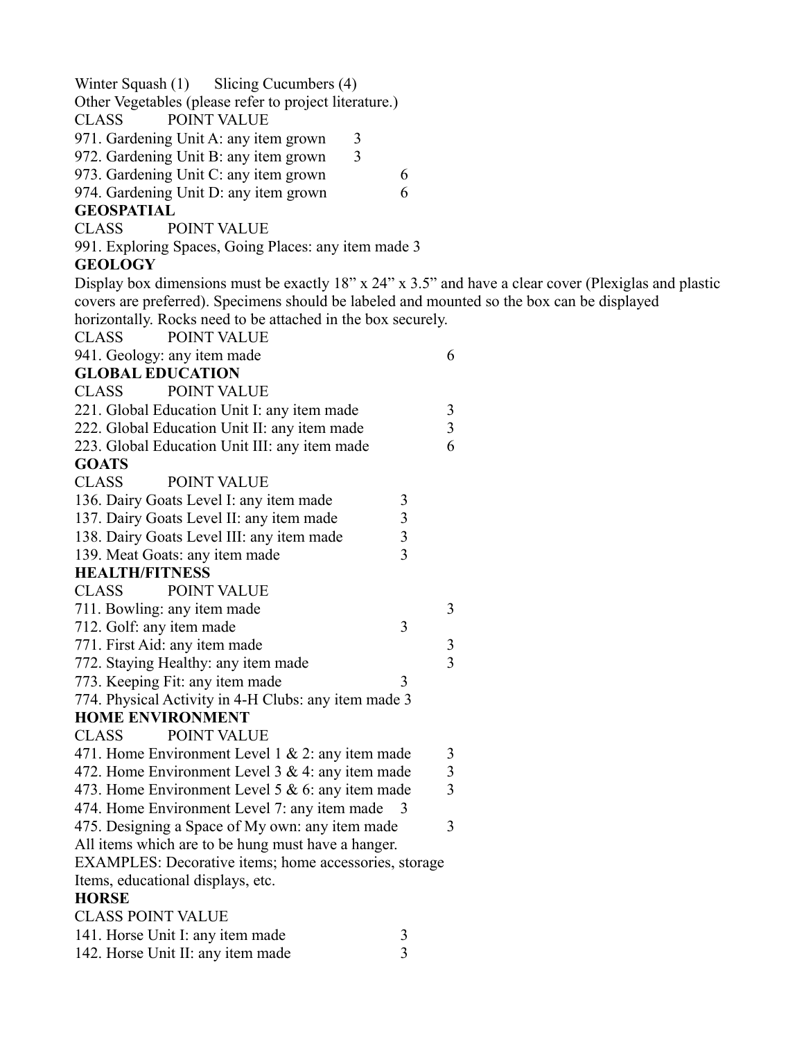Winter Squash (1)    Slicing Cucumbers (4)

Other Vegetables (please refer to project literature.)

| CLASS | POINT VALUE |
|---|---|
| 971. Gardening Unit A: any item grown | 3 |
| 972. Gardening Unit B: any item grown | 3 |
| 973. Gardening Unit C: any item grown | 6 |
| 974. Gardening Unit D: any item grown | 6 |

**GEOSPATIAL**

| CLASS | POINT VALUE |
|---|---|
| 991. Exploring Spaces, Going Places: any item made | 3 |

**GEOLOGY**

Display box dimensions must be exactly 18" x 24" x 3.5" and have a clear cover (Plexiglas and plastic covers are preferred). Specimens should be labeled and mounted so the box can be displayed horizontally. Rocks need to be attached in the box securely.

| CLASS | POINT VALUE |
|---|---|
| 941. Geology: any item made | 6 |

**GLOBAL EDUCATION**

| CLASS | POINT VALUE |
|---|---|
| 221. Global Education Unit I: any item made | 3 |
| 222. Global Education Unit II: any item made | 3 |
| 223. Global Education Unit III: any item made | 6 |

**GOATS**

| CLASS | POINT VALUE |
|---|---|
| 136. Dairy Goats Level I: any item made | 3 |
| 137. Dairy Goats Level II: any item made | 3 |
| 138. Dairy Goats Level III: any item made | 3 |
| 139. Meat Goats: any item made | 3 |

**HEALTH/FITNESS**

| CLASS | POINT VALUE |
|---|---|
| 711. Bowling: any item made | 3 |
| 712. Golf: any item made | 3 |
| 771. First Aid: any item made | 3 |
| 772. Staying Healthy: any item made | 3 |
| 773. Keeping Fit: any item made | 3 |
| 774. Physical Activity in 4-H Clubs: any item made | 3 |

**HOME ENVIRONMENT**

| CLASS | POINT VALUE |
|---|---|
| 471. Home Environment Level 1 & 2: any item made | 3 |
| 472. Home Environment Level 3 & 4: any item made | 3 |
| 473. Home Environment Level 5 & 6: any item made | 3 |
| 474. Home Environment Level 7: any item made | 3 |
| 475. Designing a Space of My own: any item made | 3 |

All items which are to be hung must have a hanger.

EXAMPLES: Decorative items; home accessories, storage Items, educational displays, etc.

**HORSE**

| CLASS | POINT VALUE |
|---|---|
| 141. Horse Unit I: any item made | 3 |
| 142. Horse Unit II: any item made | 3 |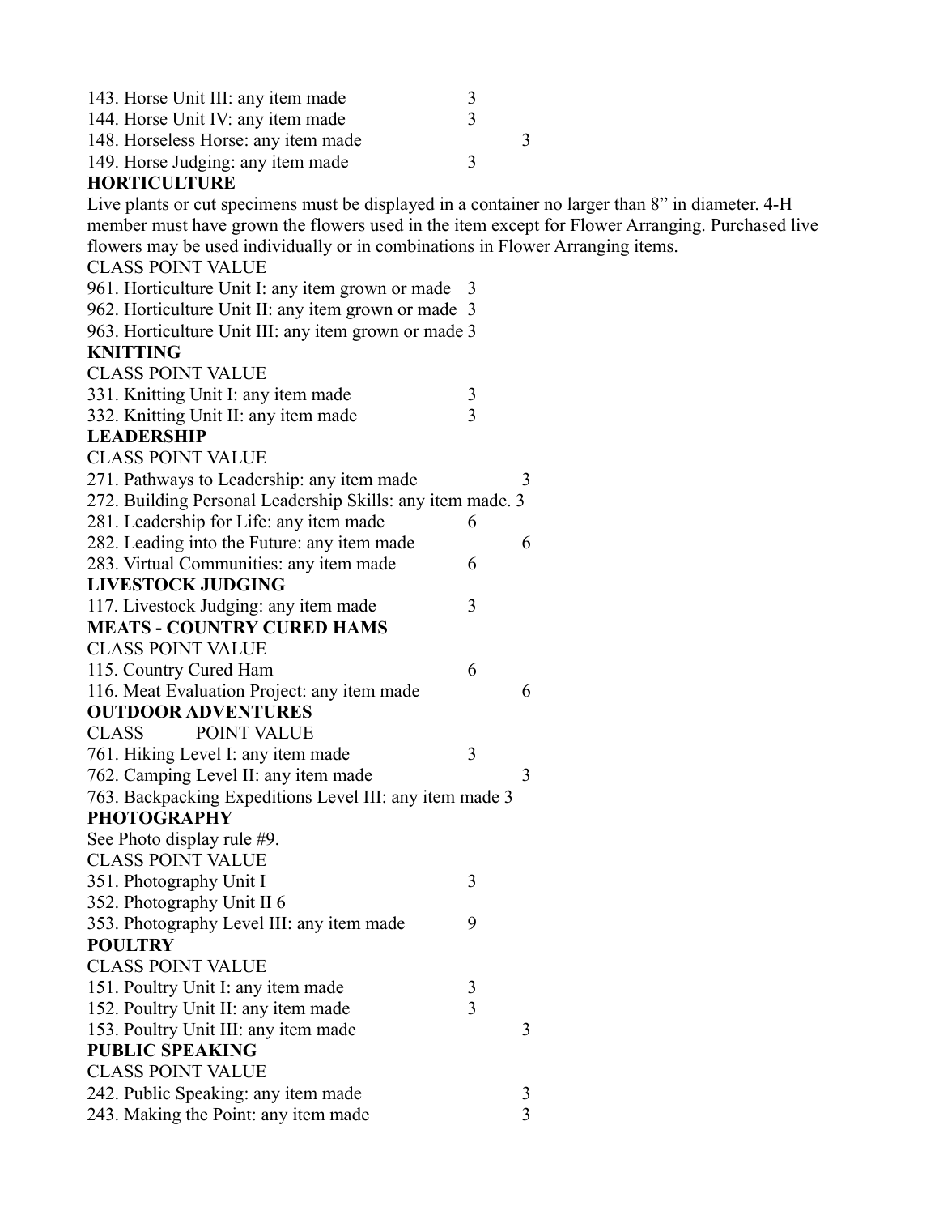143. Horse Unit III: any item made 3
144. Horse Unit IV: any item made 3
148. Horseless Horse: any item made 3
149. Horse Judging: any item made 3

**HORTICULTURE**

Live plants or cut specimens must be displayed in a container no larger than 8" in diameter. 4-H member must have grown the flowers used in the item except for Flower Arranging. Purchased live flowers may be used individually or in combinations in Flower Arranging items.

CLASS POINT VALUE
961. Horticulture Unit I: any item grown or made 3
962. Horticulture Unit II: any item grown or made 3
963. Horticulture Unit III: any item grown or made 3

**KNITTING**

CLASS POINT VALUE
331. Knitting Unit I: any item made 3
332. Knitting Unit II: any item made 3

**LEADERSHIP**

CLASS POINT VALUE
271. Pathways to Leadership: any item made 3
272. Building Personal Leadership Skills: any item made. 3
281. Leadership for Life: any item made 6
282. Leading into the Future: any item made 6
283. Virtual Communities: any item made 6

**LIVESTOCK JUDGING**

117. Livestock Judging: any item made 3

**MEATS - COUNTRY CURED HAMS**

CLASS POINT VALUE
115. Country Cured Ham 6
116. Meat Evaluation Project: any item made 6

**OUTDOOR ADVENTURES**

CLASS POINT VALUE
761. Hiking Level I: any item made 3
762. Camping Level II: any item made 3
763. Backpacking Expeditions Level III: any item made 3

**PHOTOGRAPHY**

See Photo display rule #9.

CLASS POINT VALUE
351. Photography Unit I 3
352. Photography Unit II 6
353. Photography Level III: any item made 9

**POULTRY**

CLASS POINT VALUE
151. Poultry Unit I: any item made 3
152. Poultry Unit II: any item made 3
153. Poultry Unit III: any item made 3

**PUBLIC SPEAKING**

CLASS POINT VALUE
242. Public Speaking: any item made 3
243. Making the Point: any item made 3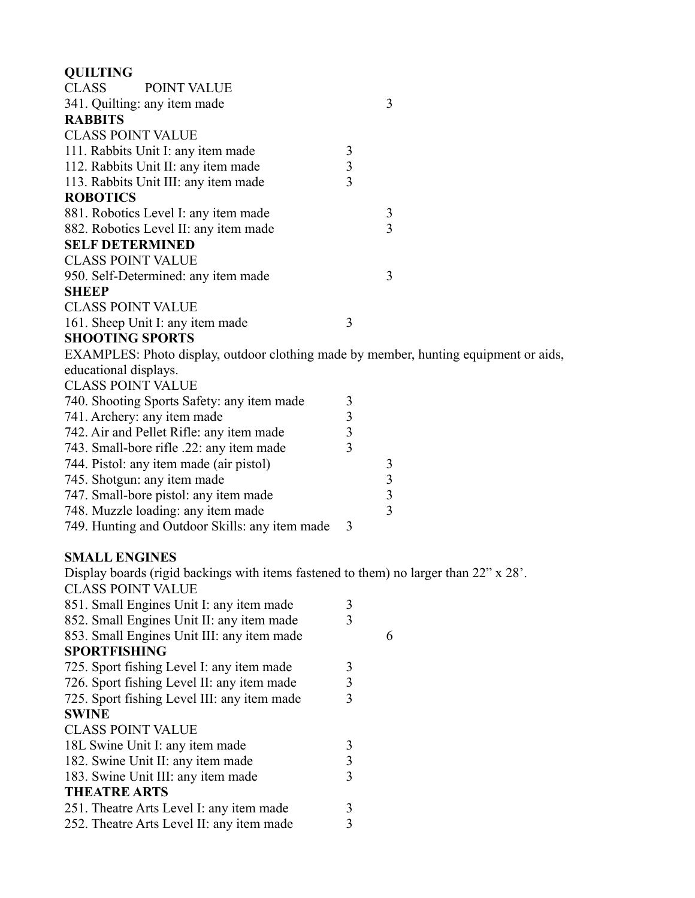**QUILTING**

| CLASS | POINT VALUE |
|---|---|
| 341. Quilting: any item made | 3 |

**RABBITS**

| CLASS | POINT VALUE |
|---|---|
| 111. Rabbits Unit I: any item made | 3 |
| 112. Rabbits Unit II: any item made | 3 |
| 113. Rabbits Unit III: any item made | 3 |

**ROBOTICS**

| CLASS | POINT VALUE |
|---|---|
| 881. Robotics Level I: any item made | 3 |
| 882. Robotics Level II: any item made | 3 |

**SELF DETERMINED**

| CLASS | POINT VALUE |
|---|---|
| 950. Self-Determined: any item made | 3 |

**SHEEP**

| CLASS | POINT VALUE |
|---|---|
| 161. Sheep Unit I: any item made | 3 |

**SHOOTING SPORTS**

EXAMPLES: Photo display, outdoor clothing made by member, hunting equipment or aids, educational displays.

| CLASS | POINT VALUE |
|---|---|
| 740. Shooting Sports Safety: any item made | 3 |
| 741. Archery: any item made | 3 |
| 742. Air and Pellet Rifle: any item made | 3 |
| 743. Small-bore rifle .22: any item made | 3 |
| 744. Pistol: any item made (air pistol) | 3 |
| 745. Shotgun: any item made | 3 |
| 747. Small-bore pistol: any item made | 3 |
| 748. Muzzle loading: any item made | 3 |
| 749. Hunting and Outdoor Skills: any item made | 3 |

**SMALL ENGINES**

Display boards (rigid backings with items fastened to them) no larger than 22" x 28'.

| CLASS | POINT VALUE |
|---|---|
| 851. Small Engines Unit I: any item made | 3 |
| 852. Small Engines Unit II: any item made | 3 |
| 853. Small Engines Unit III: any item made | 6 |

**SPORTFISHING**

| CLASS | POINT VALUE |
|---|---|
| 725. Sport fishing Level I: any item made | 3 |
| 726. Sport fishing Level II: any item made | 3 |
| 725. Sport fishing Level III: any item made | 3 |

**SWINE**

| CLASS | POINT VALUE |
|---|---|
| 18L Swine Unit I: any item made | 3 |
| 182. Swine Unit II: any item made | 3 |
| 183. Swine Unit III: any item made | 3 |

**THEATRE ARTS**

| CLASS | POINT VALUE |
|---|---|
| 251. Theatre Arts Level I: any item made | 3 |
| 252. Theatre Arts Level II: any item made | 3 |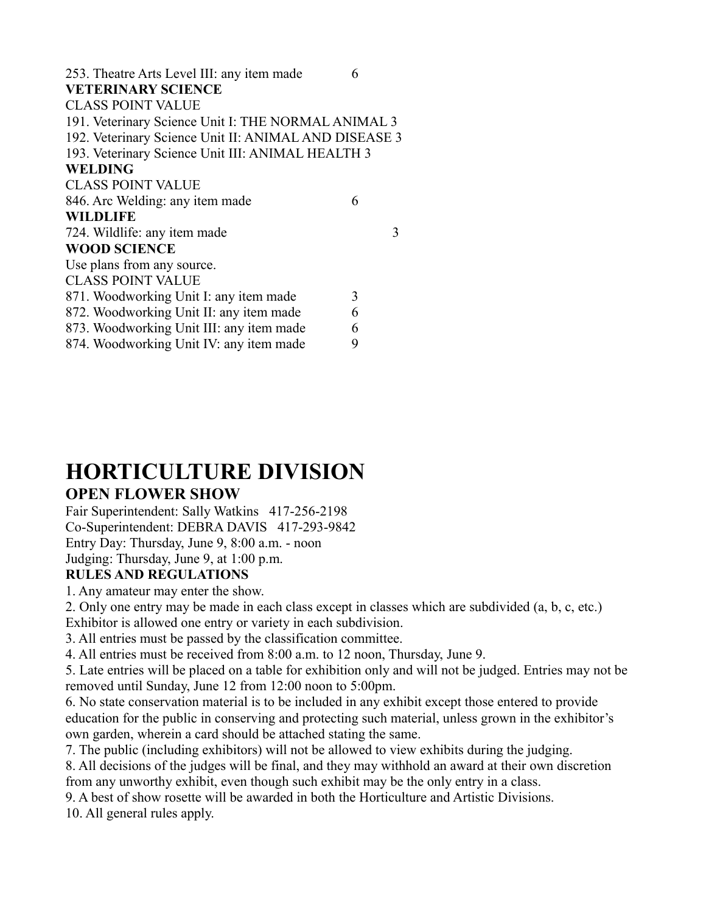253. Theatre Arts Level III: any item made 6

**VETERINARY SCIENCE**

| CLASS | POINT VALUE |
|---|---|
| 191. Veterinary Science Unit I: THE NORMAL ANIMAL | 3 |
| 192. Veterinary Science Unit II: ANIMAL AND DISEASE | 3 |
| 193. Veterinary Science Unit III: ANIMAL HEALTH | 3 |

**WELDING**

| CLASS | POINT VALUE |
|---|---|
| 846. Arc Welding: any item made | 6 |

**WILDLIFE**

| | |
|---|---|
| 724. Wildlife: any item made | 3 |

**WOOD SCIENCE**

Use plans from any source.

| CLASS | POINT VALUE |
|---|---|
| 871. Woodworking Unit I: any item made | 3 |
| 872. Woodworking Unit II: any item made | 6 |
| 873. Woodworking Unit III: any item made | 6 |
| 874. Woodworking Unit IV: any item made | 9 |

# HORTICULTURE DIVISION

## OPEN FLOWER SHOW

Fair Superintendent: Sally Watkins 417-256-2198
Co-Superintendent: DEBRA DAVIS 417-293-9842
Entry Day: Thursday, June 9, 8:00 a.m. - noon
Judging: Thursday, June 9, at 1:00 p.m.

**RULES AND REGULATIONS**

1. Any amateur may enter the show.
2. Only one entry may be made in each class except in classes which are subdivided (a, b, c, etc.) Exhibitor is allowed one entry or variety in each subdivision.
3. All entries must be passed by the classification committee.
4. All entries must be received from 8:00 a.m. to 12 noon, Thursday, June 9.
5. Late entries will be placed on a table for exhibition only and will not be judged. Entries may not be removed until Sunday, June 12 from 12:00 noon to 5:00pm.
6. No state conservation material is to be included in any exhibit except those entered to provide education for the public in conserving and protecting such material, unless grown in the exhibitor's own garden, wherein a card should be attached stating the same.
7. The public (including exhibitors) will not be allowed to view exhibits during the judging.
8. All decisions of the judges will be final, and they may withhold an award at their own discretion from any unworthy exhibit, even though such exhibit may be the only entry in a class.
9. A best of show rosette will be awarded in both the Horticulture and Artistic Divisions.
10. All general rules apply.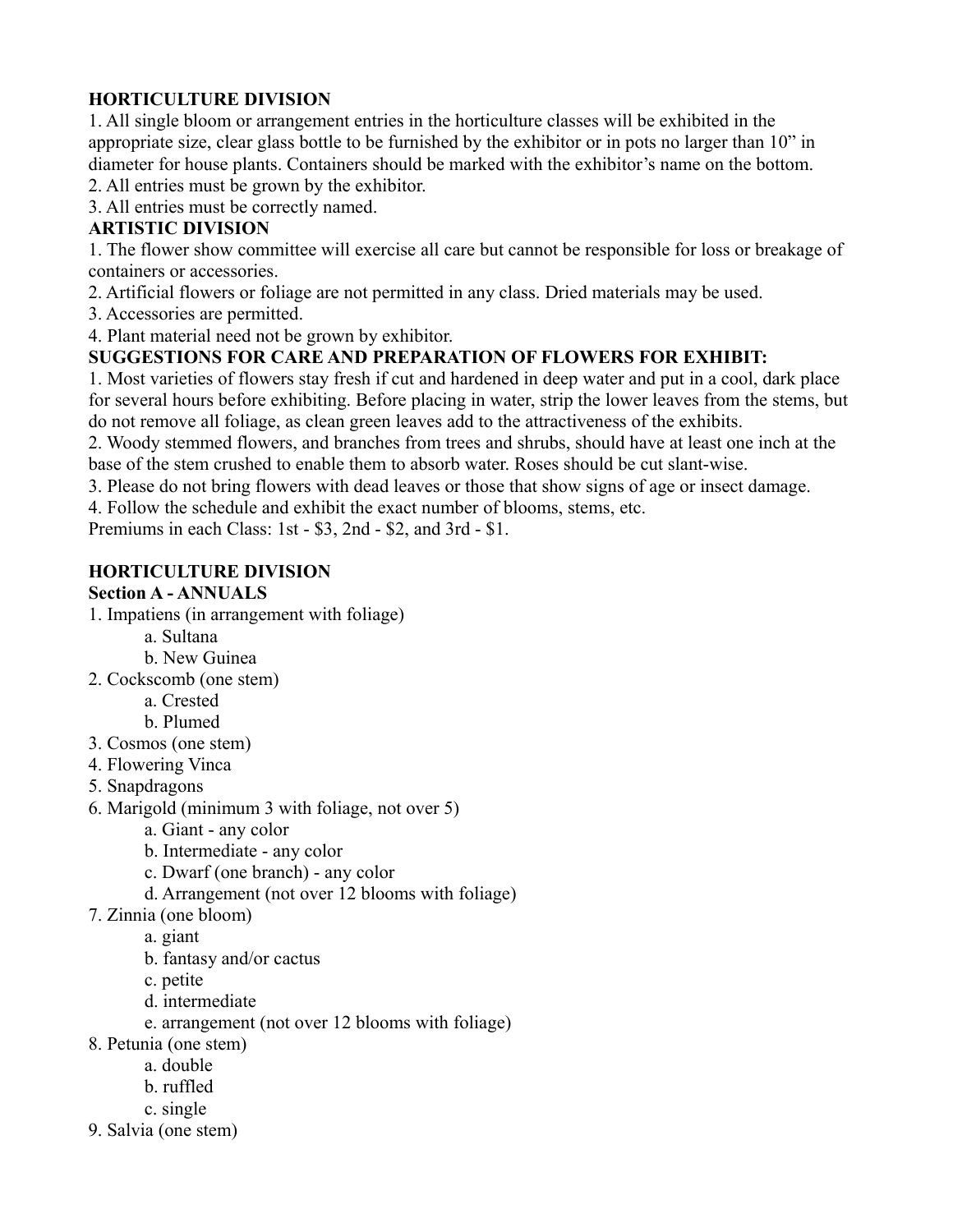**HORTICULTURE DIVISION**

1. All single bloom or arrangement entries in the horticulture classes will be exhibited in the appropriate size, clear glass bottle to be furnished by the exhibitor or in pots no larger than 10" in diameter for house plants. Containers should be marked with the exhibitor's name on the bottom.
2. All entries must be grown by the exhibitor.
3. All entries must be correctly named.

**ARTISTIC DIVISION**

1. The flower show committee will exercise all care but cannot be responsible for loss or breakage of containers or accessories.
2. Artificial flowers or foliage are not permitted in any class. Dried materials may be used.
3. Accessories are permitted.
4. Plant material need not be grown by exhibitor.

**SUGGESTIONS FOR CARE AND PREPARATION OF FLOWERS FOR EXHIBIT:**

1. Most varieties of flowers stay fresh if cut and hardened in deep water and put in a cool, dark place for several hours before exhibiting. Before placing in water, strip the lower leaves from the stems, but do not remove all foliage, as clean green leaves add to the attractiveness of the exhibits.
2. Woody stemmed flowers, and branches from trees and shrubs, should have at least one inch at the base of the stem crushed to enable them to absorb water. Roses should be cut slant-wise.
3. Please do not bring flowers with dead leaves or those that show signs of age or insect damage.
4. Follow the schedule and exhibit the exact number of blooms, stems, etc.

Premiums in each Class: 1st - $3, 2nd - $2, and 3rd - $1.

**HORTICULTURE DIVISION**

**Section A - ANNUALS**

1. Impatiens (in arrangement with foliage)
   a. Sultana
   b. New Guinea
2. Cockscomb (one stem)
   a. Crested
   b. Plumed
3. Cosmos (one stem)
4. Flowering Vinca
5. Snapdragons
6. Marigold (minimum 3 with foliage, not over 5)
   a. Giant - any color
   b. Intermediate - any color
   c. Dwarf (one branch) - any color
   d. Arrangement (not over 12 blooms with foliage)
7. Zinnia (one bloom)
   a. giant
   b. fantasy and/or cactus
   c. petite
   d. intermediate
   e. arrangement (not over 12 blooms with foliage)
8. Petunia (one stem)
   a. double
   b. ruffled
   c. single
9. Salvia (one stem)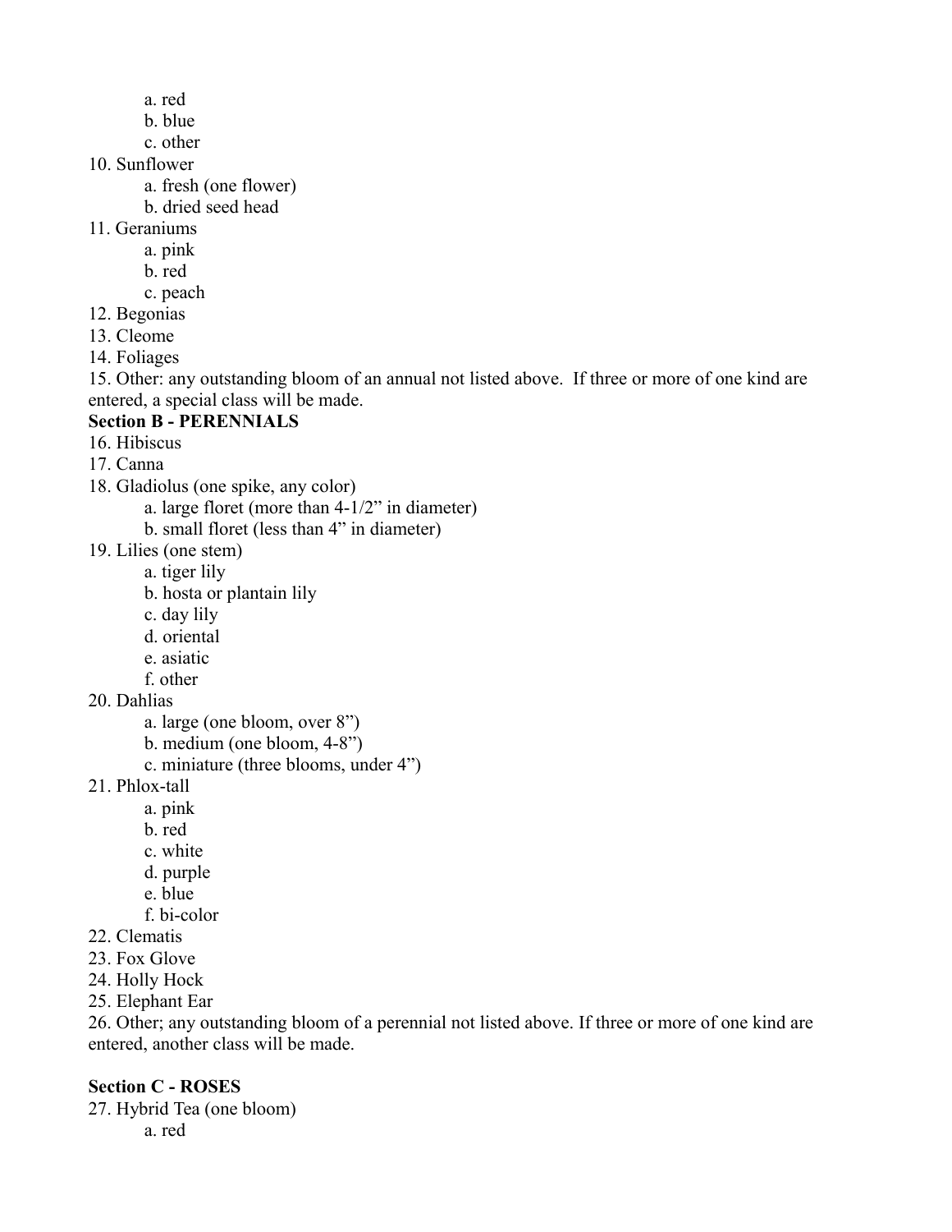a. red
    b. blue
    c. other
10. Sunflower
    a. fresh (one flower)
    b. dried seed head
11. Geraniums
    a. pink
    b. red
    c. peach
12. Begonias
13. Cleome
14. Foliages
15. Other: any outstanding bloom of an annual not listed above. If three or more of one kind are entered, a special class will be made.

**Section B - PERENNIALS**

16. Hibiscus
17. Canna
18. Gladiolus (one spike, any color)
    a. large floret (more than 4-1/2" in diameter)
    b. small floret (less than 4" in diameter)
19. Lilies (one stem)
    a. tiger lily
    b. hosta or plantain lily
    c. day lily
    d. oriental
    e. asiatic
    f. other
20. Dahlias
    a. large (one bloom, over 8")
    b. medium (one bloom, 4-8")
    c. miniature (three blooms, under 4")
21. Phlox-tall
    a. pink
    b. red
    c. white
    d. purple
    e. blue
    f. bi-color
22. Clematis
23. Fox Glove
24. Holly Hock
25. Elephant Ear
26. Other; any outstanding bloom of a perennial not listed above. If three or more of one kind are entered, another class will be made.

**Section C - ROSES**

27. Hybrid Tea (one bloom)
    a. red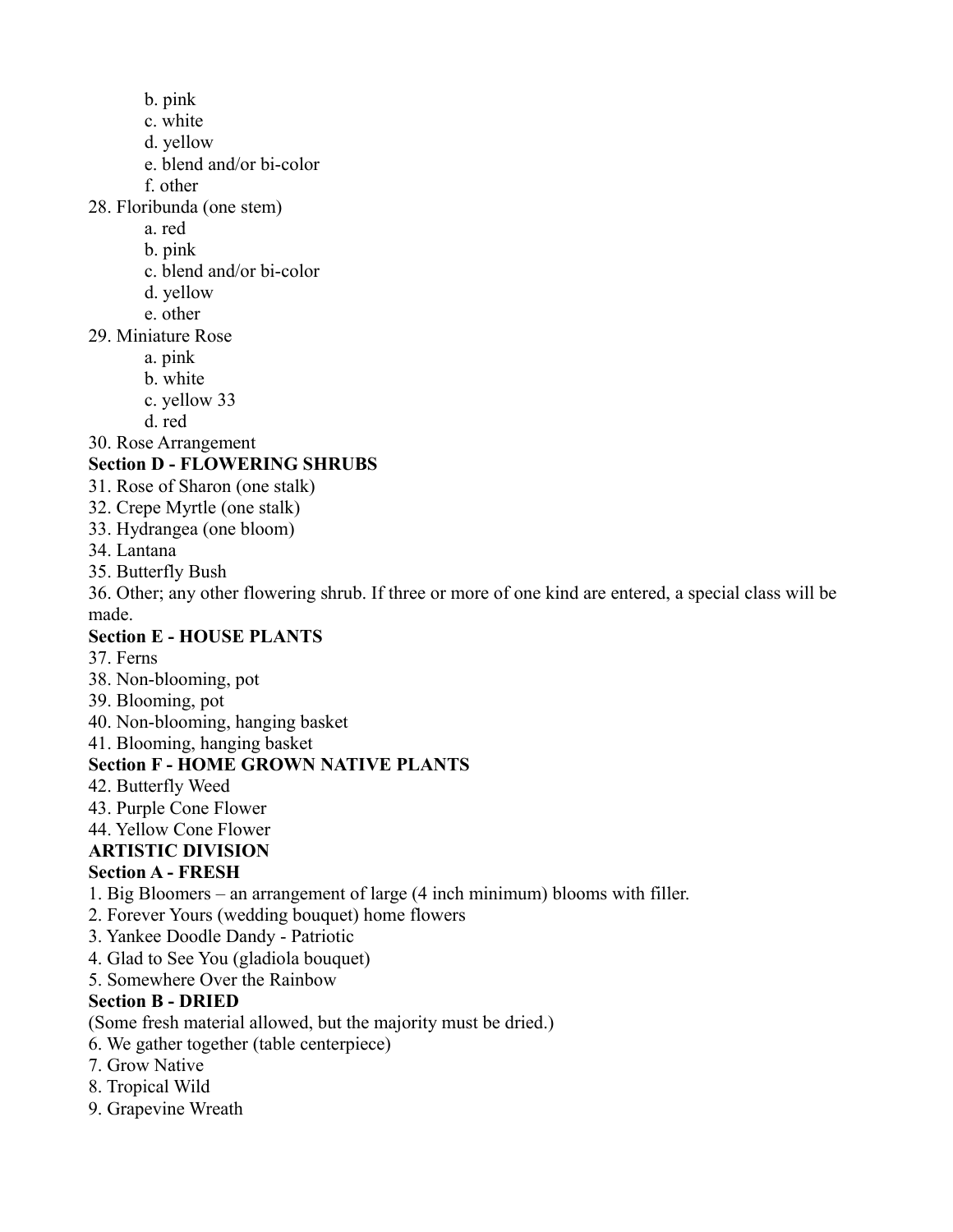b. pink
   c. white
   d. yellow
   e. blend and/or bi-color
   f. other

28. Floribunda (one stem)
   a. red
   b. pink
   c. blend and/or bi-color
   d. yellow
   e. other

29. Miniature Rose
   a. pink
   b. white
   c. yellow 33
   d. red

30. Rose Arrangement

**Section D - FLOWERING SHRUBS**

31. Rose of Sharon (one stalk)
32. Crepe Myrtle (one stalk)
33. Hydrangea (one bloom)
34. Lantana
35. Butterfly Bush
36. Other; any other flowering shrub. If three or more of one kind are entered, a special class will be made.

**Section E - HOUSE PLANTS**

37. Ferns
38. Non-blooming, pot
39. Blooming, pot
40. Non-blooming, hanging basket
41. Blooming, hanging basket

**Section F - HOME GROWN NATIVE PLANTS**

42. Butterfly Weed
43. Purple Cone Flower
44. Yellow Cone Flower

**ARTISTIC DIVISION**

**Section A - FRESH**

1. Big Bloomers – an arrangement of large (4 inch minimum) blooms with filler.
2. Forever Yours (wedding bouquet) home flowers
3. Yankee Doodle Dandy - Patriotic
4. Glad to See You (gladiola bouquet)
5. Somewhere Over the Rainbow

**Section B - DRIED**

(Some fresh material allowed, but the majority must be dried.)

6. We gather together (table centerpiece)
7. Grow Native
8. Tropical Wild
9. Grapevine Wreath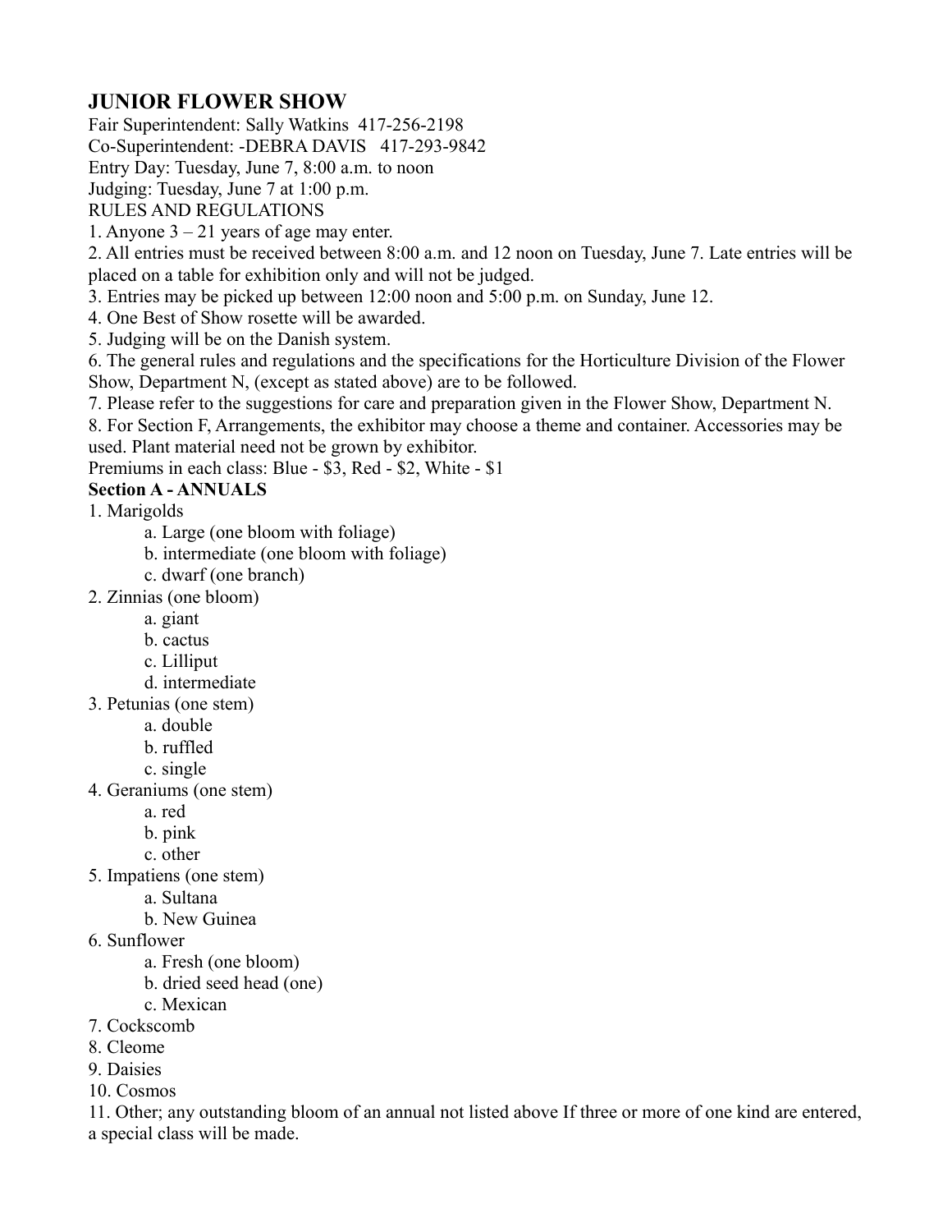## JUNIOR FLOWER SHOW

Fair Superintendent: Sally Watkins 417-256-2198

Co-Superintendent: -DEBRA DAVIS 417-293-9842

Entry Day: Tuesday, June 7, 8:00 a.m. to noon

Judging: Tuesday, June 7 at 1:00 p.m.

RULES AND REGULATIONS

1. Anyone 3 – 21 years of age may enter.
2. All entries must be received between 8:00 a.m. and 12 noon on Tuesday, June 7. Late entries will be placed on a table for exhibition only and will not be judged.
3. Entries may be picked up between 12:00 noon and 5:00 p.m. on Sunday, June 12.
4. One Best of Show rosette will be awarded.
5. Judging will be on the Danish system.
6. The general rules and regulations and the specifications for the Horticulture Division of the Flower Show, Department N, (except as stated above) are to be followed.
7. Please refer to the suggestions for care and preparation given in the Flower Show, Department N.
8. For Section F, Arrangements, the exhibitor may choose a theme and container. Accessories may be used. Plant material need not be grown by exhibitor.

Premiums in each class: Blue - $3, Red - $2, White - $1

**Section A - ANNUALS**

1. Marigolds
   a. Large (one bloom with foliage)
   b. intermediate (one bloom with foliage)
   c. dwarf (one branch)
2. Zinnias (one bloom)
   a. giant
   b. cactus
   c. Lilliput
   d. intermediate
3. Petunias (one stem)
   a. double
   b. ruffled
   c. single
4. Geraniums (one stem)
   a. red
   b. pink
   c. other
5. Impatiens (one stem)
   a. Sultana
   b. New Guinea
6. Sunflower
   a. Fresh (one bloom)
   b. dried seed head (one)
   c. Mexican
7. Cockscomb
8. Cleome
9. Daisies
10. Cosmos
11. Other; any outstanding bloom of an annual not listed above If three or more of one kind are entered, a special class will be made.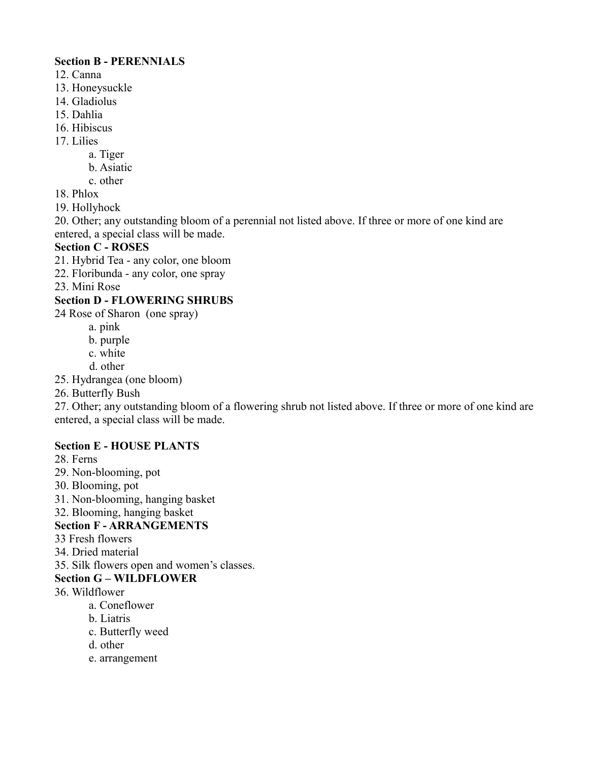**Section B - PERENNIALS**

12. Canna
13. Honeysuckle
14. Gladiolus
15. Dahlia
16. Hibiscus
17. Lilies
    - a. Tiger
    - b. Asiatic
    - c. other
18. Phlox
19. Hollyhock
20. Other; any outstanding bloom of a perennial not listed above. If three or more of one kind are entered, a special class will be made.

**Section C - ROSES**

21. Hybrid Tea - any color, one bloom
22. Floribunda - any color, one spray
23. Mini Rose

**Section D - FLOWERING SHRUBS**

24 Rose of Sharon (one spray)
- a. pink
- b. purple
- c. white
- d. other

25. Hydrangea (one bloom)
26. Butterfly Bush
27. Other; any outstanding bloom of a flowering shrub not listed above. If three or more of one kind are entered, a special class will be made.

**Section E - HOUSE PLANTS**

28. Ferns
29. Non-blooming, pot
30. Blooming, pot
31. Non-blooming, hanging basket
32. Blooming, hanging basket

**Section F - ARRANGEMENTS**

33 Fresh flowers

34. Dried material
35. Silk flowers open and women's classes.

**Section G – WILDFLOWER**

36. Wildflower
    - a. Coneflower
    - b. Liatris
    - c. Butterfly weed
    - d. other
    - e. arrangement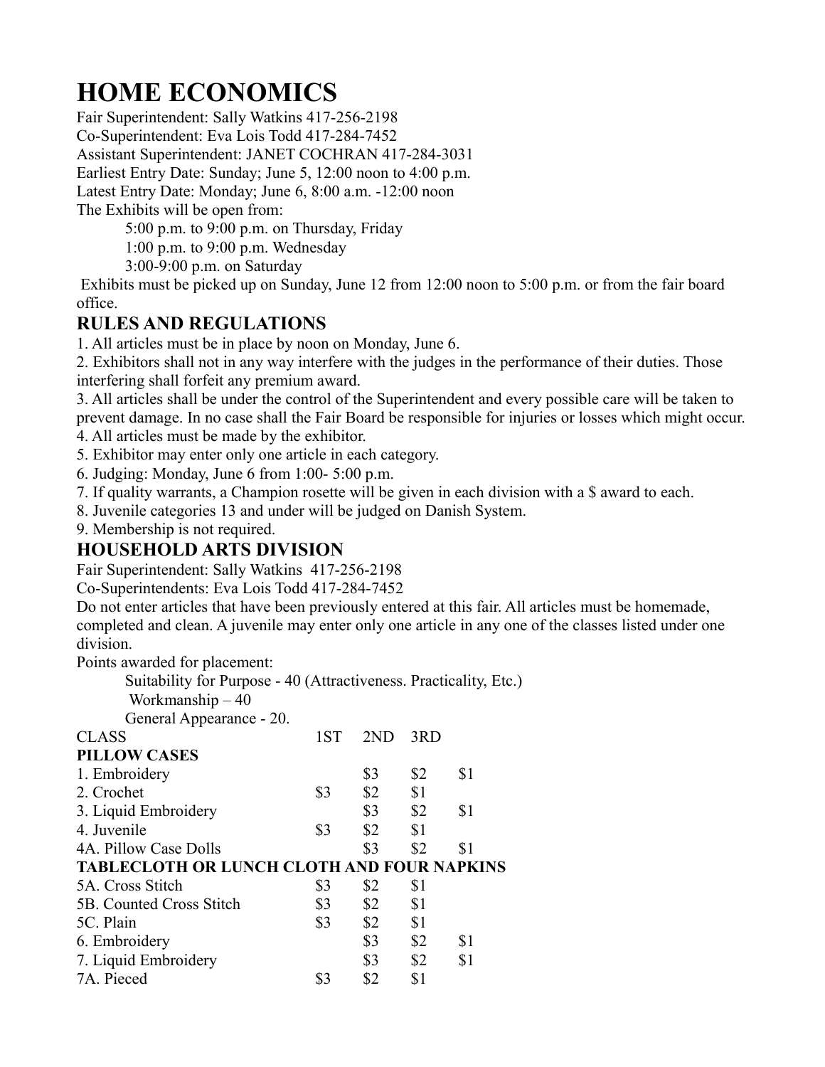# HOME ECONOMICS

Fair Superintendent: Sally Watkins 417-256-2198

Co-Superintendent: Eva Lois Todd 417-284-7452

Assistant Superintendent: JANET COCHRAN 417-284-3031

Earliest Entry Date: Sunday; June 5, 12:00 noon to 4:00 p.m.

Latest Entry Date: Monday; June 6, 8:00 a.m. -12:00 noon

The Exhibits will be open from:

- 5:00 p.m. to 9:00 p.m. on Thursday, Friday
- 1:00 p.m. to 9:00 p.m. Wednesday
- 3:00-9:00 p.m. on Saturday

Exhibits must be picked up on Sunday, June 12 from 12:00 noon to 5:00 p.m. or from the fair board office.

## RULES AND REGULATIONS

1. All articles must be in place by noon on Monday, June 6.
2. Exhibitors shall not in any way interfere with the judges in the performance of their duties. Those interfering shall forfeit any premium award.
3. All articles shall be under the control of the Superintendent and every possible care will be taken to prevent damage. In no case shall the Fair Board be responsible for injuries or losses which might occur.
4. All articles must be made by the exhibitor.
5. Exhibitor may enter only one article in each category.
6. Judging: Monday, June 6 from 1:00- 5:00 p.m.
7. If quality warrants, a Champion rosette will be given in each division with a $ award to each.
8. Juvenile categories 13 and under will be judged on Danish System.
9. Membership is not required.

## HOUSEHOLD ARTS DIVISION

Fair Superintendent: Sally Watkins 417-256-2198

Co-Superintendents: Eva Lois Todd 417-284-7452

Do not enter articles that have been previously entered at this fair. All articles must be homemade, completed and clean. A juvenile may enter only one article in any one of the classes listed under one division.

Points awarded for placement:

- Suitability for Purpose - 40 (Attractiveness. Practicality, Etc.)
- Workmanship – 40
- General Appearance - 20.

| CLASS | 1ST | 2ND | 3RD | |
|---|---|---|---|---|
| **PILLOW CASES** | | | | |
| 1. Embroidery | | $3 | $2 | $1 |
| 2. Crochet | $3 | $2 | $1 | |
| 3. Liquid Embroidery | | $3 | $2 | $1 |
| 4. Juvenile | $3 | $2 | $1 | |
| 4A. Pillow Case Dolls | | $3 | $2 | $1 |
| **TABLECLOTH OR LUNCH CLOTH AND FOUR NAPKINS** | | | | |
| 5A. Cross Stitch | $3 | $2 | $1 | |
| 5B. Counted Cross Stitch | $3 | $2 | $1 | |
| 5C. Plain | $3 | $2 | $1 | |
| 6. Embroidery | | $3 | $2 | $1 |
| 7. Liquid Embroidery | | $3 | $2 | $1 |
| 7A. Pieced | $3 | $2 | $1 | |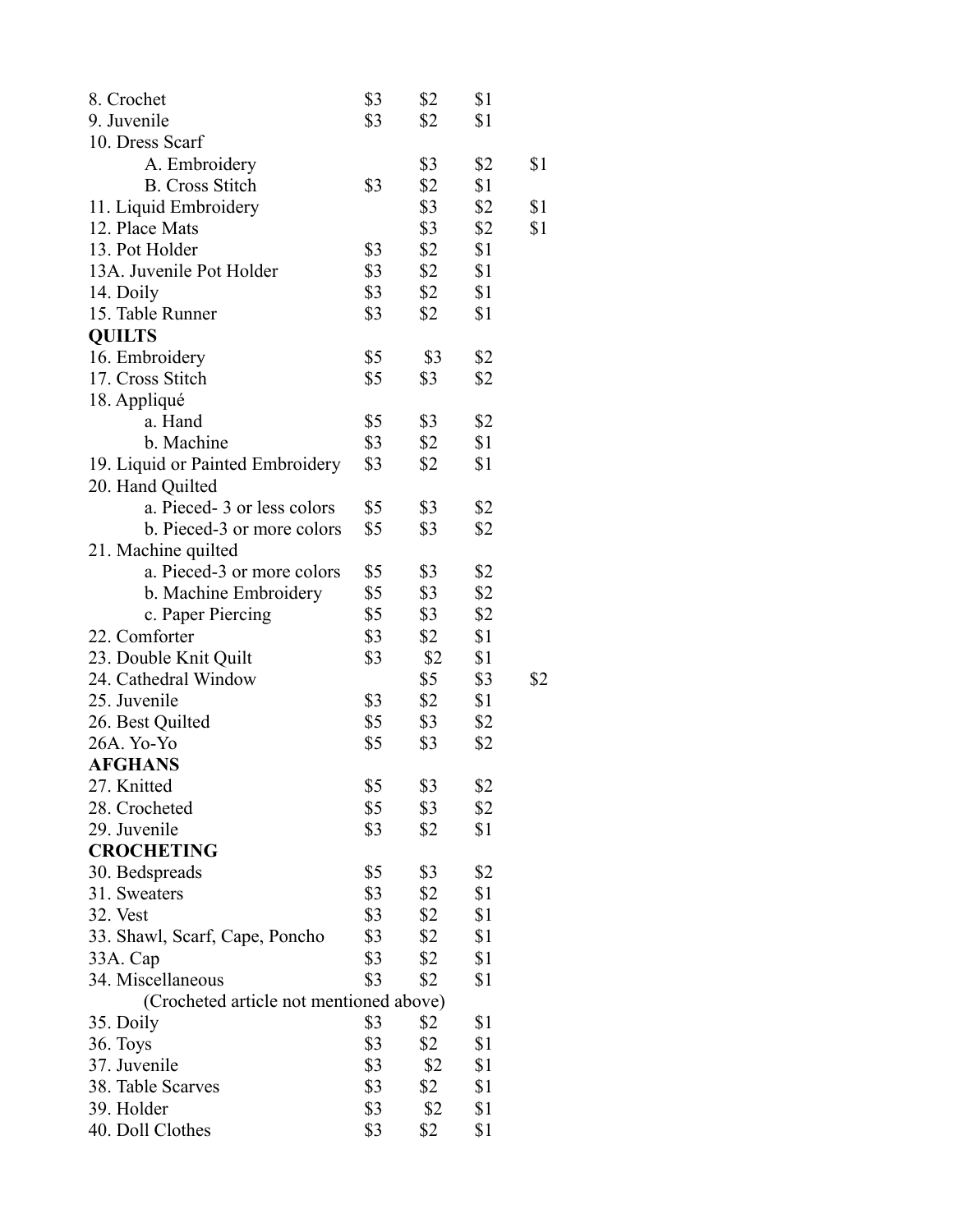| | | | | |
|---|---|---|---|---|
| 8. Crochet | $3 | $2 | $1 | |
| 9. Juvenile | $3 | $2 | $1 | |
| 10. Dress Scarf | | | | |
| A. Embroidery | | $3 | $2 | $1 |
| B. Cross Stitch | $3 | $2 | $1 | |
| 11. Liquid Embroidery | | $3 | $2 | $1 |
| 12. Place Mats | | $3 | $2 | $1 |
| 13. Pot Holder | $3 | $2 | $1 | |
| 13A. Juvenile Pot Holder | $3 | $2 | $1 | |
| 14. Doily | $3 | $2 | $1 | |
| 15. Table Runner | $3 | $2 | $1 | |
| **QUILTS** | | | | |
| 16. Embroidery | $5 | $3 | $2 | |
| 17. Cross Stitch | $5 | $3 | $2 | |
| 18. Appliqué | | | | |
| a. Hand | $5 | $3 | $2 | |
| b. Machine | $3 | $2 | $1 | |
| 19. Liquid or Painted Embroidery | $3 | $2 | $1 | |
| 20. Hand Quilted | | | | |
| a. Pieced- 3 or less colors | $5 | $3 | $2 | |
| b. Pieced-3 or more colors | $5 | $3 | $2 | |
| 21. Machine quilted | | | | |
| a. Pieced-3 or more colors | $5 | $3 | $2 | |
| b. Machine Embroidery | $5 | $3 | $2 | |
| c. Paper Piercing | $5 | $3 | $2 | |
| 22. Comforter | $3 | $2 | $1 | |
| 23. Double Knit Quilt | $3 | $2 | $1 | |
| 24. Cathedral Window | | $5 | $3 | $2 |
| 25. Juvenile | $3 | $2 | $1 | |
| 26. Best Quilted | $5 | $3 | $2 | |
| 26A. Yo-Yo | $5 | $3 | $2 | |
| **AFGHANS** | | | | |
| 27. Knitted | $5 | $3 | $2 | |
| 28. Crocheted | $5 | $3 | $2 | |
| 29. Juvenile | $3 | $2 | $1 | |
| **CROCHETING** | | | | |
| 30. Bedspreads | $5 | $3 | $2 | |
| 31. Sweaters | $3 | $2 | $1 | |
| 32. Vest | $3 | $2 | $1 | |
| 33. Shawl, Scarf, Cape, Poncho | $3 | $2 | $1 | |
| 33A. Cap | $3 | $2 | $1 | |
| 34. Miscellaneous | $3 | $2 | $1 | |
| (Crocheted article not mentioned above) | | | | |
| 35. Doily | $3 | $2 | $1 | |
| 36. Toys | $3 | $2 | $1 | |
| 37. Juvenile | $3 | $2 | $1 | |
| 38. Table Scarves | $3 | $2 | $1 | |
| 39. Holder | $3 | $2 | $1 | |
| 40. Doll Clothes | $3 | $2 | $1 | |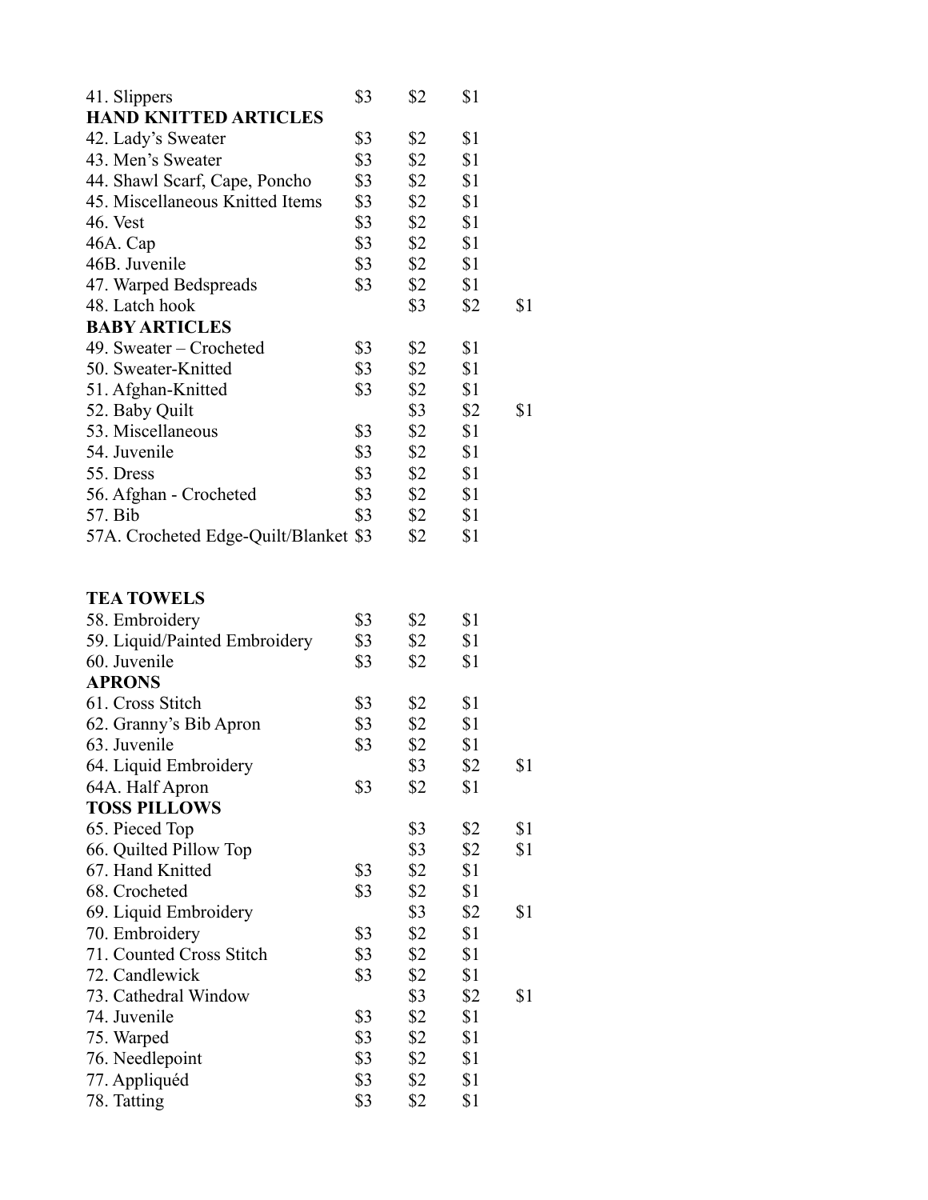| Item | | | | |
|---|---|---|---|---|
| 41. Slippers | $3 | $2 | $1 | |
| **HAND KNITTED ARTICLES** | | | | |
| 42. Lady's Sweater | $3 | $2 | $1 | |
| 43. Men's Sweater | $3 | $2 | $1 | |
| 44. Shawl Scarf, Cape, Poncho | $3 | $2 | $1 | |
| 45. Miscellaneous Knitted Items | $3 | $2 | $1 | |
| 46. Vest | $3 | $2 | $1 | |
| 46A. Cap | $3 | $2 | $1 | |
| 46B. Juvenile | $3 | $2 | $1 | |
| 47. Warped Bedspreads | $3 | $2 | $1 | |
| 48. Latch hook | | $3 | $2 | $1 |
| **BABY ARTICLES** | | | | |
| 49. Sweater – Crocheted | $3 | $2 | $1 | |
| 50. Sweater-Knitted | $3 | $2 | $1 | |
| 51. Afghan-Knitted | $3 | $2 | $1 | |
| 52. Baby Quilt | | $3 | $2 | $1 |
| 53. Miscellaneous | $3 | $2 | $1 | |
| 54. Juvenile | $3 | $2 | $1 | |
| 55. Dress | $3 | $2 | $1 | |
| 56. Afghan - Crocheted | $3 | $2 | $1 | |
| 57. Bib | $3 | $2 | $1 | |
| 57A. Crocheted Edge-Quilt/Blanket | $3 | $2 | $1 | |

| Item | | | | |
|---|---|---|---|---|
| **TEA TOWELS** | | | | |
| 58. Embroidery | $3 | $2 | $1 | |
| 59. Liquid/Painted Embroidery | $3 | $2 | $1 | |
| 60. Juvenile | $3 | $2 | $1 | |
| **APRONS** | | | | |
| 61. Cross Stitch | $3 | $2 | $1 | |
| 62. Granny's Bib Apron | $3 | $2 | $1 | |
| 63. Juvenile | $3 | $2 | $1 | |
| 64. Liquid Embroidery | | $3 | $2 | $1 |
| 64A. Half Apron | $3 | $2 | $1 | |
| **TOSS PILLOWS** | | | | |
| 65. Pieced Top | | $3 | $2 | $1 |
| 66. Quilted Pillow Top | | $3 | $2 | $1 |
| 67. Hand Knitted | $3 | $2 | $1 | |
| 68. Crocheted | $3 | $2 | $1 | |
| 69. Liquid Embroidery | | $3 | $2 | $1 |
| 70. Embroidery | $3 | $2 | $1 | |
| 71. Counted Cross Stitch | $3 | $2 | $1 | |
| 72. Candlewick | $3 | $2 | $1 | |
| 73. Cathedral Window | | $3 | $2 | $1 |
| 74. Juvenile | $3 | $2 | $1 | |
| 75. Warped | $3 | $2 | $1 | |
| 76. Needlepoint | $3 | $2 | $1 | |
| 77. Appliquéd | $3 | $2 | $1 | |
| 78. Tatting | $3 | $2 | $1 | |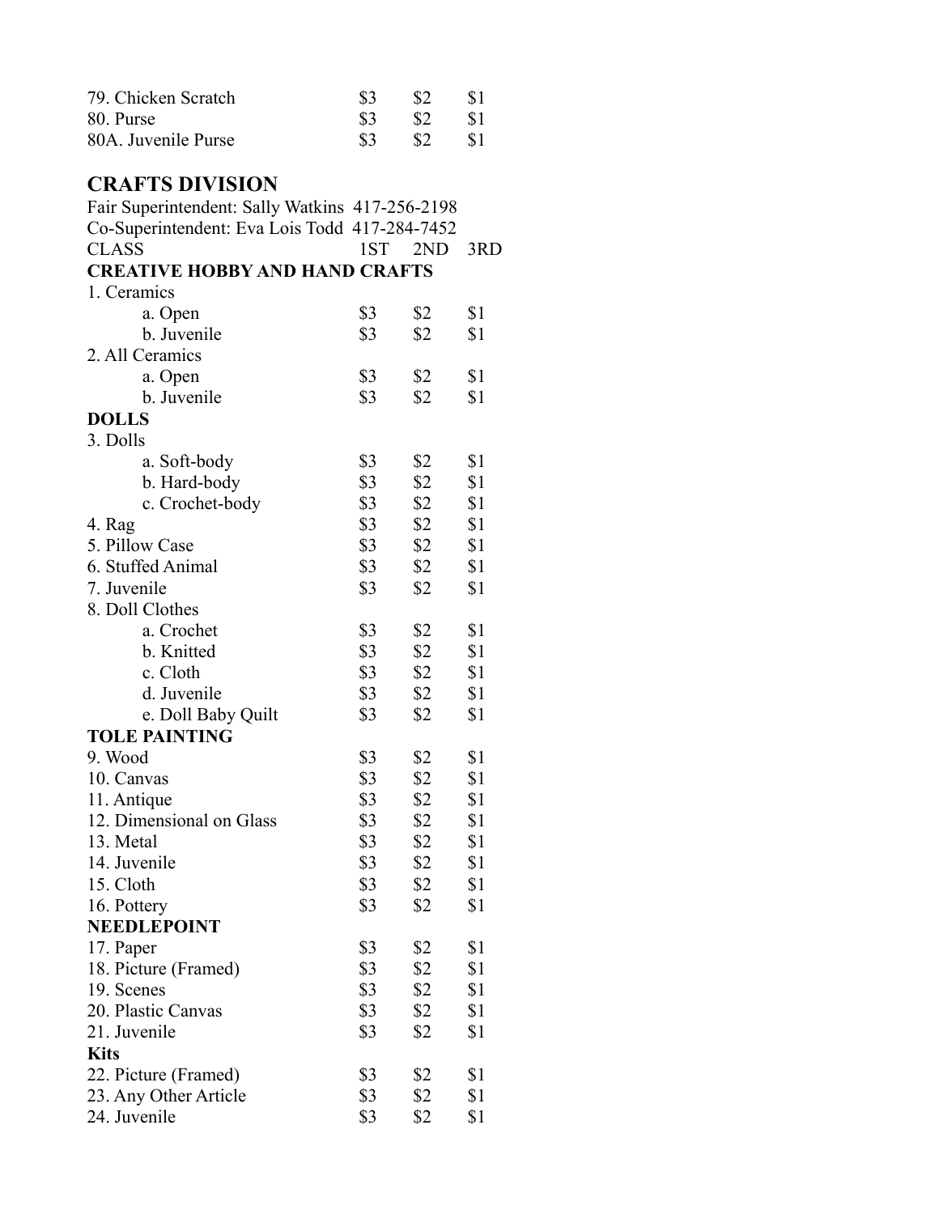| | | | |
|---|---|---|---|
| 79. Chicken Scratch | $3 | $2 | $1 |
| 80. Purse | $3 | $2 | $1 |
| 80A. Juvenile Purse | $3 | $2 | $1 |

## CRAFTS DIVISION

Fair Superintendent: Sally Watkins 417-256-2198
Co-Superintendent: Eva Lois Todd 417-284-7452

| CLASS | 1ST | 2ND | 3RD |
|---|---|---|---|
| **CREATIVE HOBBY AND HAND CRAFTS** | | | |
| 1. Ceramics | | | |
| a. Open | $3 | $2 | $1 |
| b. Juvenile | $3 | $2 | $1 |
| 2. All Ceramics | | | |
| a. Open | $3 | $2 | $1 |
| b. Juvenile | $3 | $2 | $1 |
| **DOLLS** | | | |
| 3. Dolls | | | |
| a. Soft-body | $3 | $2 | $1 |
| b. Hard-body | $3 | $2 | $1 |
| c. Crochet-body | $3 | $2 | $1 |
| 4. Rag | $3 | $2 | $1 |
| 5. Pillow Case | $3 | $2 | $1 |
| 6. Stuffed Animal | $3 | $2 | $1 |
| 7. Juvenile | $3 | $2 | $1 |
| 8. Doll Clothes | | | |
| a. Crochet | $3 | $2 | $1 |
| b. Knitted | $3 | $2 | $1 |
| c. Cloth | $3 | $2 | $1 |
| d. Juvenile | $3 | $2 | $1 |
| e. Doll Baby Quilt | $3 | $2 | $1 |
| **TOLE PAINTING** | | | |
| 9. Wood | $3 | $2 | $1 |
| 10. Canvas | $3 | $2 | $1 |
| 11. Antique | $3 | $2 | $1 |
| 12. Dimensional on Glass | $3 | $2 | $1 |
| 13. Metal | $3 | $2 | $1 |
| 14. Juvenile | $3 | $2 | $1 |
| 15. Cloth | $3 | $2 | $1 |
| 16. Pottery | $3 | $2 | $1 |
| **NEEDLEPOINT** | | | |
| 17. Paper | $3 | $2 | $1 |
| 18. Picture (Framed) | $3 | $2 | $1 |
| 19. Scenes | $3 | $2 | $1 |
| 20. Plastic Canvas | $3 | $2 | $1 |
| 21. Juvenile | $3 | $2 | $1 |
| **Kits** | | | |
| 22. Picture (Framed) | $3 | $2 | $1 |
| 23. Any Other Article | $3 | $2 | $1 |
| 24. Juvenile | $3 | $2 | $1 |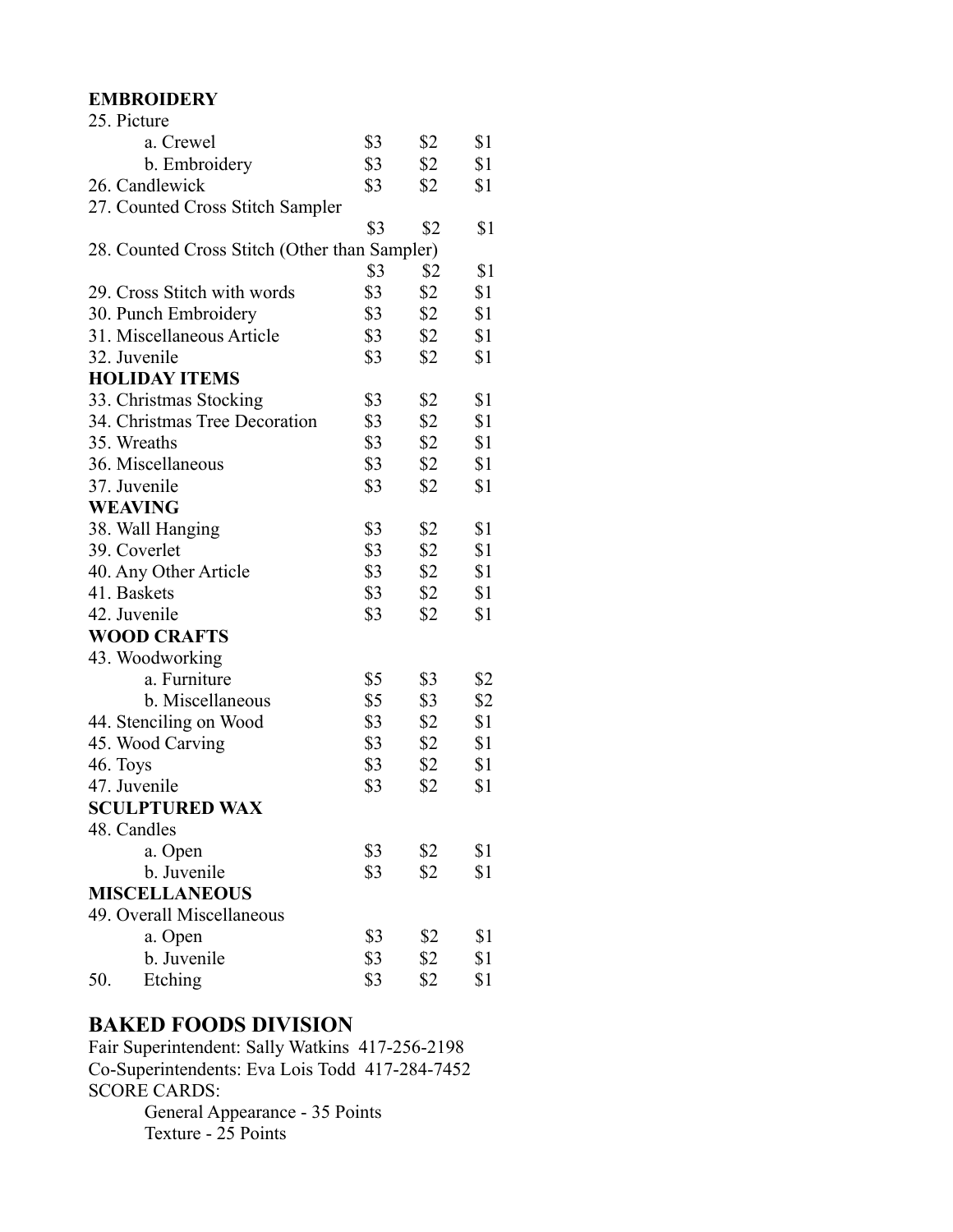**EMBROIDERY**

| | | | |
|---|---|---|---|
| 25. Picture | | | |
| a. Crewel | $3 | $2 | $1 |
| b. Embroidery | $3 | $2 | $1 |
| 26. Candlewick | $3 | $2 | $1 |
| 27. Counted Cross Stitch Sampler | $3 | $2 | $1 |
| 28. Counted Cross Stitch (Other than Sampler) | $3 | $2 | $1 |
| 29. Cross Stitch with words | $3 | $2 | $1 |
| 30. Punch Embroidery | $3 | $2 | $1 |
| 31. Miscellaneous Article | $3 | $2 | $1 |
| 32. Juvenile | $3 | $2 | $1 |

**HOLIDAY ITEMS**

| | | | |
|---|---|---|---|
| 33. Christmas Stocking | $3 | $2 | $1 |
| 34. Christmas Tree Decoration | $3 | $2 | $1 |
| 35. Wreaths | $3 | $2 | $1 |
| 36. Miscellaneous | $3 | $2 | $1 |
| 37. Juvenile | $3 | $2 | $1 |

**WEAVING**

| | | | |
|---|---|---|---|
| 38. Wall Hanging | $3 | $2 | $1 |
| 39. Coverlet | $3 | $2 | $1 |
| 40. Any Other Article | $3 | $2 | $1 |
| 41. Baskets | $3 | $2 | $1 |
| 42. Juvenile | $3 | $2 | $1 |

**WOOD CRAFTS**

| | | | |
|---|---|---|---|
| 43. Woodworking | | | |
| a. Furniture | $5 | $3 | $2 |
| b. Miscellaneous | $5 | $3 | $2 |
| 44. Stenciling on Wood | $3 | $2 | $1 |
| 45. Wood Carving | $3 | $2 | $1 |
| 46. Toys | $3 | $2 | $1 |
| 47. Juvenile | $3 | $2 | $1 |

**SCULPTURED WAX**

| | | | |
|---|---|---|---|
| 48. Candles | | | |
| a. Open | $3 | $2 | $1 |
| b. Juvenile | $3 | $2 | $1 |

**MISCELLANEOUS**

| | | | |
|---|---|---|---|
| 49. Overall Miscellaneous | | | |
| a. Open | $3 | $2 | $1 |
| b. Juvenile | $3 | $2 | $1 |
| 50. Etching | $3 | $2 | $1 |

## BAKED FOODS DIVISION

Fair Superintendent: Sally Watkins 417-256-2198
Co-Superintendents: Eva Lois Todd 417-284-7452
SCORE CARDS:

- General Appearance - 35 Points
- Texture - 25 Points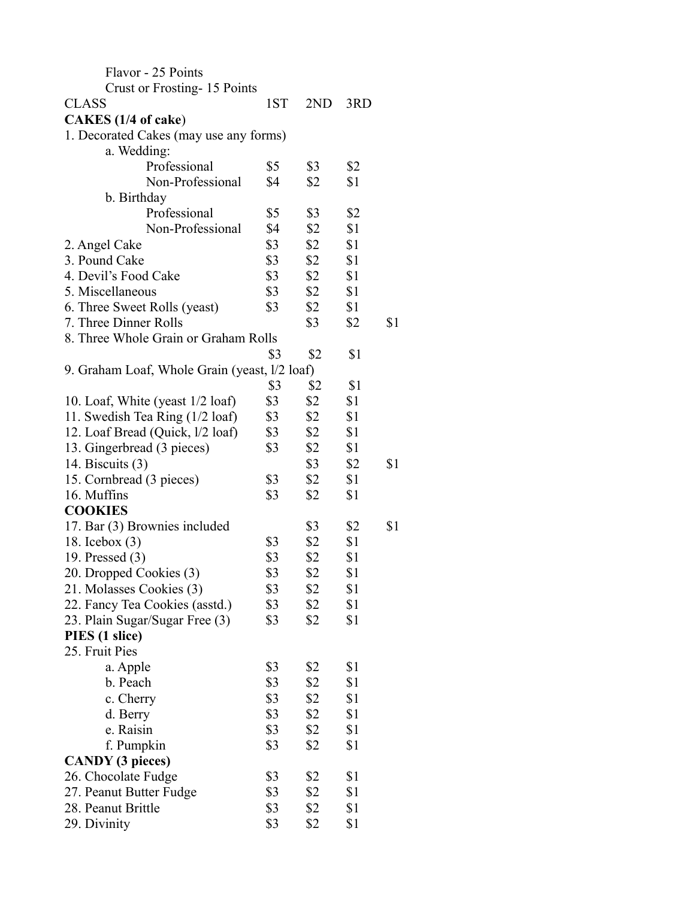Flavor - 25 Points
Crust or Frosting- 15 Points

| CLASS | 1ST | 2ND | 3RD | |
|---|---|---|---|---|
| **CAKES (1/4 of cake)** | | | | |
| 1. Decorated Cakes (may use any forms) | | | | |
| a. Wedding: | | | | |
| Professional | $5 | $3 | $2 | |
| Non-Professional | $4 | $2 | $1 | |
| b. Birthday | | | | |
| Professional | $5 | $3 | $2 | |
| Non-Professional | $4 | $2 | $1 | |
| 2. Angel Cake | $3 | $2 | $1 | |
| 3. Pound Cake | $3 | $2 | $1 | |
| 4. Devil's Food Cake | $3 | $2 | $1 | |
| 5. Miscellaneous | $3 | $2 | $1 | |
| 6. Three Sweet Rolls (yeast) | $3 | $2 | $1 | |
| 7. Three Dinner Rolls | | $3 | $2 | $1 |
| 8. Three Whole Grain or Graham Rolls | $3 | $2 | $1 | |
| 9. Graham Loaf, Whole Grain (yeast, l/2 loaf) | $3 | $2 | $1 | |
| 10. Loaf, White (yeast 1/2 loaf) | $3 | $2 | $1 | |
| 11. Swedish Tea Ring (1/2 loaf) | $3 | $2 | $1 | |
| 12. Loaf Bread (Quick, l/2 loaf) | $3 | $2 | $1 | |
| 13. Gingerbread (3 pieces) | $3 | $2 | $1 | |
| 14. Biscuits (3) | | $3 | $2 | $1 |
| 15. Cornbread (3 pieces) | $3 | $2 | $1 | |
| 16. Muffins | $3 | $2 | $1 | |
| **COOKIES** | | | | |
| 17. Bar (3) Brownies included | | $3 | $2 | $1 |
| 18. Icebox (3) | $3 | $2 | $1 | |
| 19. Pressed (3) | $3 | $2 | $1 | |
| 20. Dropped Cookies (3) | $3 | $2 | $1 | |
| 21. Molasses Cookies (3) | $3 | $2 | $1 | |
| 22. Fancy Tea Cookies (asstd.) | $3 | $2 | $1 | |
| 23. Plain Sugar/Sugar Free (3) | $3 | $2 | $1 | |
| **PIES (1 slice)** | | | | |
| 25. Fruit Pies | | | | |
| a. Apple | $3 | $2 | $1 | |
| b. Peach | $3 | $2 | $1 | |
| c. Cherry | $3 | $2 | $1 | |
| d. Berry | $3 | $2 | $1 | |
| e. Raisin | $3 | $2 | $1 | |
| f. Pumpkin | $3 | $2 | $1 | |
| **CANDY (3 pieces)** | | | | |
| 26. Chocolate Fudge | $3 | $2 | $1 | |
| 27. Peanut Butter Fudge | $3 | $2 | $1 | |
| 28. Peanut Brittle | $3 | $2 | $1 | |
| 29. Divinity | $3 | $2 | $1 | |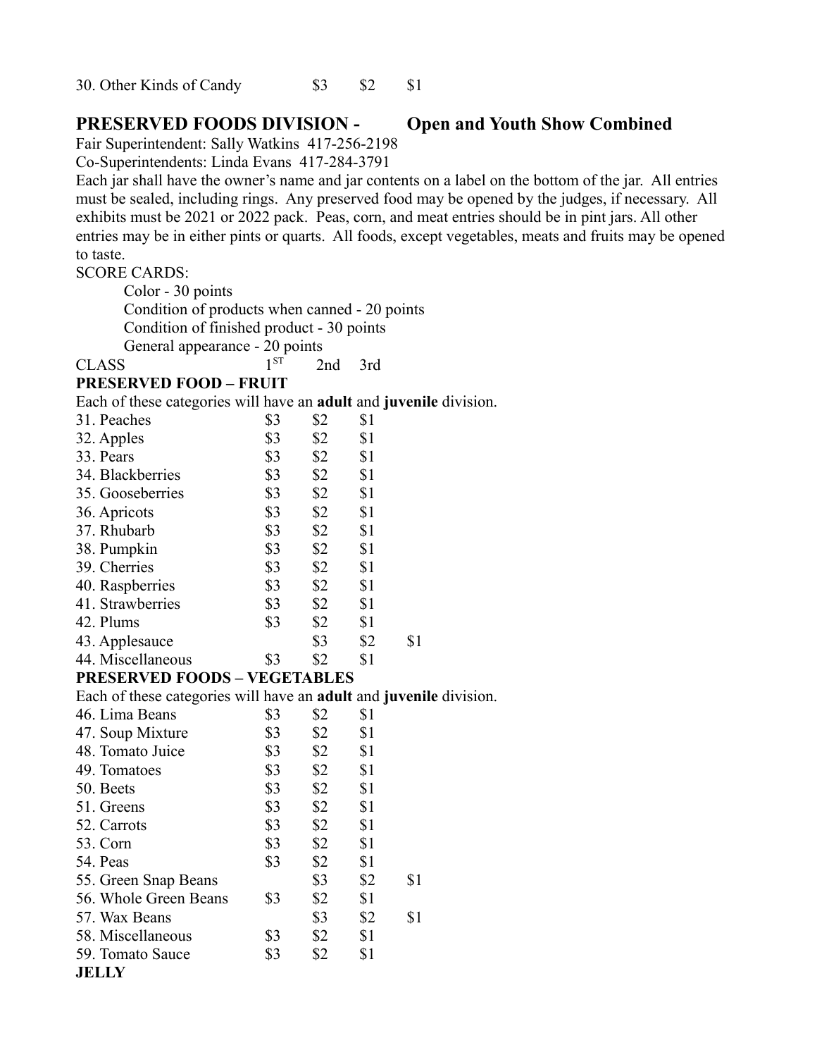| | | | |
|---|---|---|---|
| 30. Other Kinds of Candy | $3 | $2 | $1 |

## PRESERVED FOODS DIVISION - Open and Youth Show Combined

Fair Superintendent: Sally Watkins 417-256-2198

Co-Superintendents: Linda Evans 417-284-3791

Each jar shall have the owner's name and jar contents on a label on the bottom of the jar. All entries must be sealed, including rings. Any preserved food may be opened by the judges, if necessary. All exhibits must be 2021 or 2022 pack. Peas, corn, and meat entries should be in pint jars. All other entries may be in either pints or quarts. All foods, except vegetables, meats and fruits may be opened to taste.

SCORE CARDS:

- Color - 30 points
- Condition of products when canned - 20 points
- Condition of finished product - 30 points
- General appearance - 20 points

| CLASS | 1ST | 2nd | 3rd | |
|---|---|---|---|---|
| **PRESERVED FOOD – FRUIT** | | | | |
| Each of these categories will have an **adult** and **juvenile** division. | | | | |
| 31. Peaches | $3 | $2 | $1 | |
| 32. Apples | $3 | $2 | $1 | |
| 33. Pears | $3 | $2 | $1 | |
| 34. Blackberries | $3 | $2 | $1 | |
| 35. Gooseberries | $3 | $2 | $1 | |
| 36. Apricots | $3 | $2 | $1 | |
| 37. Rhubarb | $3 | $2 | $1 | |
| 38. Pumpkin | $3 | $2 | $1 | |
| 39. Cherries | $3 | $2 | $1 | |
| 40. Raspberries | $3 | $2 | $1 | |
| 41. Strawberries | $3 | $2 | $1 | |
| 42. Plums | $3 | $2 | $1 | |
| 43. Applesauce | | $3 | $2 | $1 |
| 44. Miscellaneous | $3 | $2 | $1 | |
| **PRESERVED FOODS – VEGETABLES** | | | | |
| Each of these categories will have an **adult** and **juvenile** division. | | | | |
| 46. Lima Beans | $3 | $2 | $1 | |
| 47. Soup Mixture | $3 | $2 | $1 | |
| 48. Tomato Juice | $3 | $2 | $1 | |
| 49. Tomatoes | $3 | $2 | $1 | |
| 50. Beets | $3 | $2 | $1 | |
| 51. Greens | $3 | $2 | $1 | |
| 52. Carrots | $3 | $2 | $1 | |
| 53. Corn | $3 | $2 | $1 | |
| 54. Peas | $3 | $2 | $1 | |
| 55. Green Snap Beans | | $3 | $2 | $1 |
| 56. Whole Green Beans | $3 | $2 | $1 | |
| 57. Wax Beans | | $3 | $2 | $1 |
| 58. Miscellaneous | $3 | $2 | $1 | |
| 59. Tomato Sauce | $3 | $2 | $1 | |

**JELLY**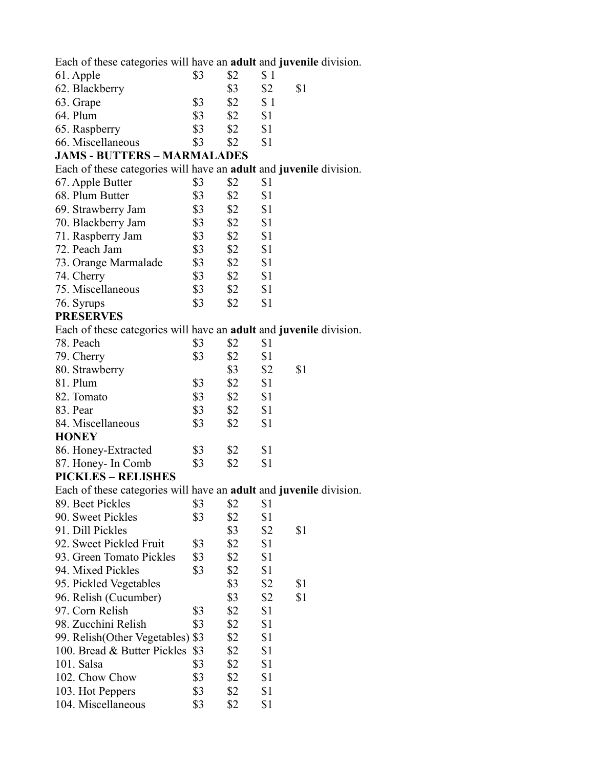Each of these categories will have an **adult** and **juvenile** division.

| | | | | |
|---|---|---|---|---|
| 61. Apple | $3 | $2 | $ 1 | |
| 62. Blackberry | | $3 | $2 | $1 |
| 63. Grape | $3 | $2 | $ 1 | |
| 64. Plum | $3 | $2 | $1 | |
| 65. Raspberry | $3 | $2 | $1 | |
| 66. Miscellaneous | $3 | $2 | $1 | |

**JAMS - BUTTERS – MARMALADES**

Each of these categories will have an **adult** and **juvenile** division.

| | | | |
|---|---|---|---|
| 67. Apple Butter | $3 | $2 | $1 |
| 68. Plum Butter | $3 | $2 | $1 |
| 69. Strawberry Jam | $3 | $2 | $1 |
| 70. Blackberry Jam | $3 | $2 | $1 |
| 71. Raspberry Jam | $3 | $2 | $1 |
| 72. Peach Jam | $3 | $2 | $1 |
| 73. Orange Marmalade | $3 | $2 | $1 |
| 74. Cherry | $3 | $2 | $1 |
| 75. Miscellaneous | $3 | $2 | $1 |
| 76. Syrups | $3 | $2 | $1 |

**PRESERVES**

Each of these categories will have an **adult** and **juvenile** division.

| | | | | |
|---|---|---|---|---|
| 78. Peach | $3 | $2 | $1 | |
| 79. Cherry | $3 | $2 | $1 | |
| 80. Strawberry | | $3 | $2 | $1 |
| 81. Plum | $3 | $2 | $1 | |
| 82. Tomato | $3 | $2 | $1 | |
| 83. Pear | $3 | $2 | $1 | |
| 84. Miscellaneous | $3 | $2 | $1 | |

**HONEY**

| | | | |
|---|---|---|---|
| 86. Honey-Extracted | $3 | $2 | $1 |
| 87. Honey- In Comb | $3 | $2 | $1 |

**PICKLES – RELISHES**

Each of these categories will have an **adult** and **juvenile** division.

| | | | | |
|---|---|---|---|---|
| 89. Beet Pickles | $3 | $2 | $1 | |
| 90. Sweet Pickles | $3 | $2 | $1 | |
| 91. Dill Pickles | | $3 | $2 | $1 |
| 92. Sweet Pickled Fruit | $3 | $2 | $1 | |
| 93. Green Tomato Pickles | $3 | $2 | $1 | |
| 94. Mixed Pickles | $3 | $2 | $1 | |
| 95. Pickled Vegetables | | $3 | $2 | $1 |
| 96. Relish (Cucumber) | | $3 | $2 | $1 |
| 97. Corn Relish | $3 | $2 | $1 | |
| 98. Zucchini Relish | $3 | $2 | $1 | |
| 99. Relish(Other Vegetables) | $3 | $2 | $1 | |
| 100. Bread & Butter Pickles | $3 | $2 | $1 | |
| 101. Salsa | $3 | $2 | $1 | |
| 102. Chow Chow | $3 | $2 | $1 | |
| 103. Hot Peppers | $3 | $2 | $1 | |
| 104. Miscellaneous | $3 | $2 | $1 | |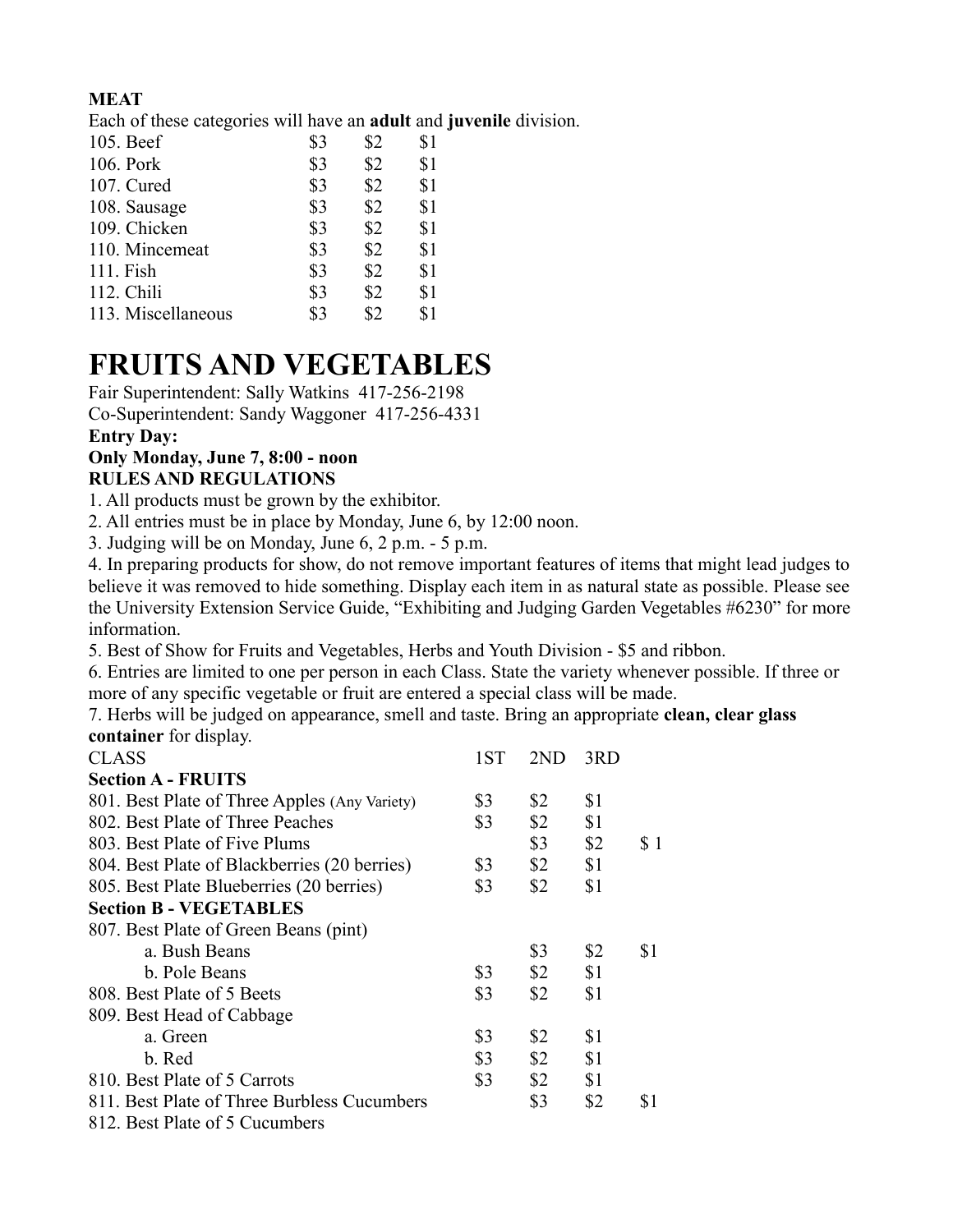**MEAT**

Each of these categories will have an **adult** and **juvenile** division.

| | | | |
|---|---|---|---|
| 105. Beef | $3 | $2 | $1 |
| 106. Pork | $3 | $2 | $1 |
| 107. Cured | $3 | $2 | $1 |
| 108. Sausage | $3 | $2 | $1 |
| 109. Chicken | $3 | $2 | $1 |
| 110. Mincemeat | $3 | $2 | $1 |
| 111. Fish | $3 | $2 | $1 |
| 112. Chili | $3 | $2 | $1 |
| 113. Miscellaneous | $3 | $2 | $1 |

# FRUITS AND VEGETABLES

Fair Superintendent: Sally Watkins 417-256-2198

Co-Superintendent: Sandy Waggoner 417-256-4331

**Entry Day:**

**Only Monday, June 7, 8:00 - noon**

**RULES AND REGULATIONS**

1. All products must be grown by the exhibitor.
2. All entries must be in place by Monday, June 6, by 12:00 noon.
3. Judging will be on Monday, June 6, 2 p.m. - 5 p.m.
4. In preparing products for show, do not remove important features of items that might lead judges to believe it was removed to hide something. Display each item in as natural state as possible. Please see the University Extension Service Guide, "Exhibiting and Judging Garden Vegetables #6230" for more information.
5. Best of Show for Fruits and Vegetables, Herbs and Youth Division - $5 and ribbon.
6. Entries are limited to one per person in each Class. State the variety whenever possible. If three or more of any specific vegetable or fruit are entered a special class will be made.
7. Herbs will be judged on appearance, smell and taste. Bring an appropriate **clean, clear glass container** for display.

| CLASS | 1ST | 2ND | 3RD | |
|---|---|---|---|---|
| **Section A - FRUITS** | | | | |
| 801. Best Plate of Three Apples (Any Variety) | $3 | $2 | $1 | |
| 802. Best Plate of Three Peaches | $3 | $2 | $1 | |
| 803. Best Plate of Five Plums | | $3 | $2 | $ 1 |
| 804. Best Plate of Blackberries (20 berries) | $3 | $2 | $1 | |
| 805. Best Plate Blueberries (20 berries) | $3 | $2 | $1 | |
| **Section B - VEGETABLES** | | | | |
| 807. Best Plate of Green Beans (pint) | | | | |
| a. Bush Beans | | $3 | $2 | $1 |
| b. Pole Beans | $3 | $2 | $1 | |
| 808. Best Plate of 5 Beets | $3 | $2 | $1 | |
| 809. Best Head of Cabbage | | | | |
| a. Green | $3 | $2 | $1 | |
| b. Red | $3 | $2 | $1 | |
| 810. Best Plate of 5 Carrots | $3 | $2 | $1 | |
| 811. Best Plate of Three Burbless Cucumbers | | $3 | $2 | $1 |
| 812. Best Plate of 5 Cucumbers | | | | |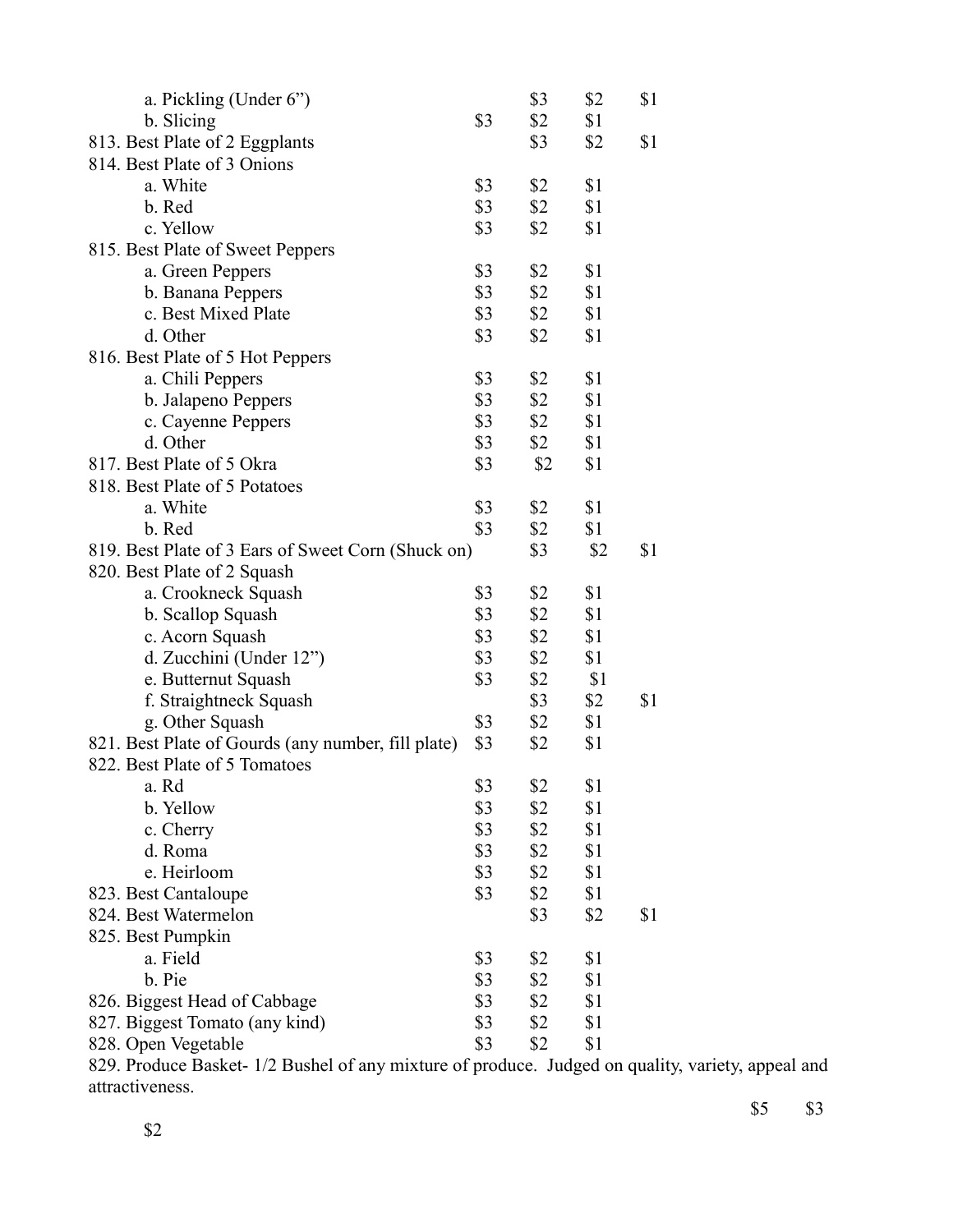| Class | | | | |
|---|---|---|---|---|
| a. Pickling (Under 6”) | | $3 | $2 | $1 |
| b. Slicing | $3 | $2 | $1 | |
| 813. Best Plate of 2 Eggplants | | $3 | $2 | $1 |
| 814. Best Plate of 3 Onions | | | | |
| a. White | $3 | $2 | $1 | |
| b. Red | $3 | $2 | $1 | |
| c. Yellow | $3 | $2 | $1 | |
| 815. Best Plate of Sweet Peppers | | | | |
| a. Green Peppers | $3 | $2 | $1 | |
| b. Banana Peppers | $3 | $2 | $1 | |
| c. Best Mixed Plate | $3 | $2 | $1 | |
| d. Other | $3 | $2 | $1 | |
| 816. Best Plate of 5 Hot Peppers | | | | |
| a. Chili Peppers | $3 | $2 | $1 | |
| b. Jalapeno Peppers | $3 | $2 | $1 | |
| c. Cayenne Peppers | $3 | $2 | $1 | |
| d. Other | $3 | $2 | $1 | |
| 817. Best Plate of 5 Okra | $3 | $2 | $1 | |
| 818. Best Plate of 5 Potatoes | | | | |
| a. White | $3 | $2 | $1 | |
| b. Red | $3 | $2 | $1 | |
| 819. Best Plate of 3 Ears of Sweet Corn (Shuck on) | | $3 | $2 | $1 |
| 820. Best Plate of 2 Squash | | | | |
| a. Crookneck Squash | $3 | $2 | $1 | |
| b. Scallop Squash | $3 | $2 | $1 | |
| c. Acorn Squash | $3 | $2 | $1 | |
| d. Zucchini (Under 12”) | $3 | $2 | $1 | |
| e. Butternut Squash | $3 | $2 | $1 | |
| f. Straightneck Squash | | $3 | $2 | $1 |
| g. Other Squash | $3 | $2 | $1 | |
| 821. Best Plate of Gourds (any number, fill plate) | $3 | $2 | $1 | |
| 822. Best Plate of 5 Tomatoes | | | | |
| a. Rd | $3 | $2 | $1 | |
| b. Yellow | $3 | $2 | $1 | |
| c. Cherry | $3 | $2 | $1 | |
| d. Roma | $3 | $2 | $1 | |
| e. Heirloom | $3 | $2 | $1 | |
| 823. Best Cantaloupe | $3 | $2 | $1 | |
| 824. Best Watermelon | | $3 | $2 | $1 |
| 825. Best Pumpkin | | | | |
| a. Field | $3 | $2 | $1 | |
| b. Pie | $3 | $2 | $1 | |
| 826. Biggest Head of Cabbage | $3 | $2 | $1 | |
| 827. Biggest Tomato (any kind) | $3 | $2 | $1 | |
| 828. Open Vegetable | $3 | $2 | $1 | |

829. Produce Basket- 1/2 Bushel of any mixture of produce. Judged on quality, variety, appeal and attractiveness.

$5 $3 $2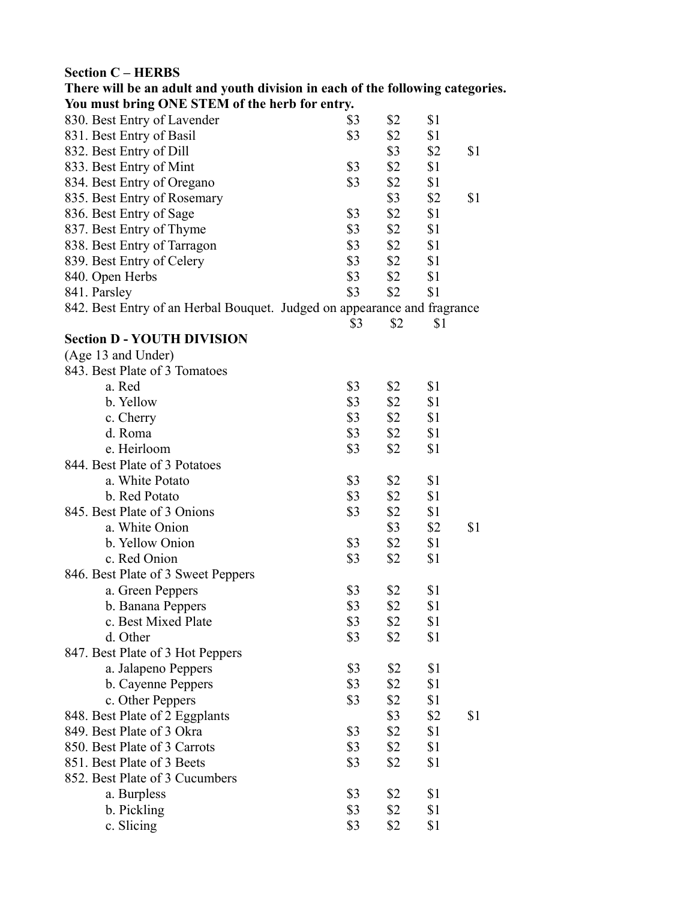**Section C – HERBS**

**There will be an adult and youth division in each of the following categories.**
**You must bring ONE STEM of the herb for entry.**

| | | | | |
|---|---|---|---|---|
| 830. Best Entry of Lavender | $3 | $2 | $1 | |
| 831. Best Entry of Basil | $3 | $2 | $1 | |
| 832. Best Entry of Dill | | $3 | $2 | $1 |
| 833. Best Entry of Mint | $3 | $2 | $1 | |
| 834. Best Entry of Oregano | $3 | $2 | $1 | |
| 835. Best Entry of Rosemary | | $3 | $2 | $1 |
| 836. Best Entry of Sage | $3 | $2 | $1 | |
| 837. Best Entry of Thyme | $3 | $2 | $1 | |
| 838. Best Entry of Tarragon | $3 | $2 | $1 | |
| 839. Best Entry of Celery | $3 | $2 | $1 | |
| 840. Open Herbs | $3 | $2 | $1 | |
| 841. Parsley | $3 | $2 | $1 | |
| 842. Best Entry of an Herbal Bouquet. Judged on appearance and fragrance | $3 | $2 | $1 | |

**Section D - YOUTH DIVISION**

(Age 13 and Under)

| | | | | |
|---|---|---|---|---|
| 843. Best Plate of 3 Tomatoes | | | | |
| a. Red | $3 | $2 | $1 | |
| b. Yellow | $3 | $2 | $1 | |
| c. Cherry | $3 | $2 | $1 | |
| d. Roma | $3 | $2 | $1 | |
| e. Heirloom | $3 | $2 | $1 | |
| 844. Best Plate of 3 Potatoes | | | | |
| a. White Potato | $3 | $2 | $1 | |
| b. Red Potato | $3 | $2 | $1 | |
| 845. Best Plate of 3 Onions | $3 | $2 | $1 | |
| a. White Onion | | $3 | $2 | $1 |
| b. Yellow Onion | $3 | $2 | $1 | |
| c. Red Onion | $3 | $2 | $1 | |
| 846. Best Plate of 3 Sweet Peppers | | | | |
| a. Green Peppers | $3 | $2 | $1 | |
| b. Banana Peppers | $3 | $2 | $1 | |
| c. Best Mixed Plate | $3 | $2 | $1 | |
| d. Other | $3 | $2 | $1 | |
| 847. Best Plate of 3 Hot Peppers | | | | |
| a. Jalapeno Peppers | $3 | $2 | $1 | |
| b. Cayenne Peppers | $3 | $2 | $1 | |
| c. Other Peppers | $3 | $2 | $1 | |
| 848. Best Plate of 2 Eggplants | | $3 | $2 | $1 |
| 849. Best Plate of 3 Okra | $3 | $2 | $1 | |
| 850. Best Plate of 3 Carrots | $3 | $2 | $1 | |
| 851. Best Plate of 3 Beets | $3 | $2 | $1 | |
| 852. Best Plate of 3 Cucumbers | | | | |
| a. Burpless | $3 | $2 | $1 | |
| b. Pickling | $3 | $2 | $1 | |
| c. Slicing | $3 | $2 | $1 | |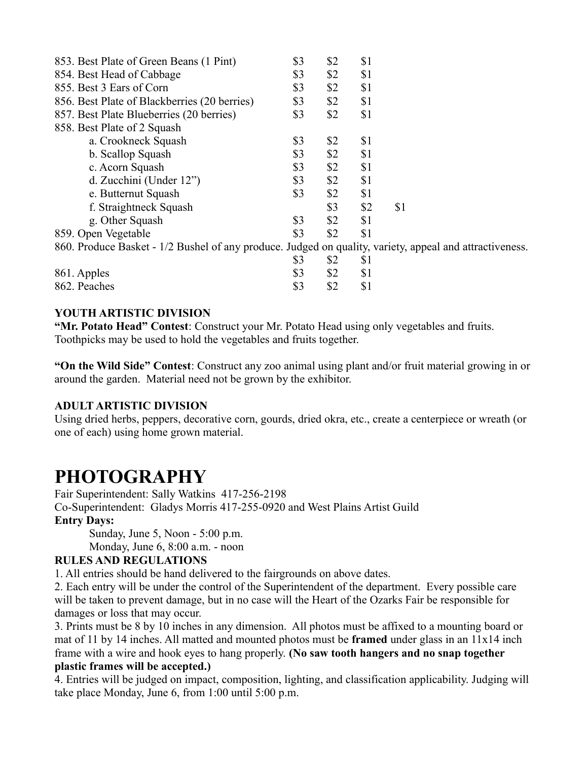| | | | | |
|---|---|---|---|---|
| 853. Best Plate of Green Beans (1 Pint) | $3 | $2 | $1 | |
| 854. Best Head of Cabbage | $3 | $2 | $1 | |
| 855. Best 3 Ears of Corn | $3 | $2 | $1 | |
| 856. Best Plate of Blackberries (20 berries) | $3 | $2 | $1 | |
| 857. Best Plate Blueberries (20 berries) | $3 | $2 | $1 | |
| 858. Best Plate of 2 Squash | | | | |
| a. Crookneck Squash | $3 | $2 | $1 | |
| b. Scallop Squash | $3 | $2 | $1 | |
| c. Acorn Squash | $3 | $2 | $1 | |
| d. Zucchini (Under 12") | $3 | $2 | $1 | |
| e. Butternut Squash | $3 | $2 | $1 | |
| f. Straightneck Squash | | $3 | $2 | $1 |
| g. Other Squash | $3 | $2 | $1 | |
| 859. Open Vegetable | $3 | $2 | $1 | |

860. Produce Basket - 1/2 Bushel of any produce. Judged on quality, variety, appeal and attractiveness.

| | | | |
|---|---|---|---|
| 860. Produce Basket | $3 | $2 | $1 |
| 861. Apples | $3 | $2 | $1 |
| 862. Peaches | $3 | $2 | $1 |

**YOUTH ARTISTIC DIVISION**

**"Mr. Potato Head" Contest**: Construct your Mr. Potato Head using only vegetables and fruits. Toothpicks may be used to hold the vegetables and fruits together.

**"On the Wild Side" Contest**: Construct any zoo animal using plant and/or fruit material growing in or around the garden. Material need not be grown by the exhibitor.

**ADULT ARTISTIC DIVISION**

Using dried herbs, peppers, decorative corn, gourds, dried okra, etc., create a centerpiece or wreath (or one of each) using home grown material.

# PHOTOGRAPHY

Fair Superintendent: Sally Watkins 417-256-2198

Co-Superintendent: Gladys Morris 417-255-0920 and West Plains Artist Guild

**Entry Days:**

Sunday, June 5, Noon - 5:00 p.m.

Monday, June 6, 8:00 a.m. - noon

**RULES AND REGULATIONS**

1. All entries should be hand delivered to the fairgrounds on above dates.
2. Each entry will be under the control of the Superintendent of the department. Every possible care will be taken to prevent damage, but in no case will the Heart of the Ozarks Fair be responsible for damages or loss that may occur.
3. Prints must be 8 by 10 inches in any dimension. All photos must be affixed to a mounting board or mat of 11 by 14 inches. All matted and mounted photos must be **framed** under glass in an 11x14 inch frame with a wire and hook eyes to hang properly. **(No saw tooth hangers and no snap together plastic frames will be accepted.)**
4. Entries will be judged on impact, composition, lighting, and classification applicability. Judging will take place Monday, June 6, from 1:00 until 5:00 p.m.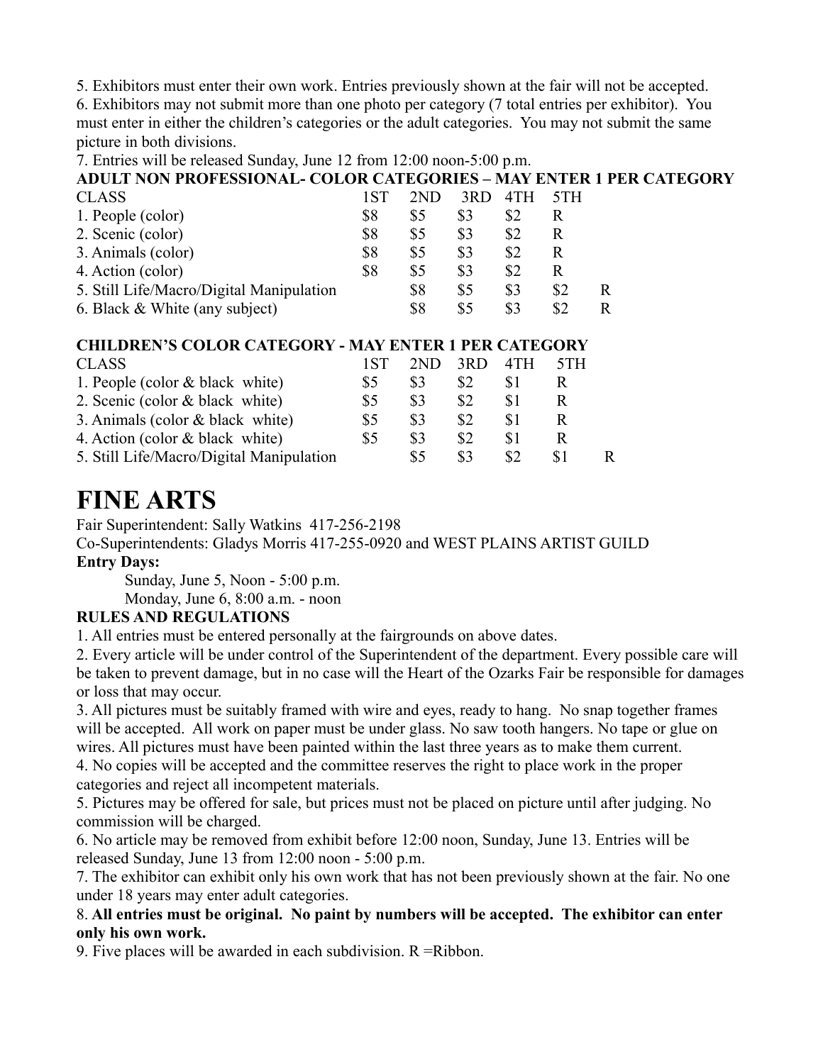5. Exhibitors must enter their own work. Entries previously shown at the fair will not be accepted.

6. Exhibitors may not submit more than one photo per category (7 total entries per exhibitor). You must enter in either the children's categories or the adult categories. You may not submit the same picture in both divisions.

7. Entries will be released Sunday, June 12 from 12:00 noon-5:00 p.m.

**ADULT NON PROFESSIONAL- COLOR CATEGORIES – MAY ENTER 1 PER CATEGORY**

| CLASS | 1ST | 2ND | 3RD | 4TH | 5TH |
|---|---|---|---|---|---|
| 1. People (color) | $8 | $5 | $3 | $2 | R |
| 2. Scenic (color) | $8 | $5 | $3 | $2 | R |
| 3. Animals (color) | $8 | $5 | $3 | $2 | R |
| 4. Action (color) | $8 | $5 | $3 | $2 | R |
| 5. Still Life/Macro/Digital Manipulation | $8 | $5 | $3 | $2 | R |
| 6. Black & White (any subject) | $8 | $5 | $3 | $2 | R |

**CHILDREN'S COLOR CATEGORY - MAY ENTER 1 PER CATEGORY**

| CLASS | 1ST | 2ND | 3RD | 4TH | 5TH |
|---|---|---|---|---|---|
| 1. People (color & black white) | $5 | $3 | $2 | $1 | R |
| 2. Scenic (color & black white) | $5 | $3 | $2 | $1 | R |
| 3. Animals (color & black white) | $5 | $3 | $2 | $1 | R |
| 4. Action (color & black white) | $5 | $3 | $2 | $1 | R |
| 5. Still Life/Macro/Digital Manipulation | $5 | $3 | $2 | $1 | R |

# FINE ARTS

Fair Superintendent: Sally Watkins 417-256-2198

Co-Superintendents: Gladys Morris 417-255-0920 and WEST PLAINS ARTIST GUILD

**Entry Days:**

Sunday, June 5, Noon - 5:00 p.m.

Monday, June 6, 8:00 a.m. - noon

**RULES AND REGULATIONS**

1. All entries must be entered personally at the fairgrounds on above dates.

2. Every article will be under control of the Superintendent of the department. Every possible care will be taken to prevent damage, but in no case will the Heart of the Ozarks Fair be responsible for damages or loss that may occur.

3. All pictures must be suitably framed with wire and eyes, ready to hang. No snap together frames will be accepted. All work on paper must be under glass. No saw tooth hangers. No tape or glue on wires. All pictures must have been painted within the last three years as to make them current.

4. No copies will be accepted and the committee reserves the right to place work in the proper categories and reject all incompetent materials.

5. Pictures may be offered for sale, but prices must not be placed on picture until after judging. No commission will be charged.

6. No article may be removed from exhibit before 12:00 noon, Sunday, June 13. Entries will be released Sunday, June 13 from 12:00 noon - 5:00 p.m.

7. The exhibitor can exhibit only his own work that has not been previously shown at the fair. No one under 18 years may enter adult categories.

8. **All entries must be original. No paint by numbers will be accepted. The exhibitor can enter only his own work.**

9. Five places will be awarded in each subdivision. R =Ribbon.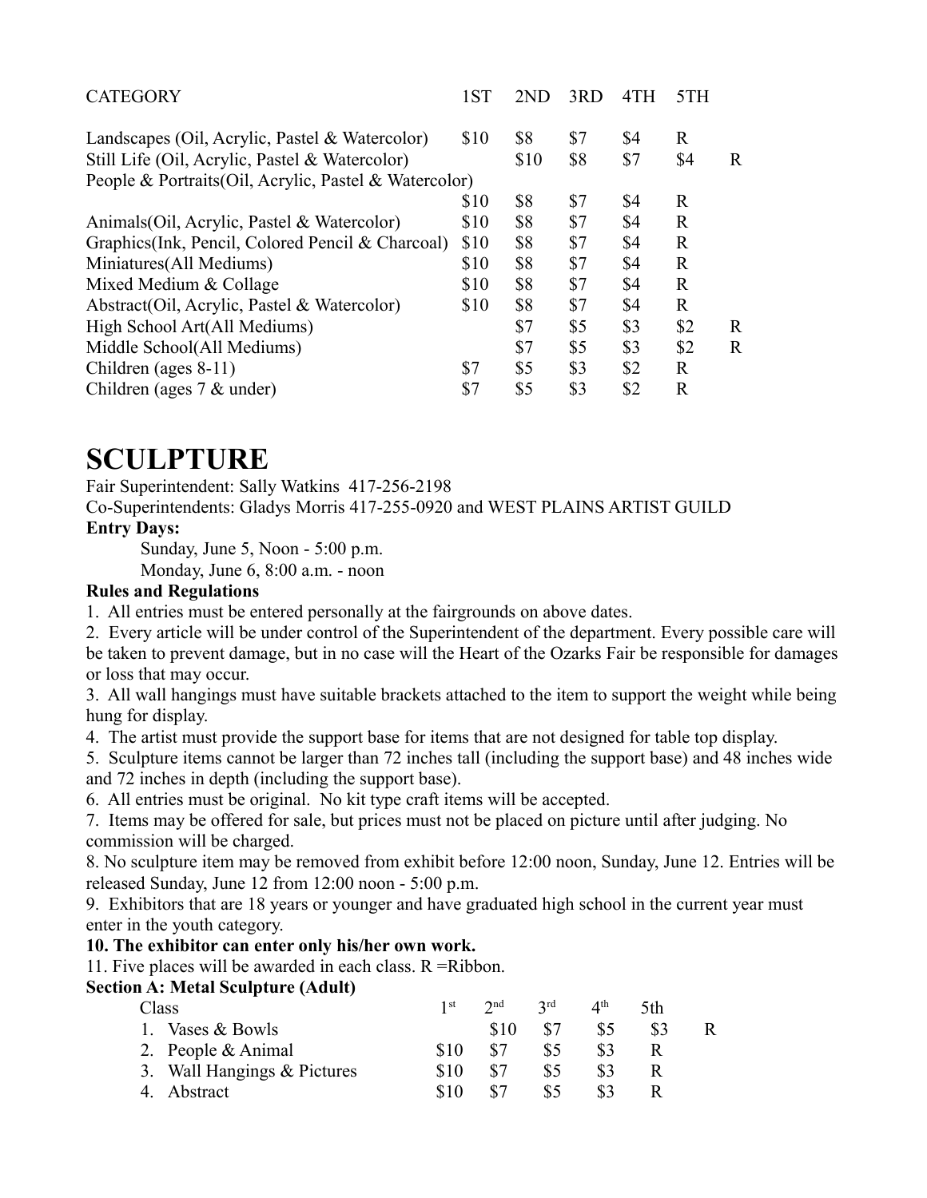| CATEGORY | 1ST | 2ND | 3RD | 4TH | 5TH | |
|---|---|---|---|---|---|---|
| Landscapes (Oil, Acrylic, Pastel & Watercolor) | $10 | $8 | $7 | $4 | R | |
| Still Life (Oil, Acrylic, Pastel & Watercolor) | | $10 | $8 | $7 | $4 | R |
| People & Portraits(Oil, Acrylic, Pastel & Watercolor) | $10 | $8 | $7 | $4 | R | |
| Animals(Oil, Acrylic, Pastel & Watercolor) | $10 | $8 | $7 | $4 | R | |
| Graphics(Ink, Pencil, Colored Pencil & Charcoal) | $10 | $8 | $7 | $4 | R | |
| Miniatures(All Mediums) | $10 | $8 | $7 | $4 | R | |
| Mixed Medium & Collage | $10 | $8 | $7 | $4 | R | |
| Abstract(Oil, Acrylic, Pastel & Watercolor) | $10 | $8 | $7 | $4 | R | |
| High School Art(All Mediums) | | $7 | $5 | $3 | $2 | R |
| Middle School(All Mediums) | | $7 | $5 | $3 | $2 | R |
| Children (ages 8-11) | $7 | $5 | $3 | $2 | R | |
| Children (ages 7 & under) | $7 | $5 | $3 | $2 | R | |

# SCULPTURE

Fair Superintendent: Sally Watkins 417-256-2198

Co-Superintendents: Gladys Morris 417-255-0920 and WEST PLAINS ARTIST GUILD

**Entry Days:**

Sunday, June 5, Noon - 5:00 p.m.

Monday, June 6, 8:00 a.m. - noon

**Rules and Regulations**

1. All entries must be entered personally at the fairgrounds on above dates.
2. Every article will be under control of the Superintendent of the department. Every possible care will be taken to prevent damage, but in no case will the Heart of the Ozarks Fair be responsible for damages or loss that may occur.
3. All wall hangings must have suitable brackets attached to the item to support the weight while being hung for display.
4. The artist must provide the support base for items that are not designed for table top display.
5. Sculpture items cannot be larger than 72 inches tall (including the support base) and 48 inches wide and 72 inches in depth (including the support base).
6. All entries must be original. No kit type craft items will be accepted.
7. Items may be offered for sale, but prices must not be placed on picture until after judging. No commission will be charged.
8. No sculpture item may be removed from exhibit before 12:00 noon, Sunday, June 12. Entries will be released Sunday, June 12 from 12:00 noon - 5:00 p.m.
9. Exhibitors that are 18 years or younger and have graduated high school in the current year must enter in the youth category.
10. **The exhibitor can enter only his/her own work.**
11. Five places will be awarded in each class. R =Ribbon.

**Section A: Metal Sculpture (Adult)**

| Class | 1st | 2nd | 3rd | 4th | 5th | |
|---|---|---|---|---|---|---|
| 1. Vases & Bowls | | $10 | $7 | $5 | $3 | R |
| 2. People & Animal | $10 | $7 | $5 | $3 | R | |
| 3. Wall Hangings & Pictures | $10 | $7 | $5 | $3 | R | |
| 4. Abstract | $10 | $7 | $5 | $3 | R | |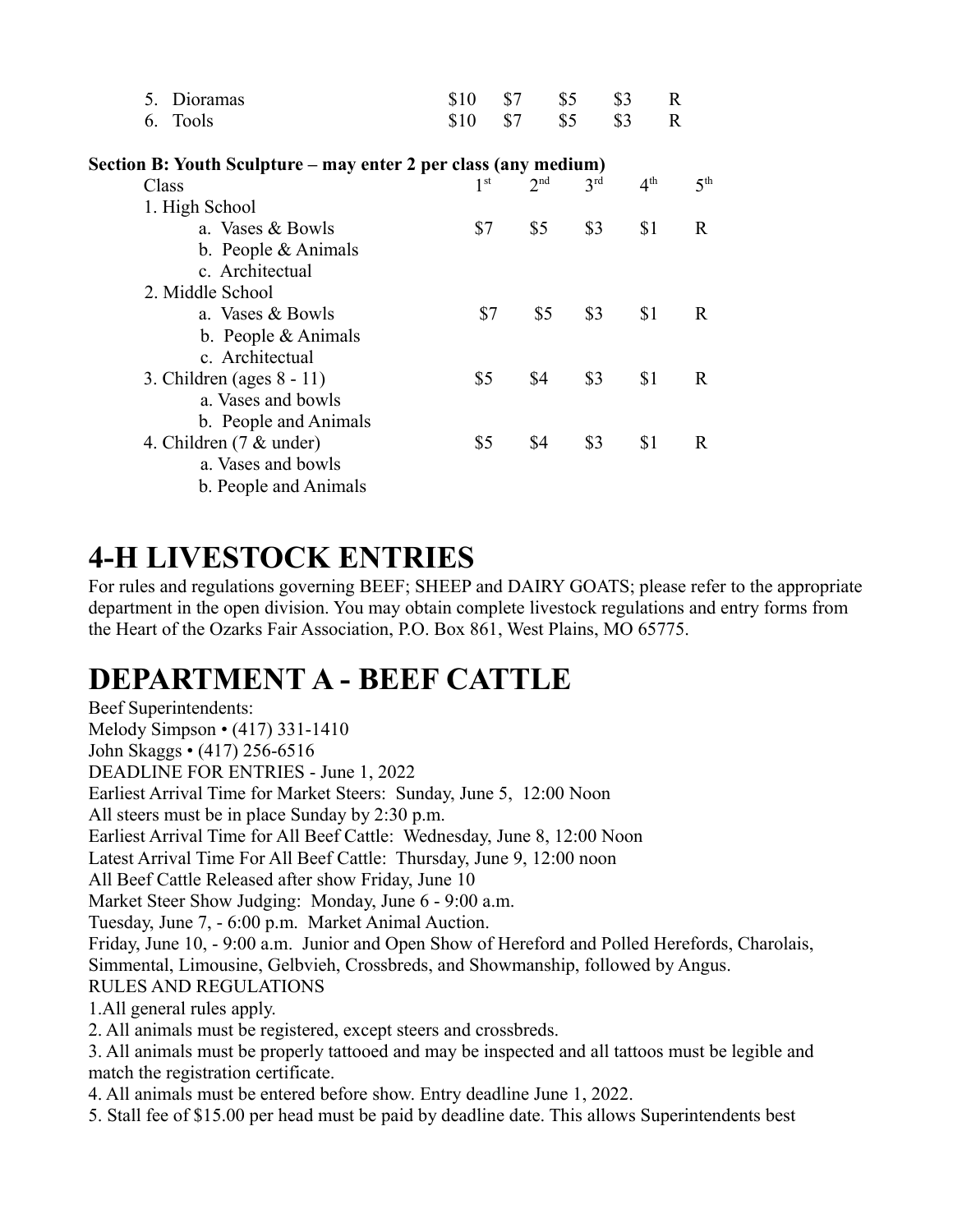| | | | | | |
|---|---|---|---|---|---|
| 5. Dioramas | $10 | $7 | $5 | $3 | R |
| 6. Tools | $10 | $7 | $5 | $3 | R |

**Section B: Youth Sculpture – may enter 2 per class (any medium)**

| Class | 1st | 2nd | 3rd | 4th | 5th |
|---|---|---|---|---|---|
| 1. High School | | | | | |
| a. Vases & Bowls | $7 | $5 | $3 | $1 | R |
| b. People & Animals | | | | | |
| c. Architectual | | | | | |
| 2. Middle School | | | | | |
| a. Vases & Bowls | $7 | $5 | $3 | $1 | R |
| b. People & Animals | | | | | |
| c. Architectual | | | | | |
| 3. Children (ages 8 - 11) | $5 | $4 | $3 | $1 | R |
| a. Vases and bowls | | | | | |
| b. People and Animals | | | | | |
| 4. Children (7 & under) | $5 | $4 | $3 | $1 | R |
| a. Vases and bowls | | | | | |
| b. People and Animals | | | | | |

# 4-H LIVESTOCK ENTRIES

For rules and regulations governing BEEF; SHEEP and DAIRY GOATS; please refer to the appropriate department in the open division. You may obtain complete livestock regulations and entry forms from the Heart of the Ozarks Fair Association, P.O. Box 861, West Plains, MO 65775.

# DEPARTMENT A - BEEF CATTLE

Beef Superintendents:
Melody Simpson • (417) 331-1410
John Skaggs • (417) 256-6516
DEADLINE FOR ENTRIES - June 1, 2022
Earliest Arrival Time for Market Steers: Sunday, June 5, 12:00 Noon
All steers must be in place Sunday by 2:30 p.m.
Earliest Arrival Time for All Beef Cattle: Wednesday, June 8, 12:00 Noon
Latest Arrival Time For All Beef Cattle: Thursday, June 9, 12:00 noon
All Beef Cattle Released after show Friday, June 10
Market Steer Show Judging: Monday, June 6 - 9:00 a.m.
Tuesday, June 7, - 6:00 p.m. Market Animal Auction.
Friday, June 10, - 9:00 a.m. Junior and Open Show of Hereford and Polled Herefords, Charolais, Simmental, Limousine, Gelbvieh, Crossbreds, and Showmanship, followed by Angus.

RULES AND REGULATIONS

1. All general rules apply.
2. All animals must be registered, except steers and crossbreds.
3. All animals must be properly tattooed and may be inspected and all tattoos must be legible and match the registration certificate.
4. All animals must be entered before show. Entry deadline June 1, 2022.
5. Stall fee of $15.00 per head must be paid by deadline date. This allows Superintendents best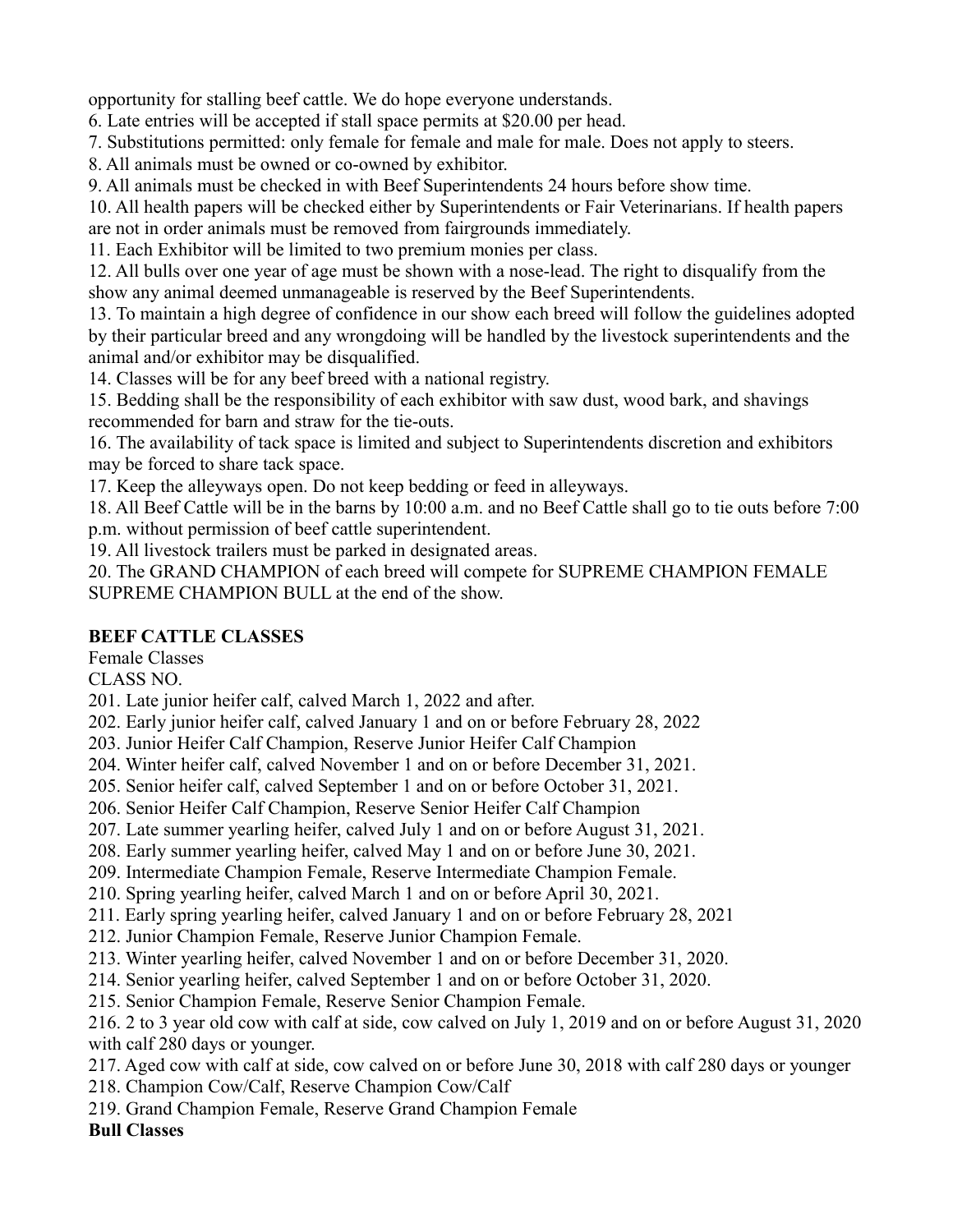opportunity for stalling beef cattle. We do hope everyone understands.

6. Late entries will be accepted if stall space permits at $20.00 per head.
7. Substitutions permitted: only female for female and male for male. Does not apply to steers.
8. All animals must be owned or co-owned by exhibitor.
9. All animals must be checked in with Beef Superintendents 24 hours before show time.
10. All health papers will be checked either by Superintendents or Fair Veterinarians. If health papers are not in order animals must be removed from fairgrounds immediately.
11. Each Exhibitor will be limited to two premium monies per class.
12. All bulls over one year of age must be shown with a nose-lead. The right to disqualify from the show any animal deemed unmanageable is reserved by the Beef Superintendents.
13. To maintain a high degree of confidence in our show each breed will follow the guidelines adopted by their particular breed and any wrongdoing will be handled by the livestock superintendents and the animal and/or exhibitor may be disqualified.
14. Classes will be for any beef breed with a national registry.
15. Bedding shall be the responsibility of each exhibitor with saw dust, wood bark, and shavings recommended for barn and straw for the tie-outs.
16. The availability of tack space is limited and subject to Superintendents discretion and exhibitors may be forced to share tack space.
17. Keep the alleyways open. Do not keep bedding or feed in alleyways.
18. All Beef Cattle will be in the barns by 10:00 a.m. and no Beef Cattle shall go to tie outs before 7:00 p.m. without permission of beef cattle superintendent.
19. All livestock trailers must be parked in designated areas.
20. The GRAND CHAMPION of each breed will compete for SUPREME CHAMPION FEMALE SUPREME CHAMPION BULL at the end of the show.

**BEEF CATTLE CLASSES**

Female Classes

CLASS NO.

201. Late junior heifer calf, calved March 1, 2022 and after.
202. Early junior heifer calf, calved January 1 and on or before February 28, 2022
203. Junior Heifer Calf Champion, Reserve Junior Heifer Calf Champion
204. Winter heifer calf, calved November 1 and on or before December 31, 2021.
205. Senior heifer calf, calved September 1 and on or before October 31, 2021.
206. Senior Heifer Calf Champion, Reserve Senior Heifer Calf Champion
207. Late summer yearling heifer, calved July 1 and on or before August 31, 2021.
208. Early summer yearling heifer, calved May 1 and on or before June 30, 2021.
209. Intermediate Champion Female, Reserve Intermediate Champion Female.
210. Spring yearling heifer, calved March 1 and on or before April 30, 2021.
211. Early spring yearling heifer, calved January 1 and on or before February 28, 2021
212. Junior Champion Female, Reserve Junior Champion Female.
213. Winter yearling heifer, calved November 1 and on or before December 31, 2020.
214. Senior yearling heifer, calved September 1 and on or before October 31, 2020.
215. Senior Champion Female, Reserve Senior Champion Female.
216. 2 to 3 year old cow with calf at side, cow calved on July 1, 2019 and on or before August 31, 2020 with calf 280 days or younger.
217. Aged cow with calf at side, cow calved on or before June 30, 2018 with calf 280 days or younger
218. Champion Cow/Calf, Reserve Champion Cow/Calf
219. Grand Champion Female, Reserve Grand Champion Female

**Bull Classes**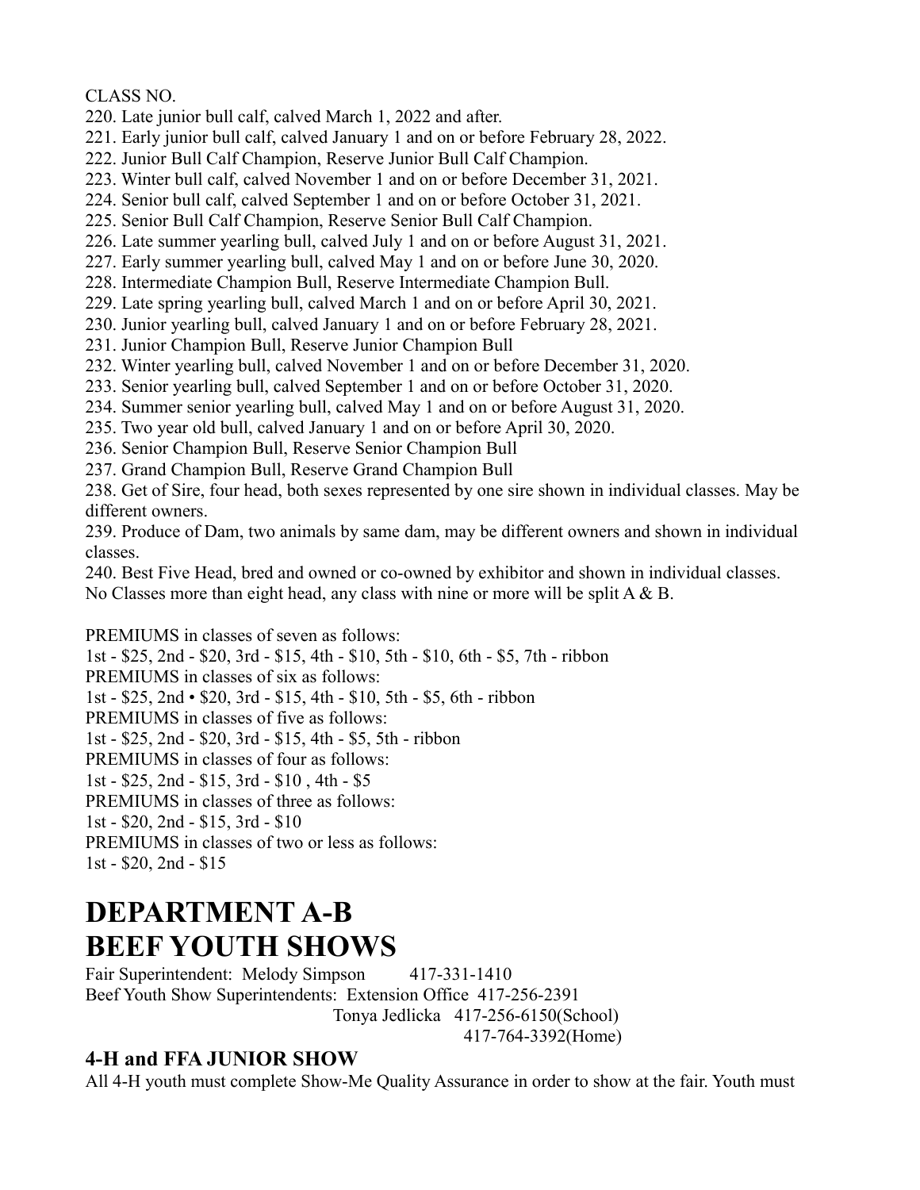CLASS NO.

220. Late junior bull calf, calved March 1, 2022 and after.
221. Early junior bull calf, calved January 1 and on or before February 28, 2022.
222. Junior Bull Calf Champion, Reserve Junior Bull Calf Champion.
223. Winter bull calf, calved November 1 and on or before December 31, 2021.
224. Senior bull calf, calved September 1 and on or before October 31, 2021.
225. Senior Bull Calf Champion, Reserve Senior Bull Calf Champion.
226. Late summer yearling bull, calved July 1 and on or before August 31, 2021.
227. Early summer yearling bull, calved May 1 and on or before June 30, 2020.
228. Intermediate Champion Bull, Reserve Intermediate Champion Bull.
229. Late spring yearling bull, calved March 1 and on or before April 30, 2021.
230. Junior yearling bull, calved January 1 and on or before February 28, 2021.
231. Junior Champion Bull, Reserve Junior Champion Bull
232. Winter yearling bull, calved November 1 and on or before December 31, 2020.
233. Senior yearling bull, calved September 1 and on or before October 31, 2020.
234. Summer senior yearling bull, calved May 1 and on or before August 31, 2020.
235. Two year old bull, calved January 1 and on or before April 30, 2020.
236. Senior Champion Bull, Reserve Senior Champion Bull
237. Grand Champion Bull, Reserve Grand Champion Bull
238. Get of Sire, four head, both sexes represented by one sire shown in individual classes. May be different owners.
239. Produce of Dam, two animals by same dam, may be different owners and shown in individual classes.
240. Best Five Head, bred and owned or co-owned by exhibitor and shown in individual classes.

No Classes more than eight head, any class with nine or more will be split A & B.

PREMIUMS in classes of seven as follows:
1st - $25, 2nd - $20, 3rd - $15, 4th - $10, 5th - $10, 6th - $5, 7th - ribbon
PREMIUMS in classes of six as follows:
1st - $25, 2nd • $20, 3rd - $15, 4th - $10, 5th - $5, 6th - ribbon
PREMIUMS in classes of five as follows:
1st - $25, 2nd - $20, 3rd - $15, 4th - $5, 5th - ribbon
PREMIUMS in classes of four as follows:
1st - $25, 2nd - $15, 3rd - $10 , 4th - $5
PREMIUMS in classes of three as follows:
1st - $20, 2nd - $15, 3rd - $10
PREMIUMS in classes of two or less as follows:
1st - $20, 2nd - $15

# DEPARTMENT A-B
# BEEF YOUTH SHOWS

Fair Superintendent: Melody Simpson 417-331-1410
Beef Youth Show Superintendents: Extension Office 417-256-2391
Tonya Jedlicka 417-256-6150(School)
417-764-3392(Home)

### 4-H and FFA JUNIOR SHOW

All 4-H youth must complete Show-Me Quality Assurance in order to show at the fair. Youth must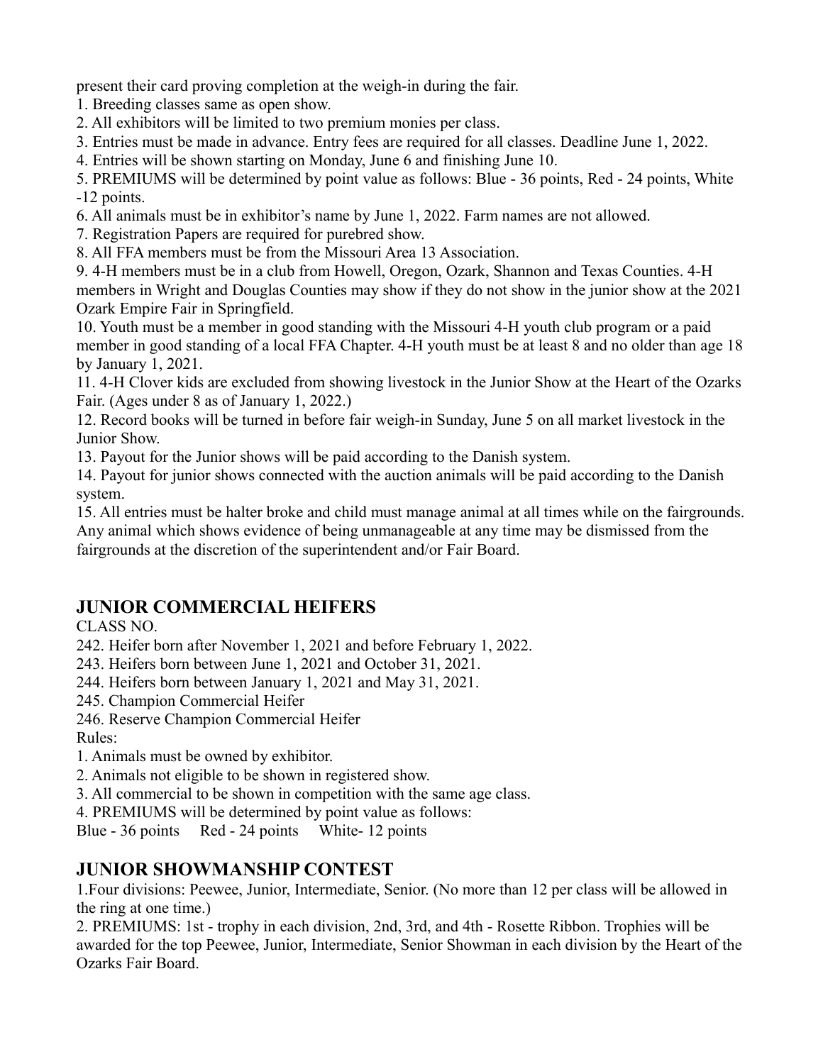present their card proving completion at the weigh-in during the fair.

1. Breeding classes same as open show.
2. All exhibitors will be limited to two premium monies per class.
3. Entries must be made in advance. Entry fees are required for all classes. Deadline June 1, 2022.
4. Entries will be shown starting on Monday, June 6 and finishing June 10.
5. PREMIUMS will be determined by point value as follows: Blue - 36 points, Red - 24 points, White -12 points.
6. All animals must be in exhibitor's name by June 1, 2022. Farm names are not allowed.
7. Registration Papers are required for purebred show.
8. All FFA members must be from the Missouri Area 13 Association.
9. 4-H members must be in a club from Howell, Oregon, Ozark, Shannon and Texas Counties. 4-H members in Wright and Douglas Counties may show if they do not show in the junior show at the 2021 Ozark Empire Fair in Springfield.
10. Youth must be a member in good standing with the Missouri 4-H youth club program or a paid member in good standing of a local FFA Chapter. 4-H youth must be at least 8 and no older than age 18 by January 1, 2021.
11. 4-H Clover kids are excluded from showing livestock in the Junior Show at the Heart of the Ozarks Fair. (Ages under 8 as of January 1, 2022.)
12. Record books will be turned in before fair weigh-in Sunday, June 5 on all market livestock in the Junior Show.
13. Payout for the Junior shows will be paid according to the Danish system.
14. Payout for junior shows connected with the auction animals will be paid according to the Danish system.
15. All entries must be halter broke and child must manage animal at all times while on the fairgrounds. Any animal which shows evidence of being unmanageable at any time may be dismissed from the fairgrounds at the discretion of the superintendent and/or Fair Board.

## JUNIOR COMMERCIAL HEIFERS

CLASS NO.

242. Heifer born after November 1, 2021 and before February 1, 2022.
243. Heifers born between June 1, 2021 and October 31, 2021.
244. Heifers born between January 1, 2021 and May 31, 2021.
245. Champion Commercial Heifer
246. Reserve Champion Commercial Heifer

Rules:

1. Animals must be owned by exhibitor.
2. Animals not eligible to be shown in registered show.
3. All commercial to be shown in competition with the same age class.
4. PREMIUMS will be determined by point value as follows:

Blue - 36 points   Red - 24 points   White- 12 points

## JUNIOR SHOWMANSHIP CONTEST

1. Four divisions: Peewee, Junior, Intermediate, Senior. (No more than 12 per class will be allowed in the ring at one time.)
2. PREMIUMS: 1st - trophy in each division, 2nd, 3rd, and 4th - Rosette Ribbon. Trophies will be awarded for the top Peewee, Junior, Intermediate, Senior Showman in each division by the Heart of the Ozarks Fair Board.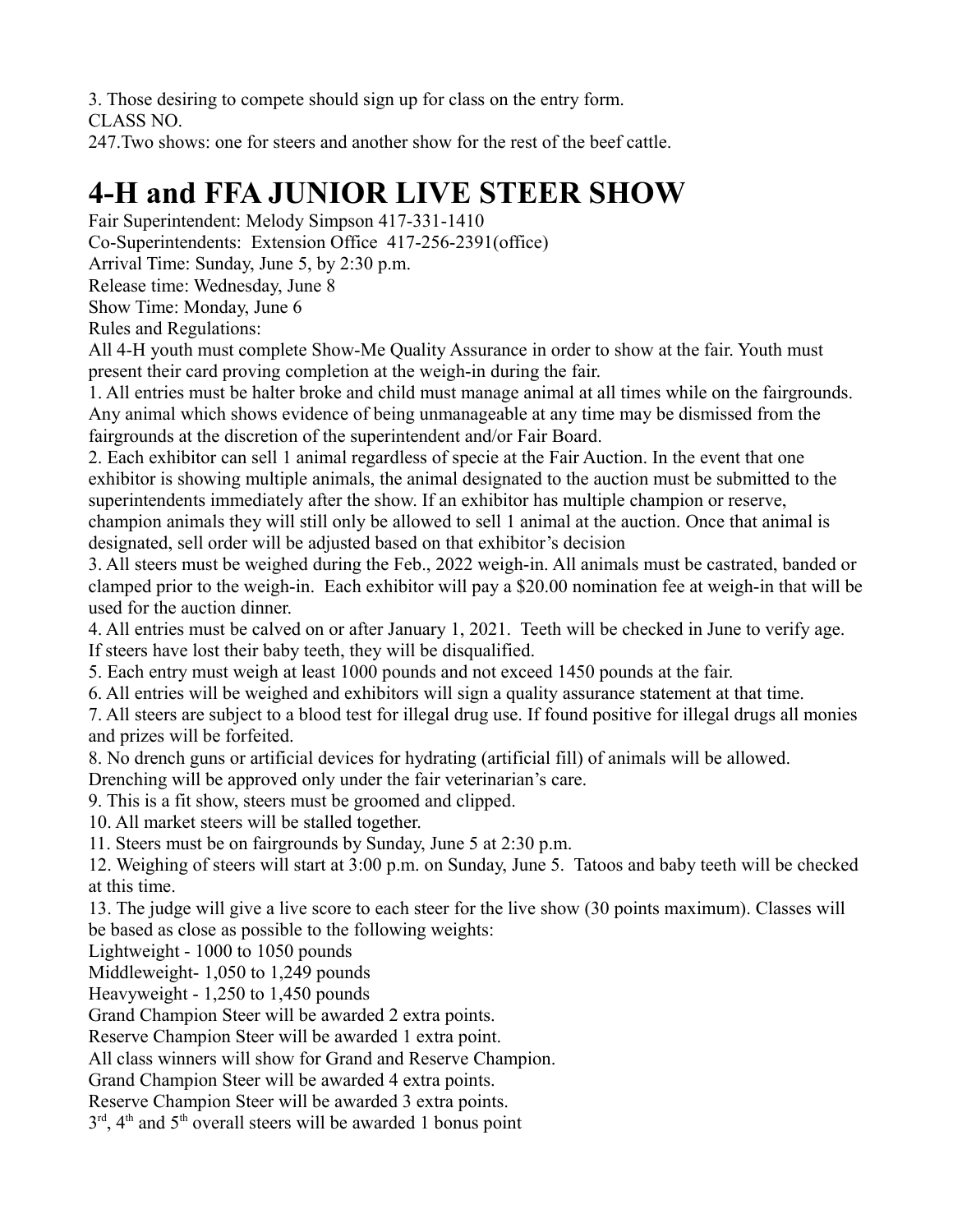3. Those desiring to compete should sign up for class on the entry form.

CLASS NO.

247.Two shows: one for steers and another show for the rest of the beef cattle.

# 4-H and FFA JUNIOR LIVE STEER SHOW

Fair Superintendent: Melody Simpson 417-331-1410

Co-Superintendents: Extension Office 417-256-2391(office)

Arrival Time: Sunday, June 5, by 2:30 p.m.

Release time: Wednesday, June 8

Show Time: Monday, June 6

Rules and Regulations:

All 4-H youth must complete Show-Me Quality Assurance in order to show at the fair. Youth must present their card proving completion at the weigh-in during the fair.

1. All entries must be halter broke and child must manage animal at all times while on the fairgrounds. Any animal which shows evidence of being unmanageable at any time may be dismissed from the fairgrounds at the discretion of the superintendent and/or Fair Board.
2. Each exhibitor can sell 1 animal regardless of specie at the Fair Auction. In the event that one exhibitor is showing multiple animals, the animal designated to the auction must be submitted to the superintendents immediately after the show. If an exhibitor has multiple champion or reserve, champion animals they will still only be allowed to sell 1 animal at the auction. Once that animal is designated, sell order will be adjusted based on that exhibitor's decision
3. All steers must be weighed during the Feb., 2022 weigh-in. All animals must be castrated, banded or clamped prior to the weigh-in. Each exhibitor will pay a $20.00 nomination fee at weigh-in that will be used for the auction dinner.
4. All entries must be calved on or after January 1, 2021. Teeth will be checked in June to verify age. If steers have lost their baby teeth, they will be disqualified.
5. Each entry must weigh at least 1000 pounds and not exceed 1450 pounds at the fair.
6. All entries will be weighed and exhibitors will sign a quality assurance statement at that time.
7. All steers are subject to a blood test for illegal drug use. If found positive for illegal drugs all monies and prizes will be forfeited.
8. No drench guns or artificial devices for hydrating (artificial fill) of animals will be allowed. Drenching will be approved only under the fair veterinarian's care.
9. This is a fit show, steers must be groomed and clipped.
10. All market steers will be stalled together.
11. Steers must be on fairgrounds by Sunday, June 5 at 2:30 p.m.
12. Weighing of steers will start at 3:00 p.m. on Sunday, June 5. Tatoos and baby teeth will be checked at this time.
13. The judge will give a live score to each steer for the live show (30 points maximum). Classes will be based as close as possible to the following weights:

Lightweight - 1000 to 1050 pounds

Middleweight- 1,050 to 1,249 pounds

Heavyweight - 1,250 to 1,450 pounds

Grand Champion Steer will be awarded 2 extra points.

Reserve Champion Steer will be awarded 1 extra point.

All class winners will show for Grand and Reserve Champion.

Grand Champion Steer will be awarded 4 extra points.

Reserve Champion Steer will be awarded 3 extra points.

3rd, 4th and 5th overall steers will be awarded 1 bonus point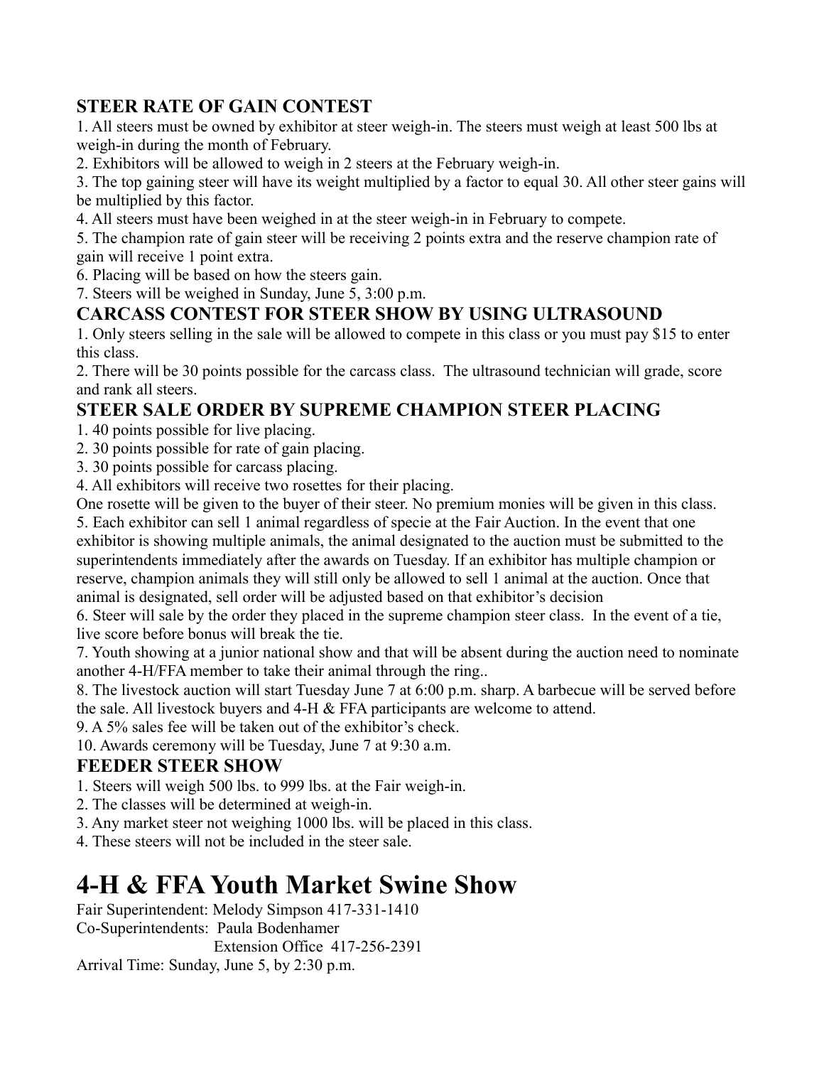### STEER RATE OF GAIN CONTEST

1. All steers must be owned by exhibitor at steer weigh-in. The steers must weigh at least 500 lbs at weigh-in during the month of February.
2. Exhibitors will be allowed to weigh in 2 steers at the February weigh-in.
3. The top gaining steer will have its weight multiplied by a factor to equal 30. All other steer gains will be multiplied by this factor.
4. All steers must have been weighed in at the steer weigh-in in February to compete.
5. The champion rate of gain steer will be receiving 2 points extra and the reserve champion rate of gain will receive 1 point extra.
6. Placing will be based on how the steers gain.
7. Steers will be weighed in Sunday, June 5, 3:00 p.m.

### CARCASS CONTEST FOR STEER SHOW BY USING ULTRASOUND

1. Only steers selling in the sale will be allowed to compete in this class or you must pay $15 to enter this class.
2. There will be 30 points possible for the carcass class. The ultrasound technician will grade, score and rank all steers.

### STEER SALE ORDER BY SUPREME CHAMPION STEER PLACING

1. 40 points possible for live placing.
2. 30 points possible for rate of gain placing.
3. 30 points possible for carcass placing.
4. All exhibitors will receive two rosettes for their placing.

One rosette will be given to the buyer of their steer. No premium monies will be given in this class.

5. Each exhibitor can sell 1 animal regardless of specie at the Fair Auction. In the event that one exhibitor is showing multiple animals, the animal designated to the auction must be submitted to the superintendents immediately after the awards on Tuesday. If an exhibitor has multiple champion or reserve, champion animals they will still only be allowed to sell 1 animal at the auction. Once that animal is designated, sell order will be adjusted based on that exhibitor's decision
6. Steer will sale by the order they placed in the supreme champion steer class. In the event of a tie, live score before bonus will break the tie.
7. Youth showing at a junior national show and that will be absent during the auction need to nominate another 4-H/FFA member to take their animal through the ring..
8. The livestock auction will start Tuesday June 7 at 6:00 p.m. sharp. A barbecue will be served before the sale. All livestock buyers and 4-H & FFA participants are welcome to attend.
9. A 5% sales fee will be taken out of the exhibitor's check.
10. Awards ceremony will be Tuesday, June 7 at 9:30 a.m.

### FEEDER STEER SHOW

1. Steers will weigh 500 lbs. to 999 lbs. at the Fair weigh-in.
2. The classes will be determined at weigh-in.
3. Any market steer not weighing 1000 lbs. will be placed in this class.
4. These steers will not be included in the steer sale.

# 4-H & FFA Youth Market Swine Show

Fair Superintendent: Melody Simpson 417-331-1410
Co-Superintendents: Paula Bodenhamer
Extension Office 417-256-2391
Arrival Time: Sunday, June 5, by 2:30 p.m.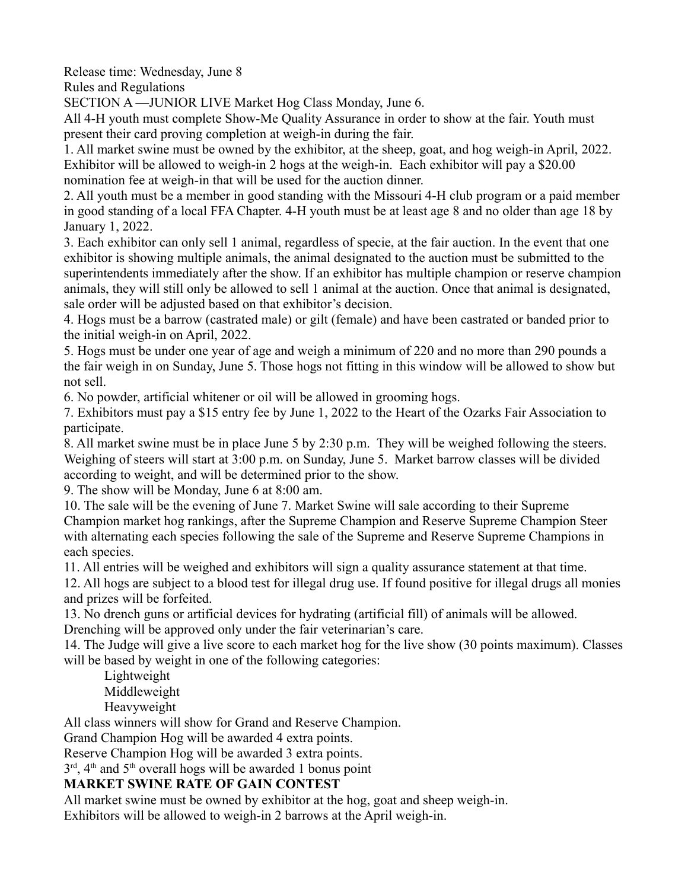Release time: Wednesday, June 8

Rules and Regulations

SECTION A —JUNIOR LIVE Market Hog Class Monday, June 6.

All 4-H youth must complete Show-Me Quality Assurance in order to show at the fair. Youth must present their card proving completion at weigh-in during the fair.

1. All market swine must be owned by the exhibitor, at the sheep, goat, and hog weigh-in April, 2022. Exhibitor will be allowed to weigh-in 2 hogs at the weigh-in. Each exhibitor will pay a $20.00 nomination fee at weigh-in that will be used for the auction dinner.
2. All youth must be a member in good standing with the Missouri 4-H club program or a paid member in good standing of a local FFA Chapter. 4-H youth must be at least age 8 and no older than age 18 by January 1, 2022.
3. Each exhibitor can only sell 1 animal, regardless of specie, at the fair auction. In the event that one exhibitor is showing multiple animals, the animal designated to the auction must be submitted to the superintendents immediately after the show. If an exhibitor has multiple champion or reserve champion animals, they will still only be allowed to sell 1 animal at the auction. Once that animal is designated, sale order will be adjusted based on that exhibitor's decision.
4. Hogs must be a barrow (castrated male) or gilt (female) and have been castrated or banded prior to the initial weigh-in on April, 2022.
5. Hogs must be under one year of age and weigh a minimum of 220 and no more than 290 pounds a the fair weigh in on Sunday, June 5. Those hogs not fitting in this window will be allowed to show but not sell.
6. No powder, artificial whitener or oil will be allowed in grooming hogs.
7. Exhibitors must pay a $15 entry fee by June 1, 2022 to the Heart of the Ozarks Fair Association to participate.
8. All market swine must be in place June 5 by 2:30 p.m. They will be weighed following the steers. Weighing of steers will start at 3:00 p.m. on Sunday, June 5. Market barrow classes will be divided according to weight, and will be determined prior to the show.
9. The show will be Monday, June 6 at 8:00 am.
10. The sale will be the evening of June 7. Market Swine will sale according to their Supreme Champion market hog rankings, after the Supreme Champion and Reserve Supreme Champion Steer with alternating each species following the sale of the Supreme and Reserve Supreme Champions in each species.
11. All entries will be weighed and exhibitors will sign a quality assurance statement at that time.
12. All hogs are subject to a blood test for illegal drug use. If found positive for illegal drugs all monies and prizes will be forfeited.
13. No drench guns or artificial devices for hydrating (artificial fill) of animals will be allowed. Drenching will be approved only under the fair veterinarian's care.
14. The Judge will give a live score to each market hog for the live show (30 points maximum). Classes will be based by weight in one of the following categories:

    Lightweight
    Middleweight
    Heavyweight

All class winners will show for Grand and Reserve Champion.

Grand Champion Hog will be awarded 4 extra points.

Reserve Champion Hog will be awarded 3 extra points.

3rd, 4th and 5th overall hogs will be awarded 1 bonus point

**MARKET SWINE RATE OF GAIN CONTEST**

All market swine must be owned by exhibitor at the hog, goat and sheep weigh-in.

Exhibitors will be allowed to weigh-in 2 barrows at the April weigh-in.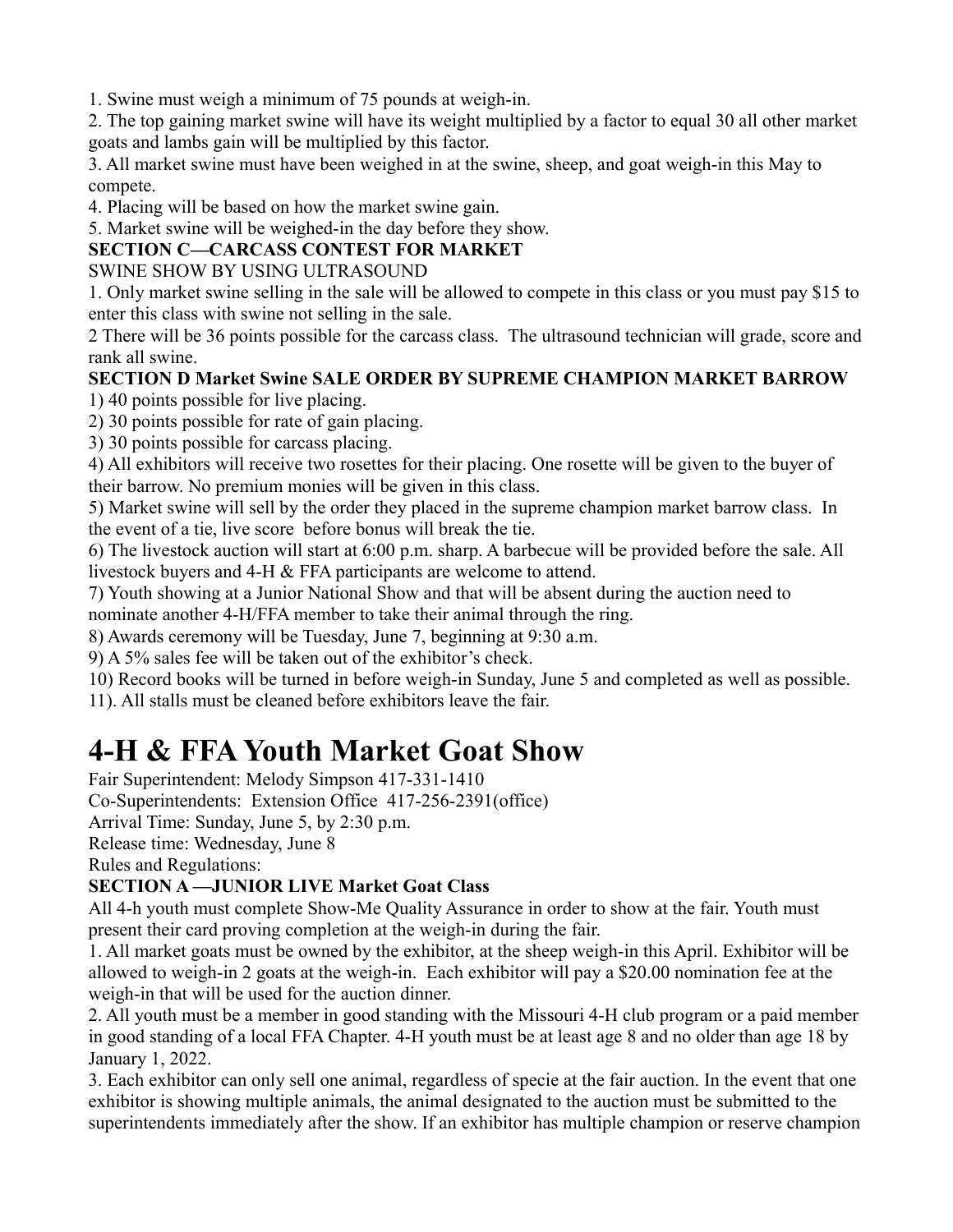1. Swine must weigh a minimum of 75 pounds at weigh-in.
2. The top gaining market swine will have its weight multiplied by a factor to equal 30 all other market goats and lambs gain will be multiplied by this factor.
3. All market swine must have been weighed in at the swine, sheep, and goat weigh-in this May to compete.
4. Placing will be based on how the market swine gain.
5. Market swine will be weighed-in the day before they show.

**SECTION C—CARCASS CONTEST FOR MARKET**
SWINE SHOW BY USING ULTRASOUND

1. Only market swine selling in the sale will be allowed to compete in this class or you must pay $15 to enter this class with swine not selling in the sale.
2 There will be 36 points possible for the carcass class. The ultrasound technician will grade, score and rank all swine.

**SECTION D Market Swine SALE ORDER BY SUPREME CHAMPION MARKET BARROW**

1) 40 points possible for live placing.
2) 30 points possible for rate of gain placing.
3) 30 points possible for carcass placing.
4) All exhibitors will receive two rosettes for their placing. One rosette will be given to the buyer of their barrow. No premium monies will be given in this class.
5) Market swine will sell by the order they placed in the supreme champion market barrow class. In the event of a tie, live score before bonus will break the tie.
6) The livestock auction will start at 6:00 p.m. sharp. A barbecue will be provided before the sale. All livestock buyers and 4-H & FFA participants are welcome to attend.
7) Youth showing at a Junior National Show and that will be absent during the auction need to nominate another 4-H/FFA member to take their animal through the ring.
8) Awards ceremony will be Tuesday, June 7, beginning at 9:30 a.m.
9) A 5% sales fee will be taken out of the exhibitor's check.
10) Record books will be turned in before weigh-in Sunday, June 5 and completed as well as possible.
11). All stalls must be cleaned before exhibitors leave the fair.

# 4-H & FFA Youth Market Goat Show

Fair Superintendent: Melody Simpson 417-331-1410
Co-Superintendents: Extension Office 417-256-2391(office)
Arrival Time: Sunday, June 5, by 2:30 p.m.
Release time: Wednesday, June 8
Rules and Regulations:

**SECTION A —JUNIOR LIVE Market Goat Class**

All 4-h youth must complete Show-Me Quality Assurance in order to show at the fair. Youth must present their card proving completion at the weigh-in during the fair.

1. All market goats must be owned by the exhibitor, at the sheep weigh-in this April. Exhibitor will be allowed to weigh-in 2 goats at the weigh-in. Each exhibitor will pay a $20.00 nomination fee at the weigh-in that will be used for the auction dinner.
2. All youth must be a member in good standing with the Missouri 4-H club program or a paid member in good standing of a local FFA Chapter. 4-H youth must be at least age 8 and no older than age 18 by January 1, 2022.
3. Each exhibitor can only sell one animal, regardless of specie at the fair auction. In the event that one exhibitor is showing multiple animals, the animal designated to the auction must be submitted to the superintendents immediately after the show. If an exhibitor has multiple champion or reserve champion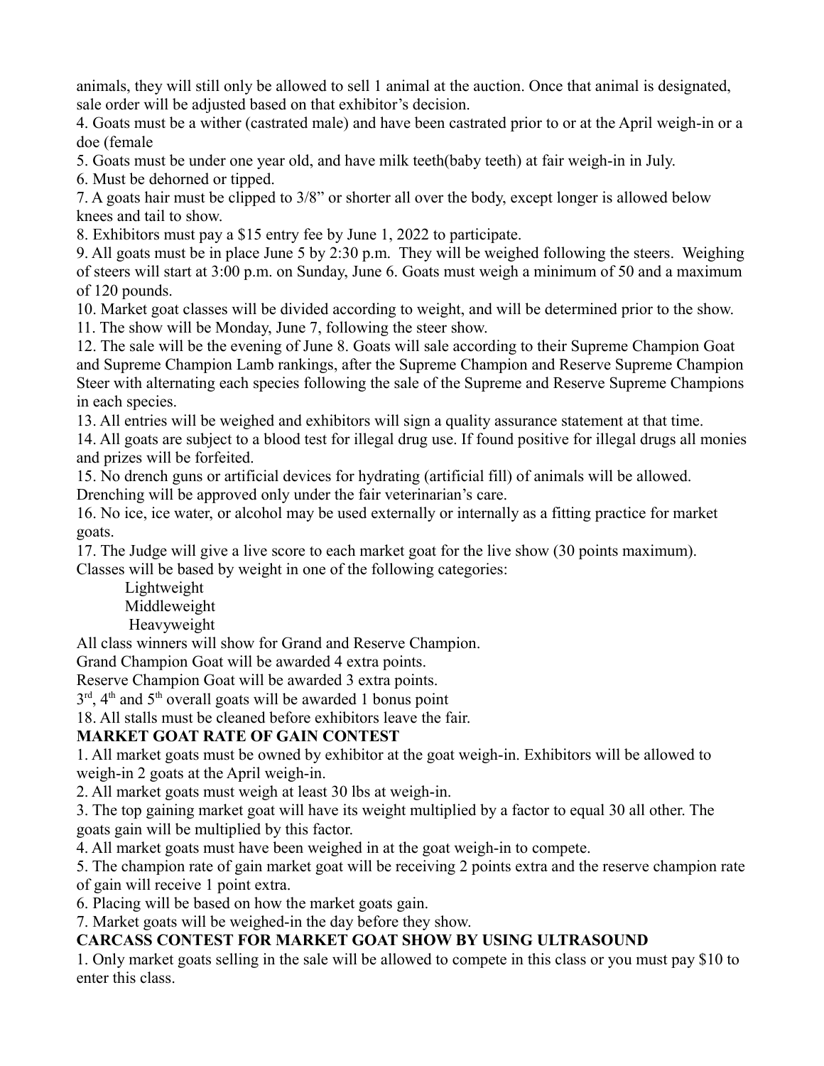animals, they will still only be allowed to sell 1 animal at the auction. Once that animal is designated, sale order will be adjusted based on that exhibitor's decision.

4. Goats must be a wither (castrated male) and have been castrated prior to or at the April weigh-in or a doe (female

5. Goats must be under one year old, and have milk teeth(baby teeth) at fair weigh-in in July.

6. Must be dehorned or tipped.

7. A goats hair must be clipped to 3/8" or shorter all over the body, except longer is allowed below knees and tail to show.

8. Exhibitors must pay a $15 entry fee by June 1, 2022 to participate.

9. All goats must be in place June 5 by 2:30 p.m. They will be weighed following the steers. Weighing of steers will start at 3:00 p.m. on Sunday, June 6. Goats must weigh a minimum of 50 and a maximum of 120 pounds.

10. Market goat classes will be divided according to weight, and will be determined prior to the show.

11. The show will be Monday, June 7, following the steer show.

12. The sale will be the evening of June 8. Goats will sale according to their Supreme Champion Goat and Supreme Champion Lamb rankings, after the Supreme Champion and Reserve Supreme Champion Steer with alternating each species following the sale of the Supreme and Reserve Supreme Champions in each species.

13. All entries will be weighed and exhibitors will sign a quality assurance statement at that time.

14. All goats are subject to a blood test for illegal drug use. If found positive for illegal drugs all monies and prizes will be forfeited.

15. No drench guns or artificial devices for hydrating (artificial fill) of animals will be allowed. Drenching will be approved only under the fair veterinarian's care.

16. No ice, ice water, or alcohol may be used externally or internally as a fitting practice for market goats.

17. The Judge will give a live score to each market goat for the live show (30 points maximum). Classes will be based by weight in one of the following categories:

Lightweight
Middleweight
Heavyweight

All class winners will show for Grand and Reserve Champion.

Grand Champion Goat will be awarded 4 extra points.

Reserve Champion Goat will be awarded 3 extra points.

3rd, 4th and 5th overall goats will be awarded 1 bonus point

18. All stalls must be cleaned before exhibitors leave the fair.

**MARKET GOAT RATE OF GAIN CONTEST**

1. All market goats must be owned by exhibitor at the goat weigh-in. Exhibitors will be allowed to weigh-in 2 goats at the April weigh-in.

2. All market goats must weigh at least 30 lbs at weigh-in.

3. The top gaining market goat will have its weight multiplied by a factor to equal 30 all other. The goats gain will be multiplied by this factor.

4. All market goats must have been weighed in at the goat weigh-in to compete.

5. The champion rate of gain market goat will be receiving 2 points extra and the reserve champion rate of gain will receive 1 point extra.

6. Placing will be based on how the market goats gain.

7. Market goats will be weighed-in the day before they show.

**CARCASS CONTEST FOR MARKET GOAT SHOW BY USING ULTRASOUND**

1. Only market goats selling in the sale will be allowed to compete in this class or you must pay $10 to enter this class.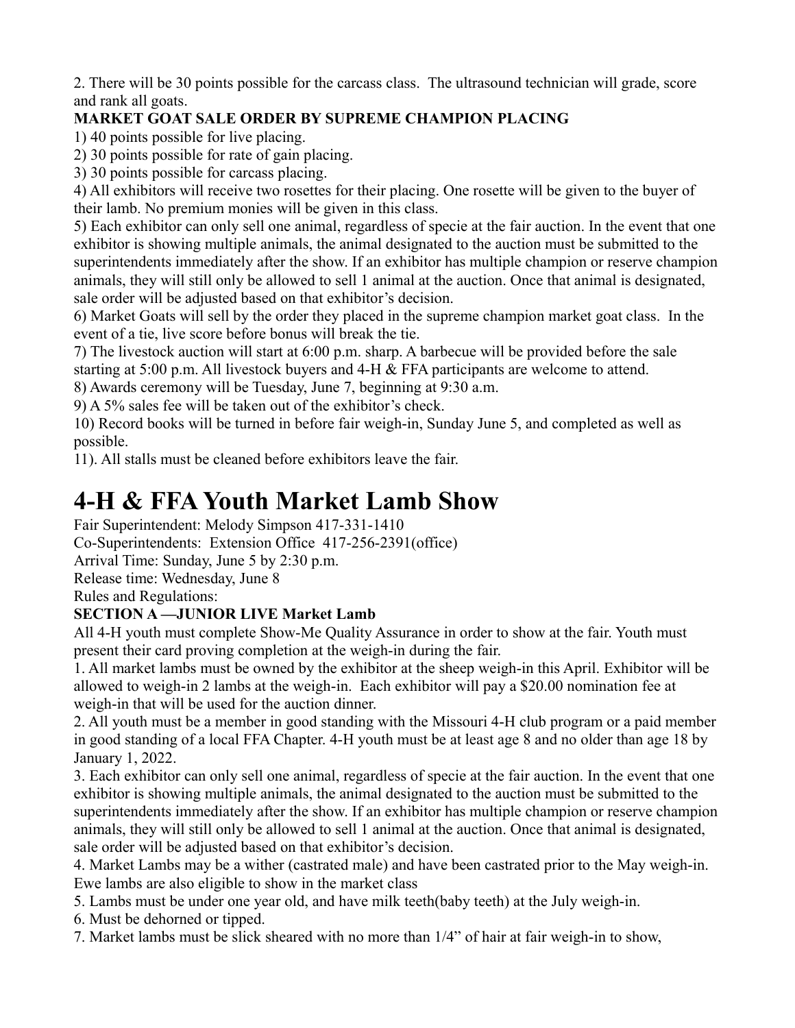2. There will be 30 points possible for the carcass class. The ultrasound technician will grade, score and rank all goats.

**MARKET GOAT SALE ORDER BY SUPREME CHAMPION PLACING**

1) 40 points possible for live placing.
2) 30 points possible for rate of gain placing.
3) 30 points possible for carcass placing.
4) All exhibitors will receive two rosettes for their placing. One rosette will be given to the buyer of their lamb. No premium monies will be given in this class.
5) Each exhibitor can only sell one animal, regardless of specie at the fair auction. In the event that one exhibitor is showing multiple animals, the animal designated to the auction must be submitted to the superintendents immediately after the show. If an exhibitor has multiple champion or reserve champion animals, they will still only be allowed to sell 1 animal at the auction. Once that animal is designated, sale order will be adjusted based on that exhibitor's decision.
6) Market Goats will sell by the order they placed in the supreme champion market goat class. In the event of a tie, live score before bonus will break the tie.
7) The livestock auction will start at 6:00 p.m. sharp. A barbecue will be provided before the sale starting at 5:00 p.m. All livestock buyers and 4-H & FFA participants are welcome to attend.
8) Awards ceremony will be Tuesday, June 7, beginning at 9:30 a.m.
9) A 5% sales fee will be taken out of the exhibitor's check.
10) Record books will be turned in before fair weigh-in, Sunday June 5, and completed as well as possible.
11). All stalls must be cleaned before exhibitors leave the fair.

# 4-H & FFA Youth Market Lamb Show

Fair Superintendent: Melody Simpson 417-331-1410
Co-Superintendents: Extension Office 417-256-2391(office)
Arrival Time: Sunday, June 5 by 2:30 p.m.
Release time: Wednesday, June 8
Rules and Regulations:

**SECTION A —JUNIOR LIVE Market Lamb**

All 4-H youth must complete Show-Me Quality Assurance in order to show at the fair. Youth must present their card proving completion at the weigh-in during the fair.

1. All market lambs must be owned by the exhibitor at the sheep weigh-in this April. Exhibitor will be allowed to weigh-in 2 lambs at the weigh-in. Each exhibitor will pay a $20.00 nomination fee at weigh-in that will be used for the auction dinner.
2. All youth must be a member in good standing with the Missouri 4-H club program or a paid member in good standing of a local FFA Chapter. 4-H youth must be at least age 8 and no older than age 18 by January 1, 2022.
3. Each exhibitor can only sell one animal, regardless of specie at the fair auction. In the event that one exhibitor is showing multiple animals, the animal designated to the auction must be submitted to the superintendents immediately after the show. If an exhibitor has multiple champion or reserve champion animals, they will still only be allowed to sell 1 animal at the auction. Once that animal is designated, sale order will be adjusted based on that exhibitor's decision.
4. Market Lambs may be a wither (castrated male) and have been castrated prior to the May weigh-in. Ewe lambs are also eligible to show in the market class
5. Lambs must be under one year old, and have milk teeth(baby teeth) at the July weigh-in.
6. Must be dehorned or tipped.
7. Market lambs must be slick sheared with no more than 1/4" of hair at fair weigh-in to show,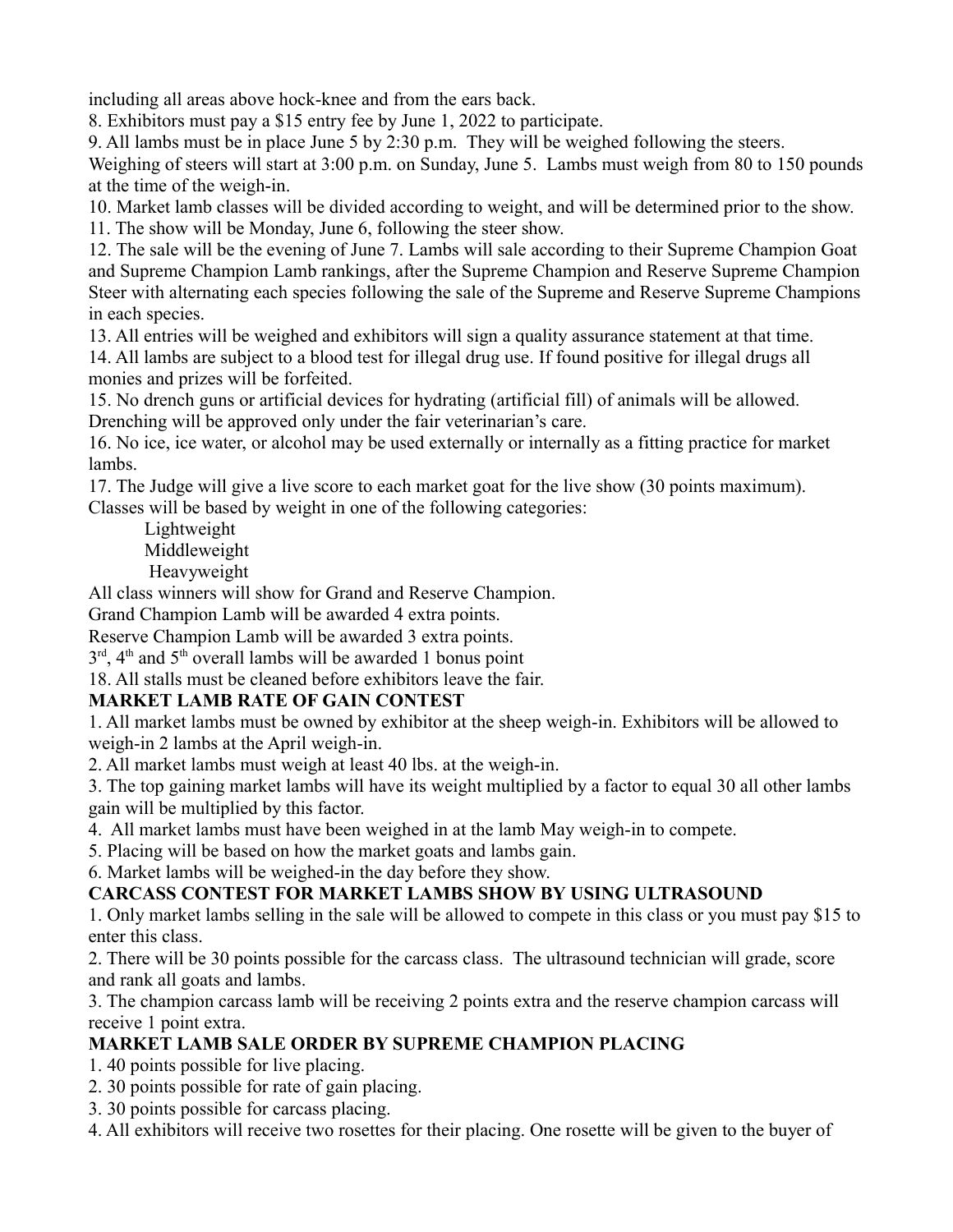including all areas above hock-knee and from the ears back.

8. Exhibitors must pay a $15 entry fee by June 1, 2022 to participate.

9. All lambs must be in place June 5 by 2:30 p.m. They will be weighed following the steers. Weighing of steers will start at 3:00 p.m. on Sunday, June 5. Lambs must weigh from 80 to 150 pounds at the time of the weigh-in.

10. Market lamb classes will be divided according to weight, and will be determined prior to the show.

11. The show will be Monday, June 6, following the steer show.

12. The sale will be the evening of June 7. Lambs will sale according to their Supreme Champion Goat and Supreme Champion Lamb rankings, after the Supreme Champion and Reserve Supreme Champion Steer with alternating each species following the sale of the Supreme and Reserve Supreme Champions in each species.

13. All entries will be weighed and exhibitors will sign a quality assurance statement at that time.

14. All lambs are subject to a blood test for illegal drug use. If found positive for illegal drugs all monies and prizes will be forfeited.

15. No drench guns or artificial devices for hydrating (artificial fill) of animals will be allowed. Drenching will be approved only under the fair veterinarian's care.

16. No ice, ice water, or alcohol may be used externally or internally as a fitting practice for market lambs.

17. The Judge will give a live score to each market goat for the live show (30 points maximum). Classes will be based by weight in one of the following categories:

Lightweight
Middleweight
Heavyweight

All class winners will show for Grand and Reserve Champion.
Grand Champion Lamb will be awarded 4 extra points.
Reserve Champion Lamb will be awarded 3 extra points.
3rd, 4th and 5th overall lambs will be awarded 1 bonus point

18. All stalls must be cleaned before exhibitors leave the fair.

**MARKET LAMB RATE OF GAIN CONTEST**

1. All market lambs must be owned by exhibitor at the sheep weigh-in. Exhibitors will be allowed to weigh-in 2 lambs at the April weigh-in.
2. All market lambs must weigh at least 40 lbs. at the weigh-in.
3. The top gaining market lambs will have its weight multiplied by a factor to equal 30 all other lambs gain will be multiplied by this factor.
4. All market lambs must have been weighed in at the lamb May weigh-in to compete.
5. Placing will be based on how the market goats and lambs gain.
6. Market lambs will be weighed-in the day before they show.

**CARCASS CONTEST FOR MARKET LAMBS SHOW BY USING ULTRASOUND**

1. Only market lambs selling in the sale will be allowed to compete in this class or you must pay $15 to enter this class.
2. There will be 30 points possible for the carcass class. The ultrasound technician will grade, score and rank all goats and lambs.
3. The champion carcass lamb will be receiving 2 points extra and the reserve champion carcass will receive 1 point extra.

**MARKET LAMB SALE ORDER BY SUPREME CHAMPION PLACING**

1. 40 points possible for live placing.
2. 30 points possible for rate of gain placing.
3. 30 points possible for carcass placing.
4. All exhibitors will receive two rosettes for their placing. One rosette will be given to the buyer of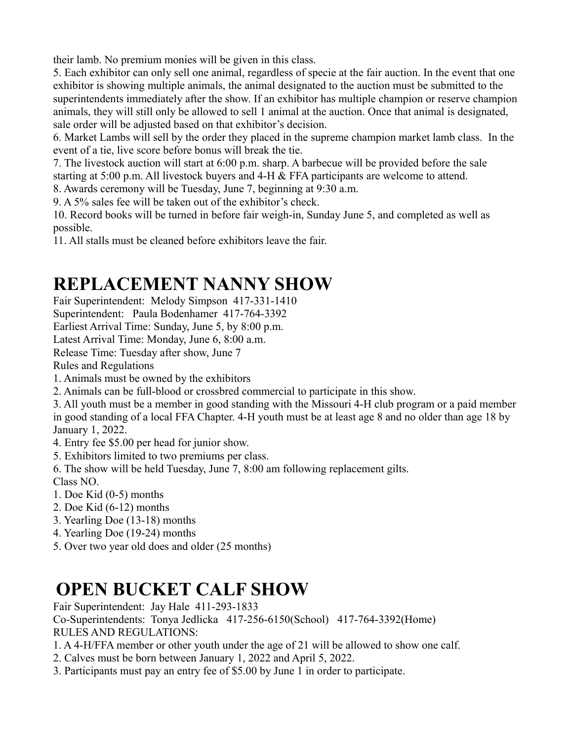their lamb. No premium monies will be given in this class.

5. Each exhibitor can only sell one animal, regardless of specie at the fair auction. In the event that one exhibitor is showing multiple animals, the animal designated to the auction must be submitted to the superintendents immediately after the show. If an exhibitor has multiple champion or reserve champion animals, they will still only be allowed to sell 1 animal at the auction. Once that animal is designated, sale order will be adjusted based on that exhibitor's decision.

6. Market Lambs will sell by the order they placed in the supreme champion market lamb class. In the event of a tie, live score before bonus will break the tie.

7. The livestock auction will start at 6:00 p.m. sharp. A barbecue will be provided before the sale starting at 5:00 p.m. All livestock buyers and 4-H & FFA participants are welcome to attend.

8. Awards ceremony will be Tuesday, June 7, beginning at 9:30 a.m.

9. A 5% sales fee will be taken out of the exhibitor's check.

10. Record books will be turned in before fair weigh-in, Sunday June 5, and completed as well as possible.

11. All stalls must be cleaned before exhibitors leave the fair.

# REPLACEMENT NANNY SHOW

Fair Superintendent: Melody Simpson 417-331-1410

Superintendent: Paula Bodenhamer 417-764-3392

Earliest Arrival Time: Sunday, June 5, by 8:00 p.m.

Latest Arrival Time: Monday, June 6, 8:00 a.m.

Release Time: Tuesday after show, June 7

Rules and Regulations

1. Animals must be owned by the exhibitors
2. Animals can be full-blood or crossbred commercial to participate in this show.
3. All youth must be a member in good standing with the Missouri 4-H club program or a paid member in good standing of a local FFA Chapter. 4-H youth must be at least age 8 and no older than age 18 by January 1, 2022.
4. Entry fee $5.00 per head for junior show.
5. Exhibitors limited to two premiums per class.
6. The show will be held Tuesday, June 7, 8:00 am following replacement gilts.

Class NO.

1. Doe Kid (0-5) months
2. Doe Kid (6-12) months
3. Yearling Doe (13-18) months
4. Yearling Doe (19-24) months
5. Over two year old does and older (25 months)

# OPEN BUCKET CALF SHOW

Fair Superintendent: Jay Hale 411-293-1833

Co-Superintendents: Tonya Jedlicka 417-256-6150(School) 417-764-3392(Home)

RULES AND REGULATIONS:

1. A 4-H/FFA member or other youth under the age of 21 will be allowed to show one calf.
2. Calves must be born between January 1, 2022 and April 5, 2022.
3. Participants must pay an entry fee of $5.00 by June 1 in order to participate.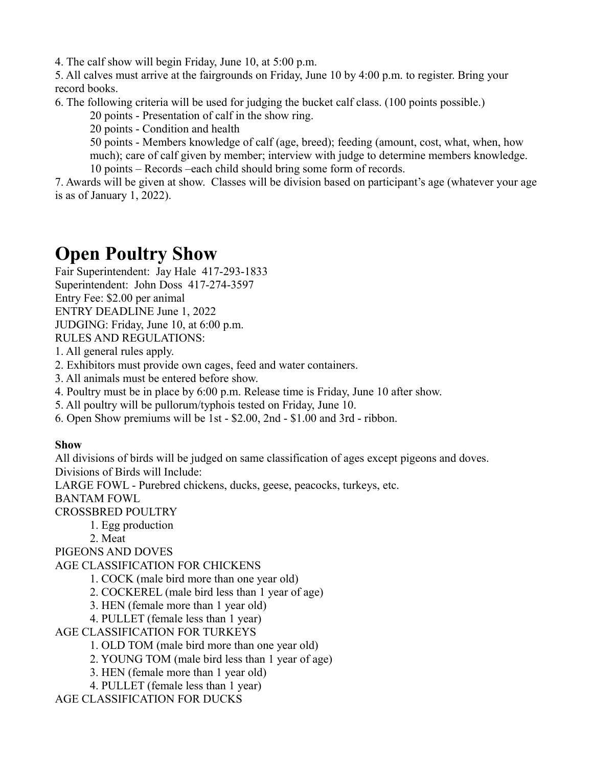4. The calf show will begin Friday, June 10, at 5:00 p.m.

5. All calves must arrive at the fairgrounds on Friday, June 10 by 4:00 p.m. to register. Bring your record books.

6. The following criteria will be used for judging the bucket calf class. (100 points possible.)

    20 points - Presentation of calf in the show ring.
    20 points - Condition and health
    50 points - Members knowledge of calf (age, breed); feeding (amount, cost, what, when, how much); care of calf given by member; interview with judge to determine members knowledge.
    10 points – Records –each child should bring some form of records.

7. Awards will be given at show. Classes will be division based on participant's age (whatever your age is as of January 1, 2022).

# Open Poultry Show

Fair Superintendent: Jay Hale 417-293-1833
Superintendent: John Doss 417-274-3597
Entry Fee: $2.00 per animal
ENTRY DEADLINE June 1, 2022
JUDGING: Friday, June 10, at 6:00 p.m.
RULES AND REGULATIONS:

1. All general rules apply.
2. Exhibitors must provide own cages, feed and water containers.
3. All animals must be entered before show.
4. Poultry must be in place by 6:00 p.m. Release time is Friday, June 10 after show.
5. All poultry will be pullorum/typhois tested on Friday, June 10.
6. Open Show premiums will be 1st - $2.00, 2nd - $1.00 and 3rd - ribbon.

**Show**

All divisions of birds will be judged on same classification of ages except pigeons and doves.
Divisions of Birds will Include:
LARGE FOWL - Purebred chickens, ducks, geese, peacocks, turkeys, etc.
BANTAM FOWL
CROSSBRED POULTRY

1. Egg production
2. Meat

PIGEONS AND DOVES
AGE CLASSIFICATION FOR CHICKENS

1. COCK (male bird more than one year old)
2. COCKEREL (male bird less than 1 year of age)
3. HEN (female more than 1 year old)
4. PULLET (female less than 1 year)

AGE CLASSIFICATION FOR TURKEYS

1. OLD TOM (male bird more than one year old)
2. YOUNG TOM (male bird less than 1 year of age)
3. HEN (female more than 1 year old)
4. PULLET (female less than 1 year)

AGE CLASSIFICATION FOR DUCKS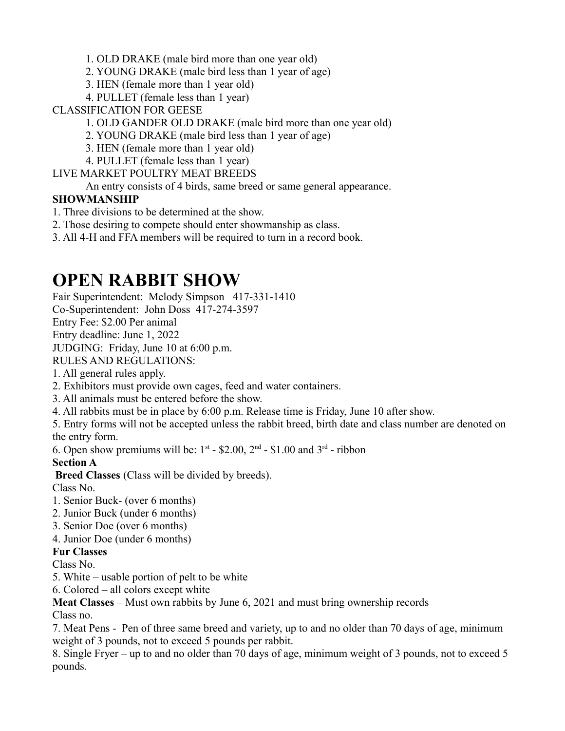1. OLD DRAKE (male bird more than one year old)
2. YOUNG DRAKE (male bird less than 1 year of age)
3. HEN (female more than 1 year old)
4. PULLET (female less than 1 year)

CLASSIFICATION FOR GEESE

1. OLD GANDER OLD DRAKE (male bird more than one year old)
2. YOUNG DRAKE (male bird less than 1 year of age)
3. HEN (female more than 1 year old)
4. PULLET (female less than 1 year)

LIVE MARKET POULTRY MEAT BREEDS

An entry consists of 4 birds, same breed or same general appearance.

**SHOWMANSHIP**

1. Three divisions to be determined at the show.
2. Those desiring to compete should enter showmanship as class.
3. All 4-H and FFA members will be required to turn in a record book.

# OPEN RABBIT SHOW

Fair Superintendent: Melody Simpson 417-331-1410

Co-Superintendent: John Doss 417-274-3597

Entry Fee: $2.00 Per animal

Entry deadline: June 1, 2022

JUDGING: Friday, June 10 at 6:00 p.m.

RULES AND REGULATIONS:

1. All general rules apply.
2. Exhibitors must provide own cages, feed and water containers.
3. All animals must be entered before the show.
4. All rabbits must be in place by 6:00 p.m. Release time is Friday, June 10 after show.
5. Entry forms will not be accepted unless the rabbit breed, birth date and class number are denoted on the entry form.
6. Open show premiums will be: 1st - $2.00, 2nd - $1.00 and 3rd - ribbon

**Section A**

**Breed Classes** (Class will be divided by breeds).

Class No.

1. Senior Buck- (over 6 months)
2. Junior Buck (under 6 months)
3. Senior Doe (over 6 months)
4. Junior Doe (under 6 months)

**Fur Classes**

Class No.

5. White – usable portion of pelt to be white
6. Colored – all colors except white

**Meat Classes** – Must own rabbits by June 6, 2021 and must bring ownership records

Class no.

7. Meat Pens - Pen of three same breed and variety, up to and no older than 70 days of age, minimum weight of 3 pounds, not to exceed 5 pounds per rabbit.
8. Single Fryer – up to and no older than 70 days of age, minimum weight of 3 pounds, not to exceed 5 pounds.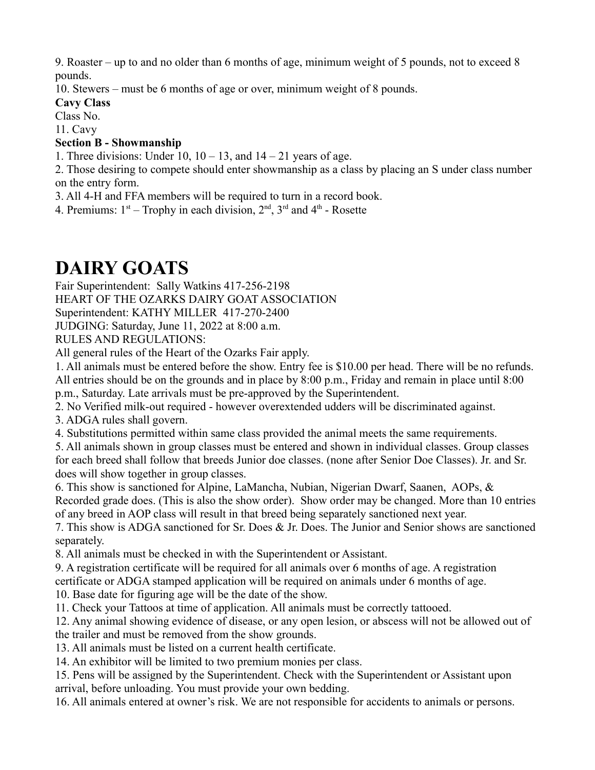9. Roaster – up to and no older than 6 months of age, minimum weight of 5 pounds, not to exceed 8 pounds.

10. Stewers – must be 6 months of age or over, minimum weight of 8 pounds.

**Cavy Class**

Class No.

11. Cavy

**Section B - Showmanship**

1. Three divisions: Under 10, 10 – 13, and 14 – 21 years of age.
2. Those desiring to compete should enter showmanship as a class by placing an S under class number on the entry form.
3. All 4-H and FFA members will be required to turn in a record book.
4. Premiums: 1st – Trophy in each division, 2nd, 3rd and 4th - Rosette

# DAIRY GOATS

Fair Superintendent: Sally Watkins 417-256-2198

HEART OF THE OZARKS DAIRY GOAT ASSOCIATION

Superintendent: KATHY MILLER 417-270-2400

JUDGING: Saturday, June 11, 2022 at 8:00 a.m.

RULES AND REGULATIONS:

All general rules of the Heart of the Ozarks Fair apply.

1. All animals must be entered before the show. Entry fee is $10.00 per head. There will be no refunds. All entries should be on the grounds and in place by 8:00 p.m., Friday and remain in place until 8:00 p.m., Saturday. Late arrivals must be pre-approved by the Superintendent.
2. No Verified milk-out required - however overextended udders will be discriminated against.
3. ADGA rules shall govern.
4. Substitutions permitted within same class provided the animal meets the same requirements.
5. All animals shown in group classes must be entered and shown in individual classes. Group classes for each breed shall follow that breeds Junior doe classes. (none after Senior Doe Classes). Jr. and Sr. does will show together in group classes.
6. This show is sanctioned for Alpine, LaMancha, Nubian, Nigerian Dwarf, Saanen, AOPs, & Recorded grade does. (This is also the show order). Show order may be changed. More than 10 entries of any breed in AOP class will result in that breed being separately sanctioned next year.
7. This show is ADGA sanctioned for Sr. Does & Jr. Does. The Junior and Senior shows are sanctioned separately.
8. All animals must be checked in with the Superintendent or Assistant.
9. A registration certificate will be required for all animals over 6 months of age. A registration certificate or ADGA stamped application will be required on animals under 6 months of age.
10. Base date for figuring age will be the date of the show.
11. Check your Tattoos at time of application. All animals must be correctly tattooed.
12. Any animal showing evidence of disease, or any open lesion, or abscess will not be allowed out of the trailer and must be removed from the show grounds.
13. All animals must be listed on a current health certificate.
14. An exhibitor will be limited to two premium monies per class.
15. Pens will be assigned by the Superintendent. Check with the Superintendent or Assistant upon arrival, before unloading. You must provide your own bedding.
16. All animals entered at owner's risk. We are not responsible for accidents to animals or persons.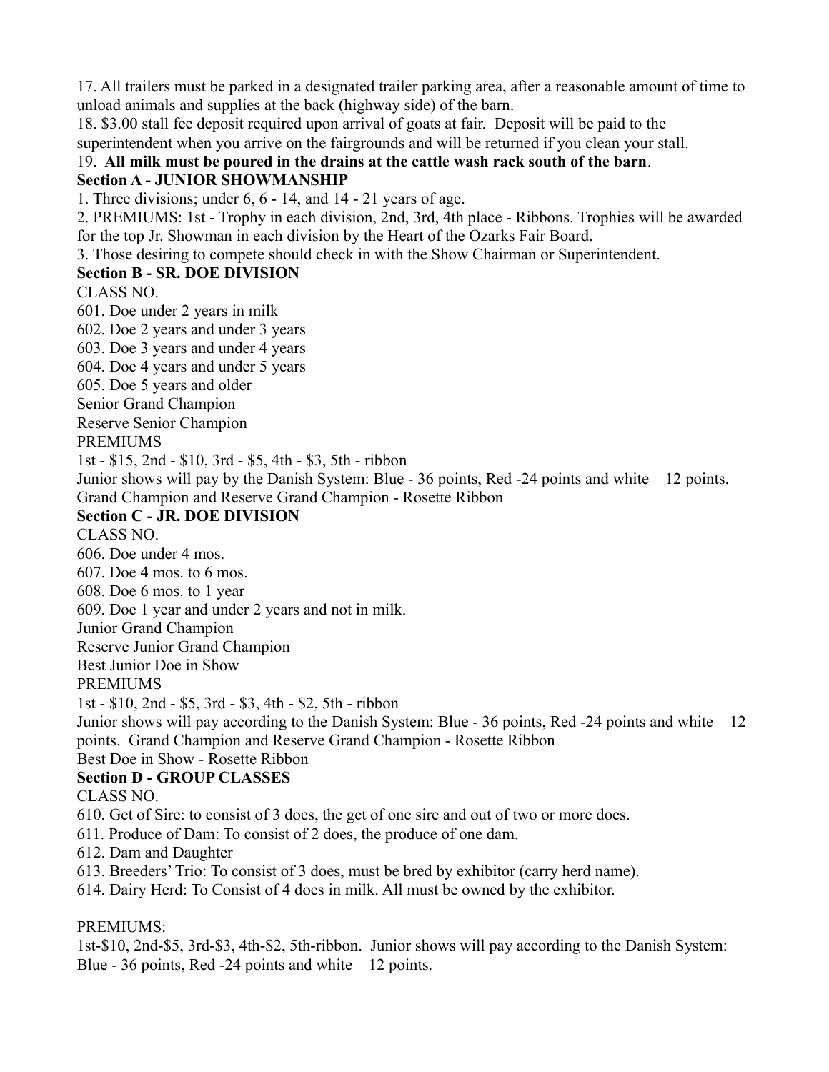17. All trailers must be parked in a designated trailer parking area, after a reasonable amount of time to unload animals and supplies at the back (highway side) of the barn.

18. $3.00 stall fee deposit required upon arrival of goats at fair. Deposit will be paid to the superintendent when you arrive on the fairgrounds and will be returned if you clean your stall.

19. **All milk must be poured in the drains at the cattle wash rack south of the barn**.

**Section A - JUNIOR SHOWMANSHIP**

1. Three divisions; under 6, 6 - 14, and 14 - 21 years of age.
2. PREMIUMS: 1st - Trophy in each division, 2nd, 3rd, 4th place - Ribbons. Trophies will be awarded for the top Jr. Showman in each division by the Heart of the Ozarks Fair Board.
3. Those desiring to compete should check in with the Show Chairman or Superintendent.

**Section B - SR. DOE DIVISION**

CLASS NO.

601. Doe under 2 years in milk
602. Doe 2 years and under 3 years
603. Doe 3 years and under 4 years
604. Doe 4 years and under 5 years
605. Doe 5 years and older

Senior Grand Champion

Reserve Senior Champion

PREMIUMS

1st - $15, 2nd - $10, 3rd - $5, 4th - $3, 5th - ribbon

Junior shows will pay by the Danish System: Blue - 36 points, Red -24 points and white – 12 points.

Grand Champion and Reserve Grand Champion - Rosette Ribbon

**Section C - JR. DOE DIVISION**

CLASS NO.

606. Doe under 4 mos.
607. Doe 4 mos. to 6 mos.
608. Doe 6 mos. to 1 year
609. Doe 1 year and under 2 years and not in milk.

Junior Grand Champion

Reserve Junior Grand Champion

Best Junior Doe in Show

PREMIUMS

1st - $10, 2nd - $5, 3rd - $3, 4th - $2, 5th - ribbon

Junior shows will pay according to the Danish System: Blue - 36 points, Red -24 points and white – 12 points. Grand Champion and Reserve Grand Champion - Rosette Ribbon

Best Doe in Show - Rosette Ribbon

**Section D - GROUP CLASSES**

CLASS NO.

610. Get of Sire: to consist of 3 does, the get of one sire and out of two or more does.
611. Produce of Dam: To consist of 2 does, the produce of one dam.
612. Dam and Daughter
613. Breeders' Trio: To consist of 3 does, must be bred by exhibitor (carry herd name).
614. Dairy Herd: To Consist of 4 does in milk. All must be owned by the exhibitor.

PREMIUMS:

1st-$10, 2nd-$5, 3rd-$3, 4th-$2, 5th-ribbon. Junior shows will pay according to the Danish System: Blue - 36 points, Red -24 points and white – 12 points.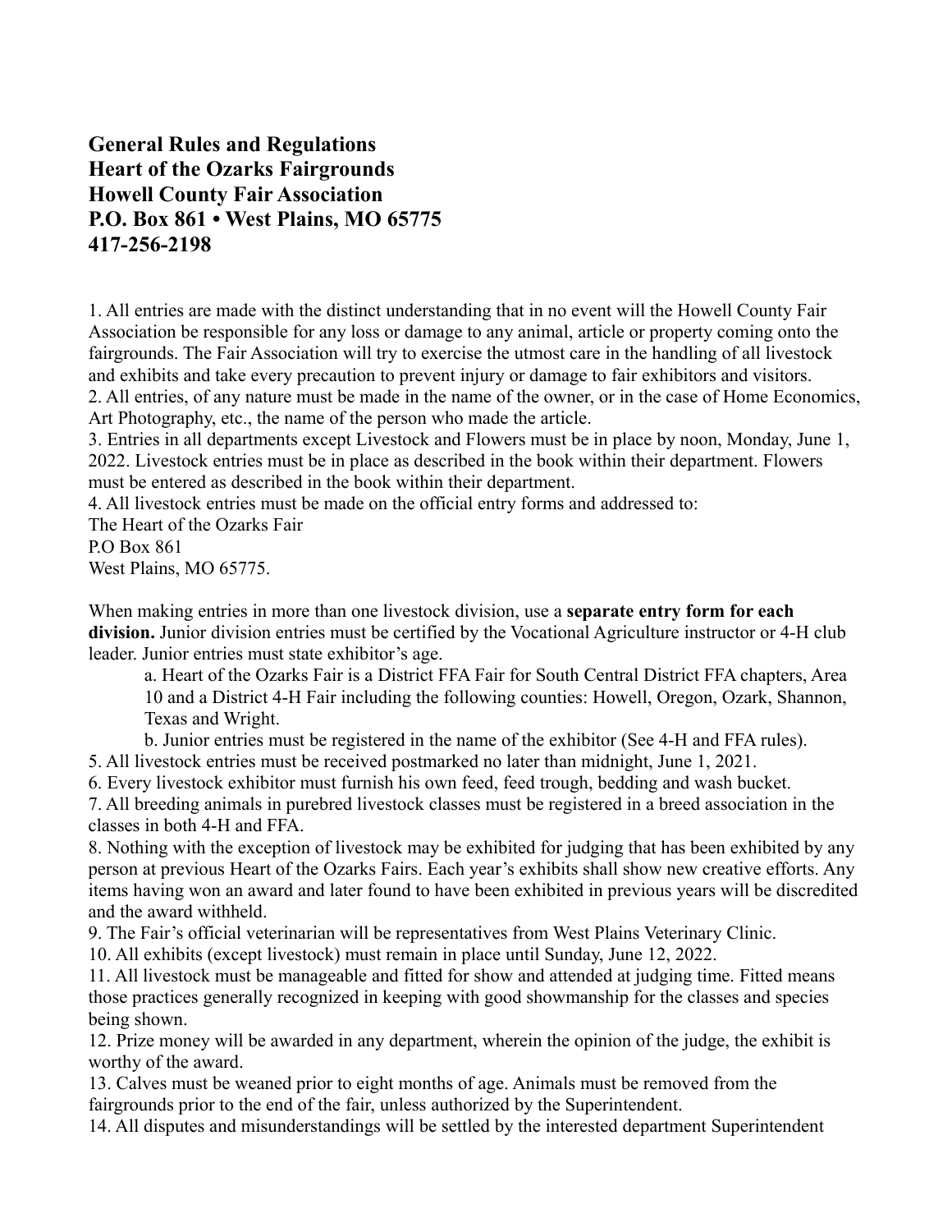**General Rules and Regulations**
**Heart of the Ozarks Fairgrounds**
**Howell County Fair Association**
**P.O. Box 861 • West Plains, MO 65775**
**417-256-2198**

1. All entries are made with the distinct understanding that in no event will the Howell County Fair Association be responsible for any loss or damage to any animal, article or property coming onto the fairgrounds. The Fair Association will try to exercise the utmost care in the handling of all livestock and exhibits and take every precaution to prevent injury or damage to fair exhibitors and visitors.
2. All entries, of any nature must be made in the name of the owner, or in the case of Home Economics, Art Photography, etc., the name of the person who made the article.
3. Entries in all departments except Livestock and Flowers must be in place by noon, Monday, June 1, 2022. Livestock entries must be in place as described in the book within their department. Flowers must be entered as described in the book within their department.
4. All livestock entries must be made on the official entry forms and addressed to:
The Heart of the Ozarks Fair
P.O Box 861
West Plains, MO 65775.

When making entries in more than one livestock division, use a **separate entry form for each division.** Junior division entries must be certified by the Vocational Agriculture instructor or 4-H club leader. Junior entries must state exhibitor's age.

   a. Heart of the Ozarks Fair is a District FFA Fair for South Central District FFA chapters, Area 10 and a District 4-H Fair including the following counties: Howell, Oregon, Ozark, Shannon, Texas and Wright.
   b. Junior entries must be registered in the name of the exhibitor (See 4-H and FFA rules).

5. All livestock entries must be received postmarked no later than midnight, June 1, 2021.
6. Every livestock exhibitor must furnish his own feed, feed trough, bedding and wash bucket.
7. All breeding animals in purebred livestock classes must be registered in a breed association in the classes in both 4-H and FFA.
8. Nothing with the exception of livestock may be exhibited for judging that has been exhibited by any person at previous Heart of the Ozarks Fairs. Each year's exhibits shall show new creative efforts. Any items having won an award and later found to have been exhibited in previous years will be discredited and the award withheld.
9. The Fair's official veterinarian will be representatives from West Plains Veterinary Clinic.
10. All exhibits (except livestock) must remain in place until Sunday, June 12, 2022.
11. All livestock must be manageable and fitted for show and attended at judging time. Fitted means those practices generally recognized in keeping with good showmanship for the classes and species being shown.
12. Prize money will be awarded in any department, wherein the opinion of the judge, the exhibit is worthy of the award.
13. Calves must be weaned prior to eight months of age. Animals must be removed from the fairgrounds prior to the end of the fair, unless authorized by the Superintendent.
14. All disputes and misunderstandings will be settled by the interested department Superintendent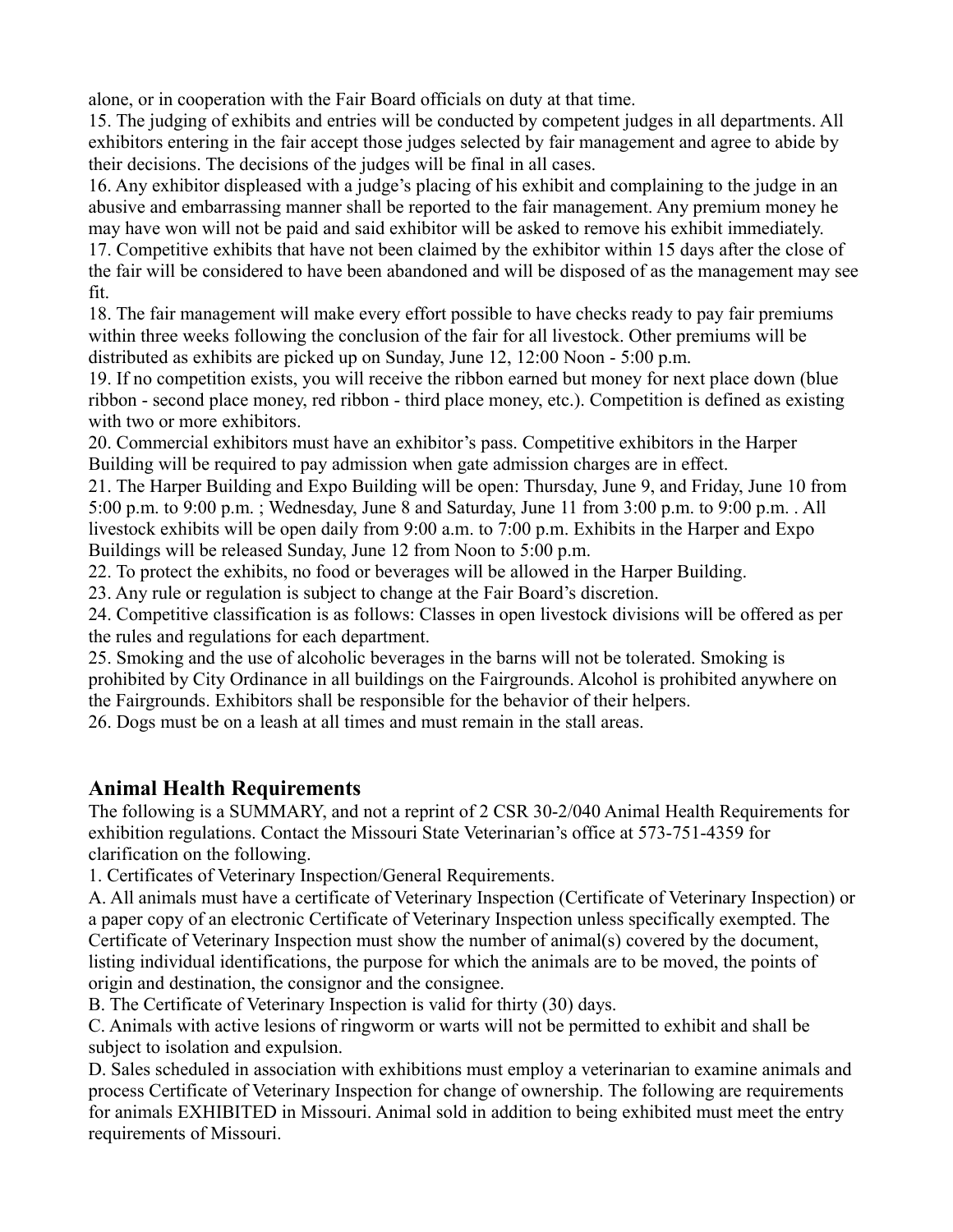alone, or in cooperation with the Fair Board officials on duty at that time.

15. The judging of exhibits and entries will be conducted by competent judges in all departments. All exhibitors entering in the fair accept those judges selected by fair management and agree to abide by their decisions. The decisions of the judges will be final in all cases.

16. Any exhibitor displeased with a judge's placing of his exhibit and complaining to the judge in an abusive and embarrassing manner shall be reported to the fair management. Any premium money he may have won will not be paid and said exhibitor will be asked to remove his exhibit immediately.

17. Competitive exhibits that have not been claimed by the exhibitor within 15 days after the close of the fair will be considered to have been abandoned and will be disposed of as the management may see fit.

18. The fair management will make every effort possible to have checks ready to pay fair premiums within three weeks following the conclusion of the fair for all livestock. Other premiums will be distributed as exhibits are picked up on Sunday, June 12, 12:00 Noon - 5:00 p.m.

19. If no competition exists, you will receive the ribbon earned but money for next place down (blue ribbon - second place money, red ribbon - third place money, etc.). Competition is defined as existing with two or more exhibitors.

20. Commercial exhibitors must have an exhibitor's pass. Competitive exhibitors in the Harper Building will be required to pay admission when gate admission charges are in effect.

21. The Harper Building and Expo Building will be open: Thursday, June 9, and Friday, June 10 from 5:00 p.m. to 9:00 p.m. ; Wednesday, June 8 and Saturday, June 11 from 3:00 p.m. to 9:00 p.m. . All livestock exhibits will be open daily from 9:00 a.m. to 7:00 p.m. Exhibits in the Harper and Expo Buildings will be released Sunday, June 12 from Noon to 5:00 p.m.

22. To protect the exhibits, no food or beverages will be allowed in the Harper Building.

23. Any rule or regulation is subject to change at the Fair Board's discretion.

24. Competitive classification is as follows: Classes in open livestock divisions will be offered as per the rules and regulations for each department.

25. Smoking and the use of alcoholic beverages in the barns will not be tolerated. Smoking is prohibited by City Ordinance in all buildings on the Fairgrounds. Alcohol is prohibited anywhere on the Fairgrounds. Exhibitors shall be responsible for the behavior of their helpers.

26. Dogs must be on a leash at all times and must remain in the stall areas.

## Animal Health Requirements

The following is a SUMMARY, and not a reprint of 2 CSR 30-2/040 Animal Health Requirements for exhibition regulations. Contact the Missouri State Veterinarian's office at 573-751-4359 for clarification on the following.

1. Certificates of Veterinary Inspection/General Requirements.

A. All animals must have a certificate of Veterinary Inspection (Certificate of Veterinary Inspection) or a paper copy of an electronic Certificate of Veterinary Inspection unless specifically exempted. The Certificate of Veterinary Inspection must show the number of animal(s) covered by the document, listing individual identifications, the purpose for which the animals are to be moved, the points of origin and destination, the consignor and the consignee.

B. The Certificate of Veterinary Inspection is valid for thirty (30) days.

C. Animals with active lesions of ringworm or warts will not be permitted to exhibit and shall be subject to isolation and expulsion.

D. Sales scheduled in association with exhibitions must employ a veterinarian to examine animals and process Certificate of Veterinary Inspection for change of ownership. The following are requirements for animals EXHIBITED in Missouri. Animal sold in addition to being exhibited must meet the entry requirements of Missouri.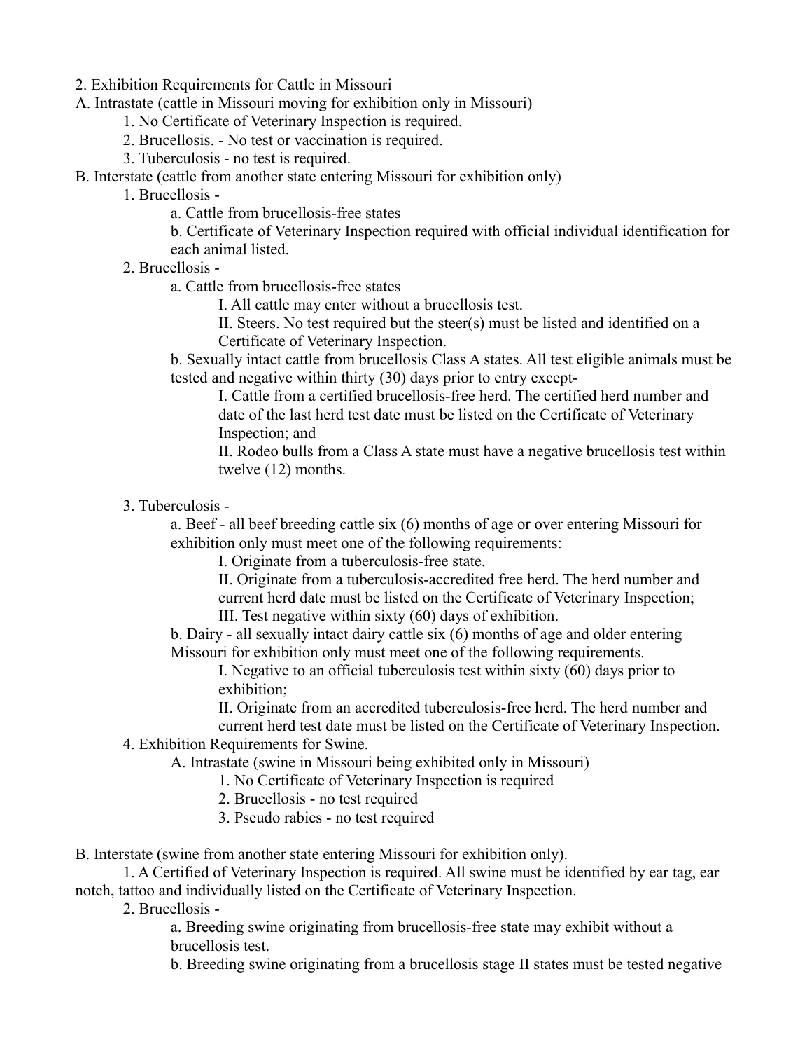2. Exhibition Requirements for Cattle in Missouri

A. Intrastate (cattle in Missouri moving for exhibition only in Missouri)

1. No Certificate of Veterinary Inspection is required.
2. Brucellosis. - No test or vaccination is required.
3. Tuberculosis - no test is required.

B. Interstate (cattle from another state entering Missouri for exhibition only)

1. Brucellosis -
    - a. Cattle from brucellosis-free states
    - b. Certificate of Veterinary Inspection required with official individual identification for each animal listed.
2. Brucellosis -
    - a. Cattle from brucellosis-free states
        - I. All cattle may enter without a brucellosis test.
        - II. Steers. No test required but the steer(s) must be listed and identified on a Certificate of Veterinary Inspection.
    - b. Sexually intact cattle from brucellosis Class A states. All test eligible animals must be tested and negative within thirty (30) days prior to entry except-
        - I. Cattle from a certified brucellosis-free herd. The certified herd number and date of the last herd test date must be listed on the Certificate of Veterinary Inspection; and
        - II. Rodeo bulls from a Class A state must have a negative brucellosis test within twelve (12) months.
3. Tuberculosis -
    - a. Beef - all beef breeding cattle six (6) months of age or over entering Missouri for exhibition only must meet one of the following requirements:
        - I. Originate from a tuberculosis-free state.
        - II. Originate from a tuberculosis-accredited free herd. The herd number and current herd date must be listed on the Certificate of Veterinary Inspection;
        - III. Test negative within sixty (60) days of exhibition.
    - b. Dairy - all sexually intact dairy cattle six (6) months of age and older entering Missouri for exhibition only must meet one of the following requirements.
        - I. Negative to an official tuberculosis test within sixty (60) days prior to exhibition;
        - II. Originate from an accredited tuberculosis-free herd. The herd number and current herd test date must be listed on the Certificate of Veterinary Inspection.
4. Exhibition Requirements for Swine.
    - A. Intrastate (swine in Missouri being exhibited only in Missouri)
        1. No Certificate of Veterinary Inspection is required
        2. Brucellosis - no test required
        3. Pseudo rabies - no test required

B. Interstate (swine from another state entering Missouri for exhibition only).

1. A Certified of Veterinary Inspection is required. All swine must be identified by ear tag, ear notch, tattoo and individually listed on the Certificate of Veterinary Inspection.
2. Brucellosis -
    - a. Breeding swine originating from brucellosis-free state may exhibit without a brucellosis test.
    - b. Breeding swine originating from a brucellosis stage II states must be tested negative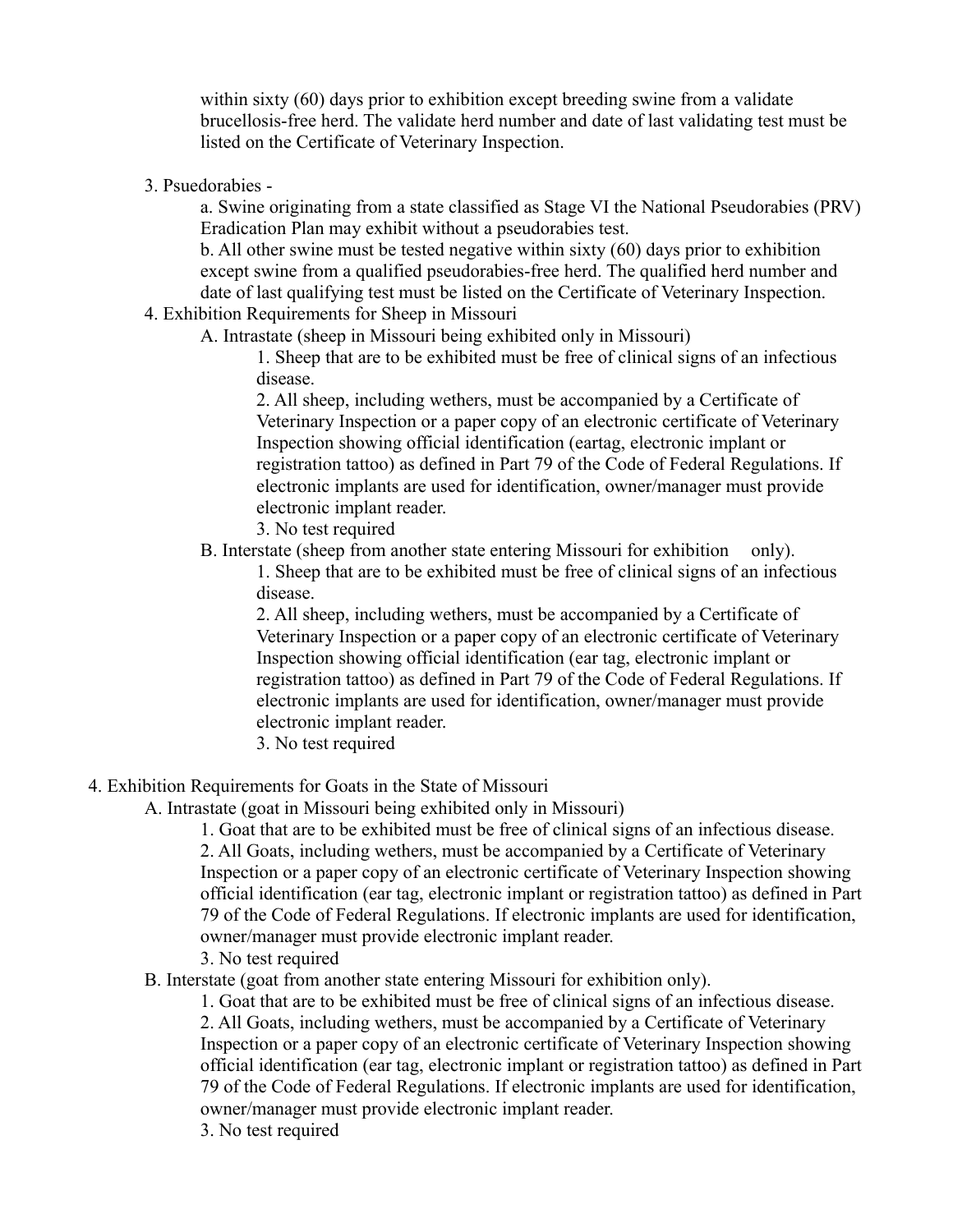within sixty (60) days prior to exhibition except breeding swine from a validate brucellosis-free herd. The validate herd number and date of last validating test must be listed on the Certificate of Veterinary Inspection.

3. Psuedorabies -

   a. Swine originating from a state classified as Stage VI the National Pseudorabies (PRV) Eradication Plan may exhibit without a pseudorabies test.

   b. All other swine must be tested negative within sixty (60) days prior to exhibition except swine from a qualified pseudorabies-free herd. The qualified herd number and date of last qualifying test must be listed on the Certificate of Veterinary Inspection.

4. Exhibition Requirements for Sheep in Missouri

   A. Intrastate (sheep in Missouri being exhibited only in Missouri)

      1. Sheep that are to be exhibited must be free of clinical signs of an infectious disease.

      2. All sheep, including wethers, must be accompanied by a Certificate of Veterinary Inspection or a paper copy of an electronic certificate of Veterinary Inspection showing official identification (eartag, electronic implant or registration tattoo) as defined in Part 79 of the Code of Federal Regulations. If electronic implants are used for identification, owner/manager must provide electronic implant reader.

      3. No test required

   B. Interstate (sheep from another state entering Missouri for exhibition only).

      1. Sheep that are to be exhibited must be free of clinical signs of an infectious disease.

      2. All sheep, including wethers, must be accompanied by a Certificate of Veterinary Inspection or a paper copy of an electronic certificate of Veterinary Inspection showing official identification (ear tag, electronic implant or registration tattoo) as defined in Part 79 of the Code of Federal Regulations. If electronic implants are used for identification, owner/manager must provide electronic implant reader.

      3. No test required

4. Exhibition Requirements for Goats in the State of Missouri

   A. Intrastate (goat in Missouri being exhibited only in Missouri)

      1. Goat that are to be exhibited must be free of clinical signs of an infectious disease.

      2. All Goats, including wethers, must be accompanied by a Certificate of Veterinary Inspection or a paper copy of an electronic certificate of Veterinary Inspection showing official identification (ear tag, electronic implant or registration tattoo) as defined in Part 79 of the Code of Federal Regulations. If electronic implants are used for identification, owner/manager must provide electronic implant reader.

      3. No test required

   B. Interstate (goat from another state entering Missouri for exhibition only).

      1. Goat that are to be exhibited must be free of clinical signs of an infectious disease.

      2. All Goats, including wethers, must be accompanied by a Certificate of Veterinary Inspection or a paper copy of an electronic certificate of Veterinary Inspection showing official identification (ear tag, electronic implant or registration tattoo) as defined in Part 79 of the Code of Federal Regulations. If electronic implants are used for identification, owner/manager must provide electronic implant reader.

      3. No test required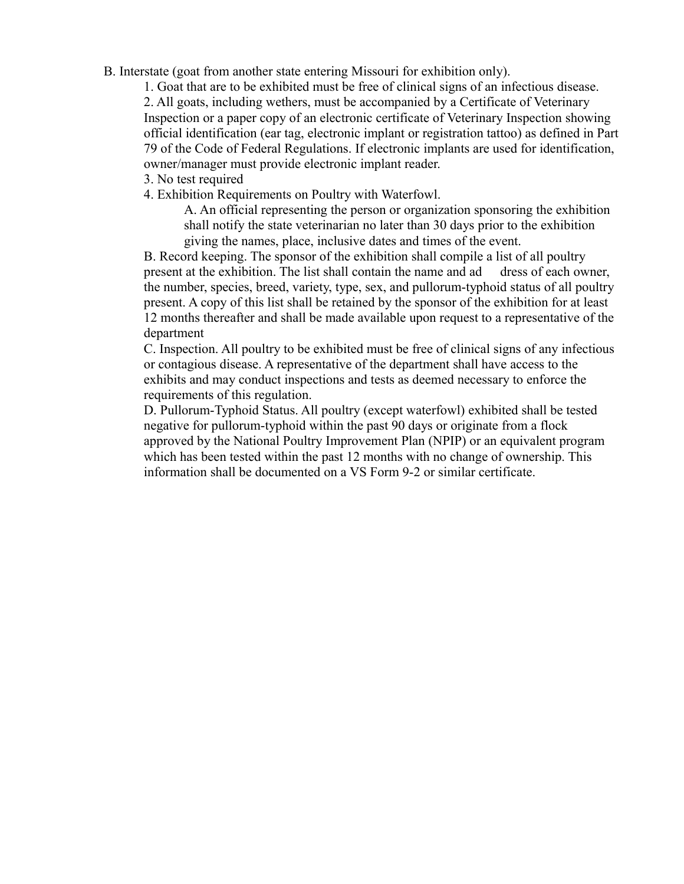B. Interstate (goat from another state entering Missouri for exhibition only).

1. Goat that are to be exhibited must be free of clinical signs of an infectious disease.
2. All goats, including wethers, must be accompanied by a Certificate of Veterinary Inspection or a paper copy of an electronic certificate of Veterinary Inspection showing official identification (ear tag, electronic implant or registration tattoo) as defined in Part 79 of the Code of Federal Regulations. If electronic implants are used for identification, owner/manager must provide electronic implant reader.
3. No test required
4. Exhibition Requirements on Poultry with Waterfowl.

    A. An official representing the person or organization sponsoring the exhibition shall notify the state veterinarian no later than 30 days prior to the exhibition giving the names, place, inclusive dates and times of the event.

B. Record keeping. The sponsor of the exhibition shall compile a list of all poultry present at the exhibition. The list shall contain the name and ad dress of each owner, the number, species, breed, variety, type, sex, and pullorum-typhoid status of all poultry present. A copy of this list shall be retained by the sponsor of the exhibition for at least 12 months thereafter and shall be made available upon request to a representative of the department

C. Inspection. All poultry to be exhibited must be free of clinical signs of any infectious or contagious disease. A representative of the department shall have access to the exhibits and may conduct inspections and tests as deemed necessary to enforce the requirements of this regulation.

D. Pullorum-Typhoid Status. All poultry (except waterfowl) exhibited shall be tested negative for pullorum-typhoid within the past 90 days or originate from a flock approved by the National Poultry Improvement Plan (NPIP) or an equivalent program which has been tested within the past 12 months with no change of ownership. This information shall be documented on a VS Form 9-2 or similar certificate.